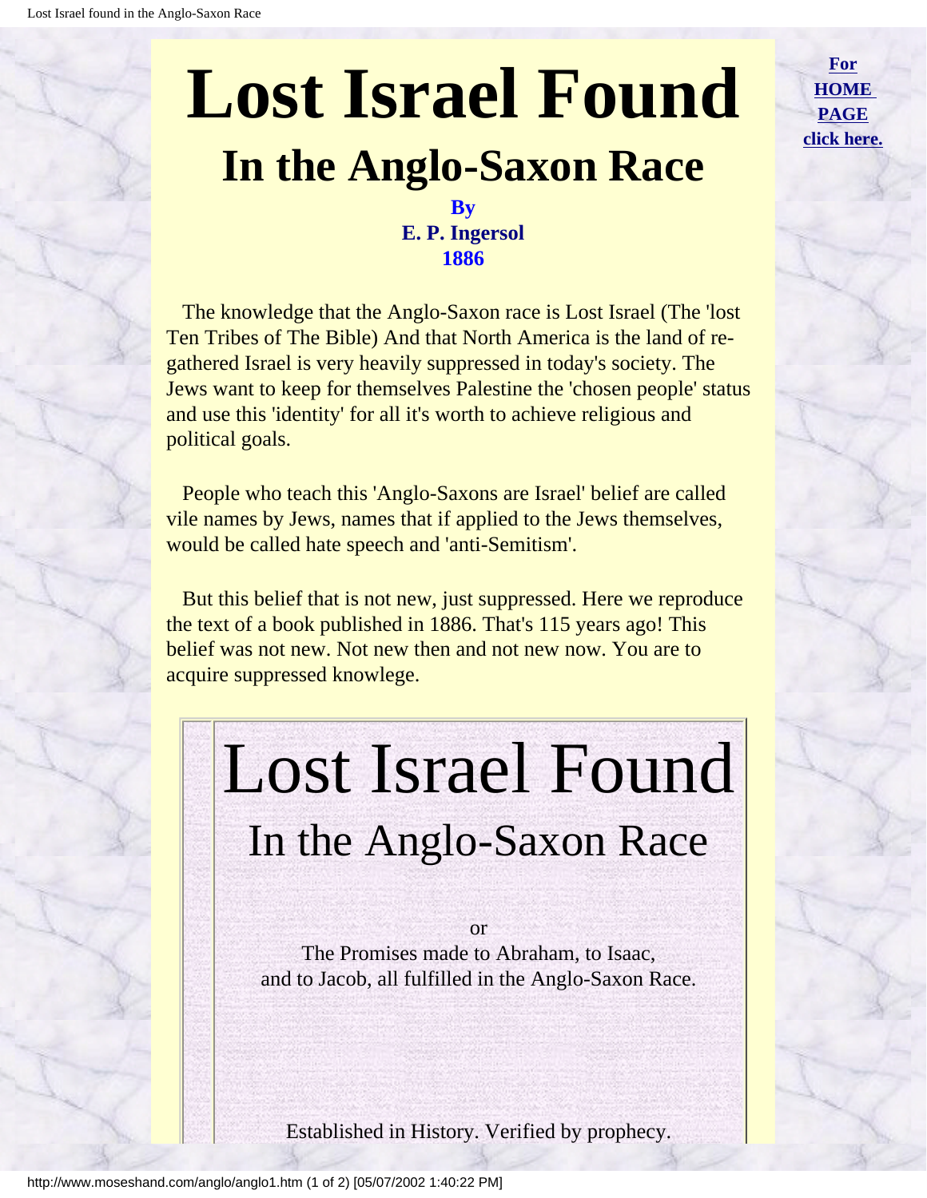# Lost Israel Found

## In the Anglo-Saxon Race

**By**
**E. P. Ingersol**
**1886**

The knowledge that the Anglo-Saxon race is Lost Israel (The 'lost Ten Tribes of The Bible) And that North America is the land of re-gathered Israel is very heavily suppressed in today's society. The Jews want to keep for themselves Palestine the 'chosen people' status and use this 'identity' for all it's worth to achieve religious and political goals.

People who teach this 'Anglo-Saxons are Israel' belief are called vile names by Jews, names that if applied to the Jews themselves, would be called hate speech and 'anti-Semitism'.

But this belief that is not new, just suppressed. Here we reproduce the text of a book published in 1886. That's 115 years ago! This belief was not new. Not new then and not new now. You are to acquire suppressed knowlege.

**For HOME PAGE click here.**

# Lost Israel Found

## In the Anglo-Saxon Race

or

The Promises made to Abraham, to Isaac, and to Jacob, all fulfilled in the Anglo-Saxon Race.

Established in History. Verified by prophecy.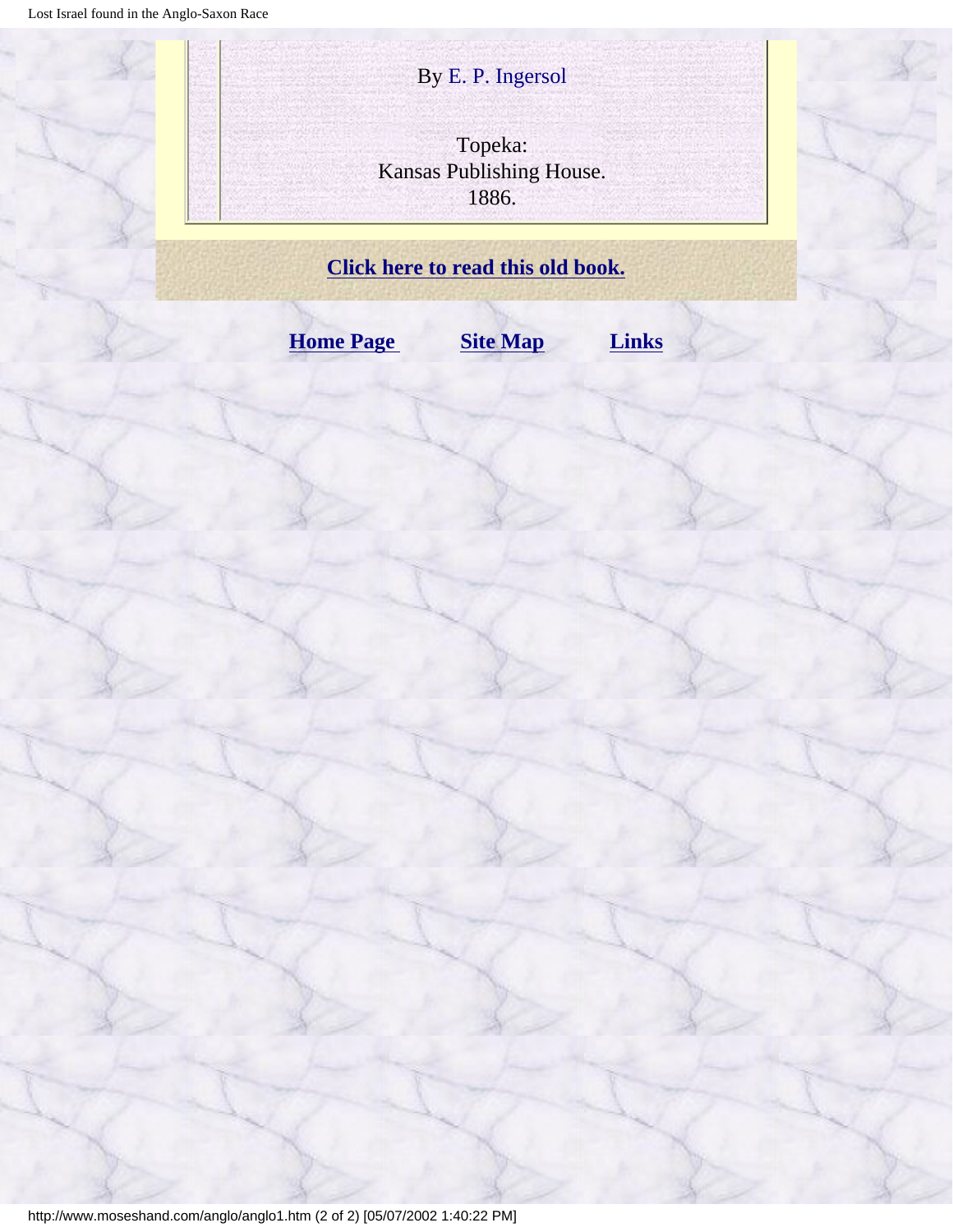By E. P. Ingersol

Topeka:
Kansas Publishing House.
1886.

**Click here to read this old book.**

**Home Page** **Site Map** **Links**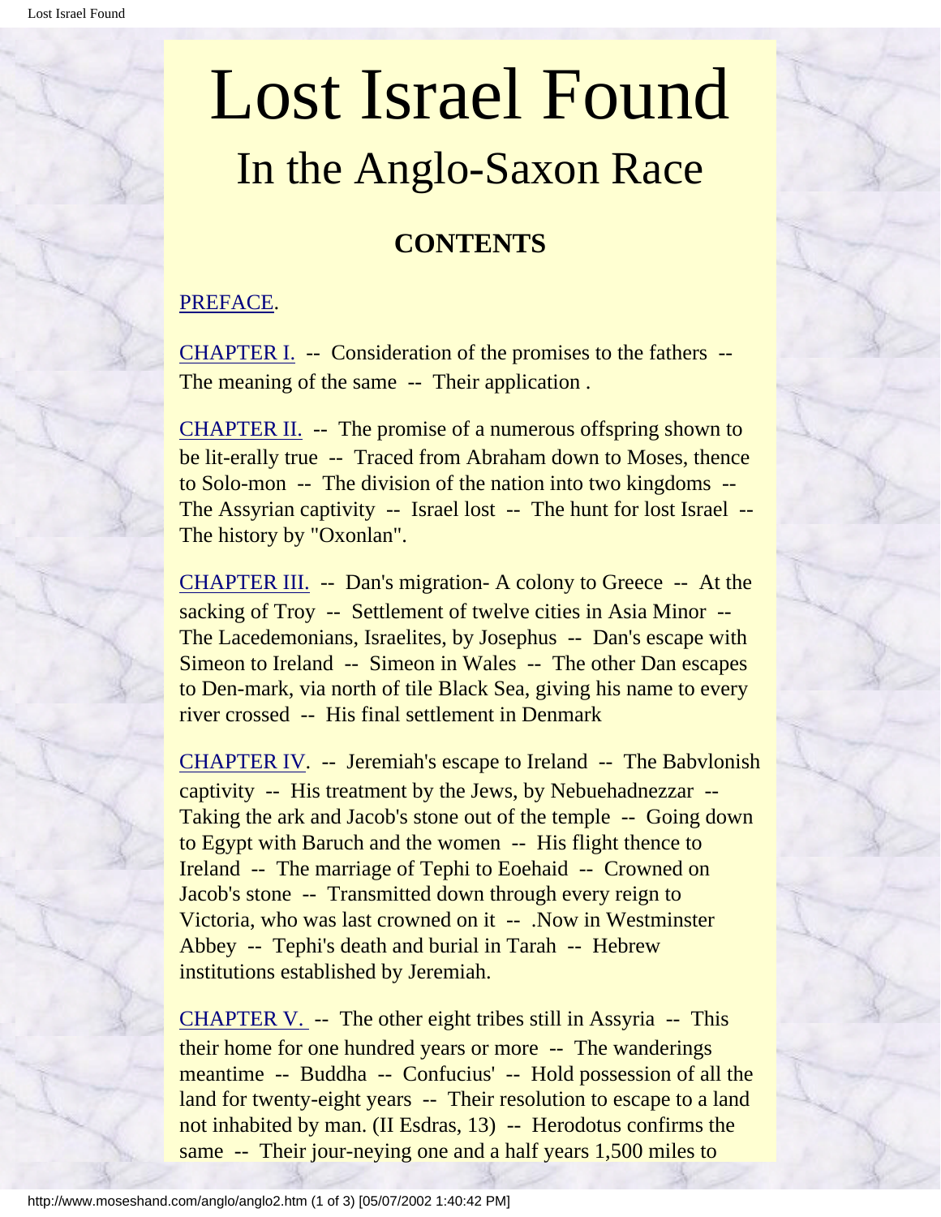# Lost Israel Found

## In the Anglo-Saxon Race

### CONTENTS

PREFACE.

CHAPTER I. -- Consideration of the promises to the fathers -- The meaning of the same -- Their application .

CHAPTER II. -- The promise of a numerous offspring shown to be lit-erally true -- Traced from Abraham down to Moses, thence to Solo-mon -- The division of the nation into two kingdoms -- The Assyrian captivity -- Israel lost -- The hunt for lost Israel -- The history by "Oxonlan".

CHAPTER III. -- Dan's migration- A colony to Greece -- At the sacking of Troy -- Settlement of twelve cities in Asia Minor -- The Lacedemonians, Israelites, by Josephus -- Dan's escape with Simeon to Ireland -- Simeon in Wales -- The other Dan escapes to Den-mark, via north of tile Black Sea, giving his name to every river crossed -- His final settlement in Denmark

CHAPTER IV. -- Jeremiah's escape to Ireland -- The Babvlonish captivity -- His treatment by the Jews, by Nebuehadnezzar -- Taking the ark and Jacob's stone out of the temple -- Going down to Egypt with Baruch and the women -- His flight thence to Ireland -- The marriage of Tephi to Eoehaid -- Crowned on Jacob's stone -- Transmitted down through every reign to Victoria, who was last crowned on it -- .Now in Westminster Abbey -- Tephi's death and burial in Tarah -- Hebrew institutions established by Jeremiah.

CHAPTER V. -- The other eight tribes still in Assyria -- This their home for one hundred years or more -- The wanderings meantime -- Buddha -- Confucius' -- Hold possession of all the land for twenty-eight years -- Their resolution to escape to a land not inhabited by man. (II Esdras, 13) -- Herodotus confirms the same -- Their jour-neying one and a half years 1,500 miles to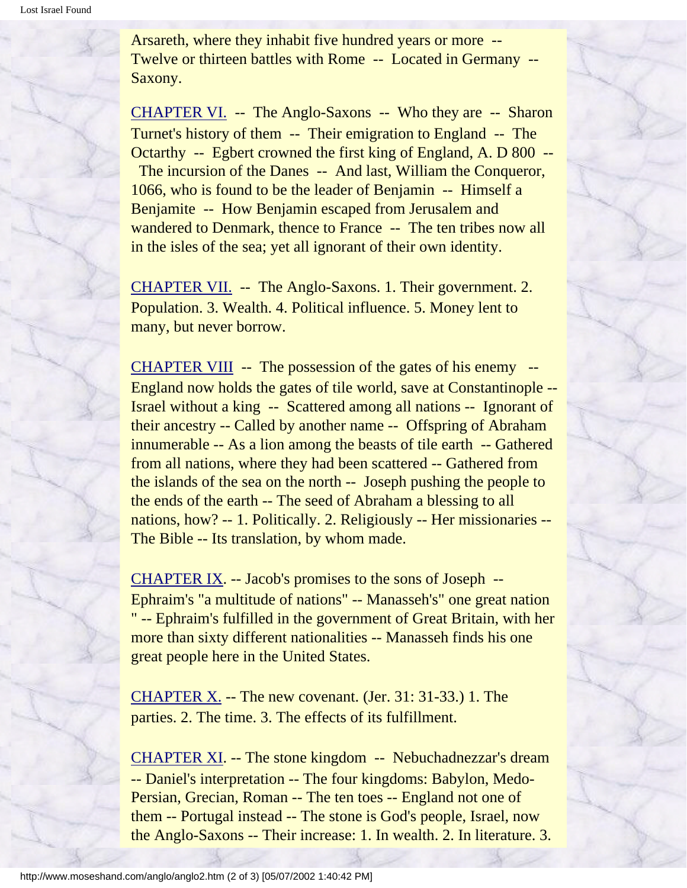Arsareth, where they inhabit five hundred years or more -- Twelve or thirteen battles with Rome -- Located in Germany -- Saxony.

CHAPTER VI. -- The Anglo-Saxons -- Who they are -- Sharon Turnet's history of them -- Their emigration to England -- The Octarthy -- Egbert crowned the first king of England, A. D 800 -- The incursion of the Danes -- And last, William the Conqueror, 1066, who is found to be the leader of Benjamin -- Himself a Benjamite -- How Benjamin escaped from Jerusalem and wandered to Denmark, thence to France -- The ten tribes now all in the isles of the sea; yet all ignorant of their own identity.

CHAPTER VII. -- The Anglo-Saxons. 1. Their government. 2. Population. 3. Wealth. 4. Political influence. 5. Money lent to many, but never borrow.

CHAPTER VIII -- The possession of the gates of his enemy -- England now holds the gates of tile world, save at Constantinople -- Israel without a king -- Scattered among all nations -- Ignorant of their ancestry -- Called by another name -- Offspring of Abraham innumerable -- As a lion among the beasts of tile earth -- Gathered from all nations, where they had been scattered -- Gathered from the islands of the sea on the north -- Joseph pushing the people to the ends of the earth -- The seed of Abraham a blessing to all nations, how? -- 1. Politically. 2. Religiously -- Her missionaries -- The Bible -- Its translation, by whom made.

CHAPTER IX. -- Jacob's promises to the sons of Joseph -- Ephraim's "a multitude of nations" -- Manasseh's" one great nation " -- Ephraim's fulfilled in the government of Great Britain, with her more than sixty different nationalities -- Manasseh finds his one great people here in the United States.

CHAPTER X. -- The new covenant. (Jer. 31: 31-33.) 1. The parties. 2. The time. 3. The effects of its fulfillment.

CHAPTER XI. -- The stone kingdom -- Nebuchadnezzar's dream -- Daniel's interpretation -- The four kingdoms: Babylon, Medo-Persian, Grecian, Roman -- The ten toes -- England not one of them -- Portugal instead -- The stone is God's people, Israel, now the Anglo-Saxons -- Their increase: 1. In wealth. 2. In literature. 3.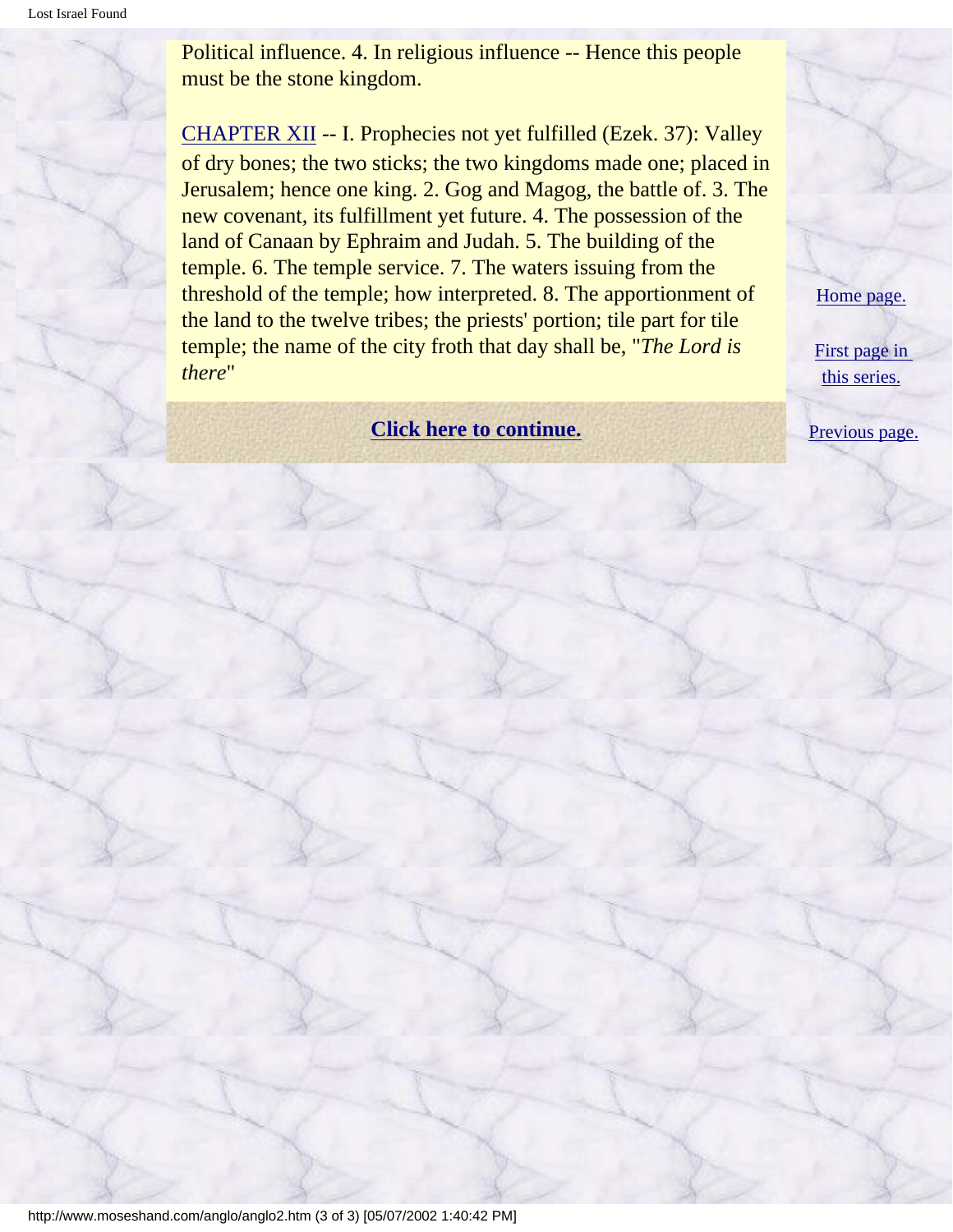Political influence. 4. In religious influence -- Hence this people must be the stone kingdom.

CHAPTER XII -- I. Prophecies not yet fulfilled (Ezek. 37): Valley of dry bones; the two sticks; the two kingdoms made one; placed in Jerusalem; hence one king. 2. Gog and Magog, the battle of. 3. The new covenant, its fulfillment yet future. 4. The possession of the land of Canaan by Ephraim and Judah. 5. The building of the temple. 6. The temple service. 7. The waters issuing from the threshold of the temple; how interpreted. 8. The apportionment of the land to the twelve tribes; the priests' portion; tile part for tile temple; the name of the city froth that day shall be, "*The Lord is there*"

**Click here to continue.**

Home page.

First page in this series.

Previous page.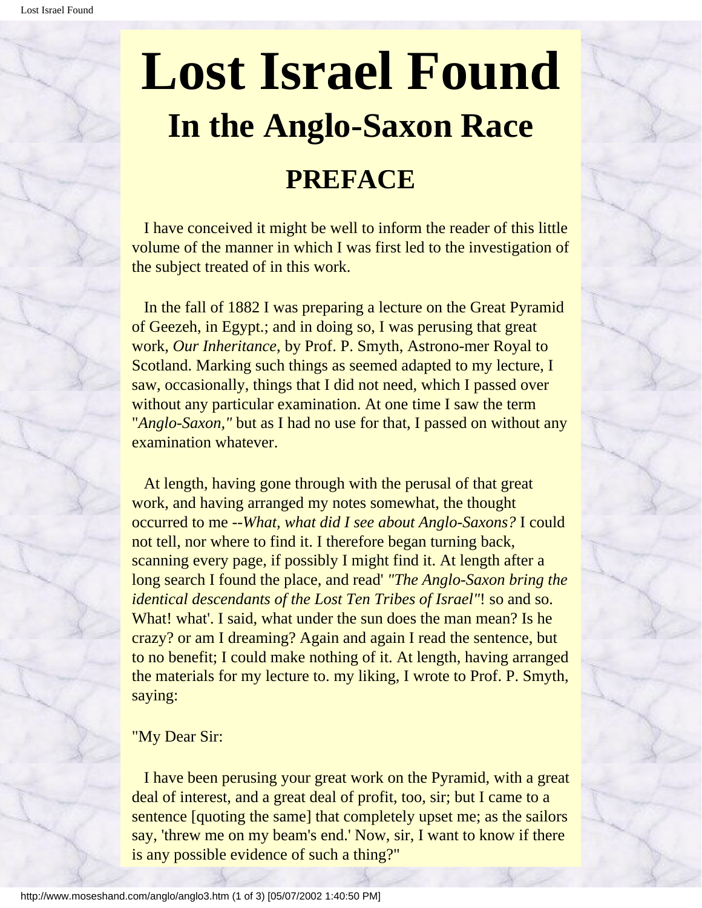# Lost Israel Found

## In the Anglo-Saxon Race

## PREFACE

I have conceived it might be well to inform the reader of this little volume of the manner in which I was first led to the investigation of the subject treated of in this work.

In the fall of 1882 I was preparing a lecture on the Great Pyramid of Geezeh, in Egypt.; and in doing so, I was perusing that great work, *Our Inheritance,* by Prof. P. Smyth, Astrono-mer Royal to Scotland. Marking such things as seemed adapted to my lecture, I saw, occasionally, things that I did not need, which I passed over without any particular examination. At one time I saw the term "*Anglo-Saxon,"* but as I had no use for that, I passed on without any examination whatever.

At length, having gone through with the perusal of that great work, and having arranged my notes somewhat, the thought occurred to me --*What, what did I see about Anglo-Saxons?* I could not tell, nor where to find it. I therefore began turning back, scanning every page, if possibly I might find it. At length after a long search I found the place, and read' *"The Anglo-Saxon bring the identical descendants of the Lost Ten Tribes of Israel"*! so and so. What! what'. I said, what under the sun does the man mean? Is he crazy? or am I dreaming? Again and again I read the sentence, but to no benefit; I could make nothing of it. At length, having arranged the materials for my lecture to. my liking, I wrote to Prof. P. Smyth, saying:

"My Dear Sir:

I have been perusing your great work on the Pyramid, with a great deal of interest, and a great deal of profit, too, sir; but I came to a sentence [quoting the same] that completely upset me; as the sailors say, 'threw me on my beam's end.' Now, sir, I want to know if there is any possible evidence of such a thing?"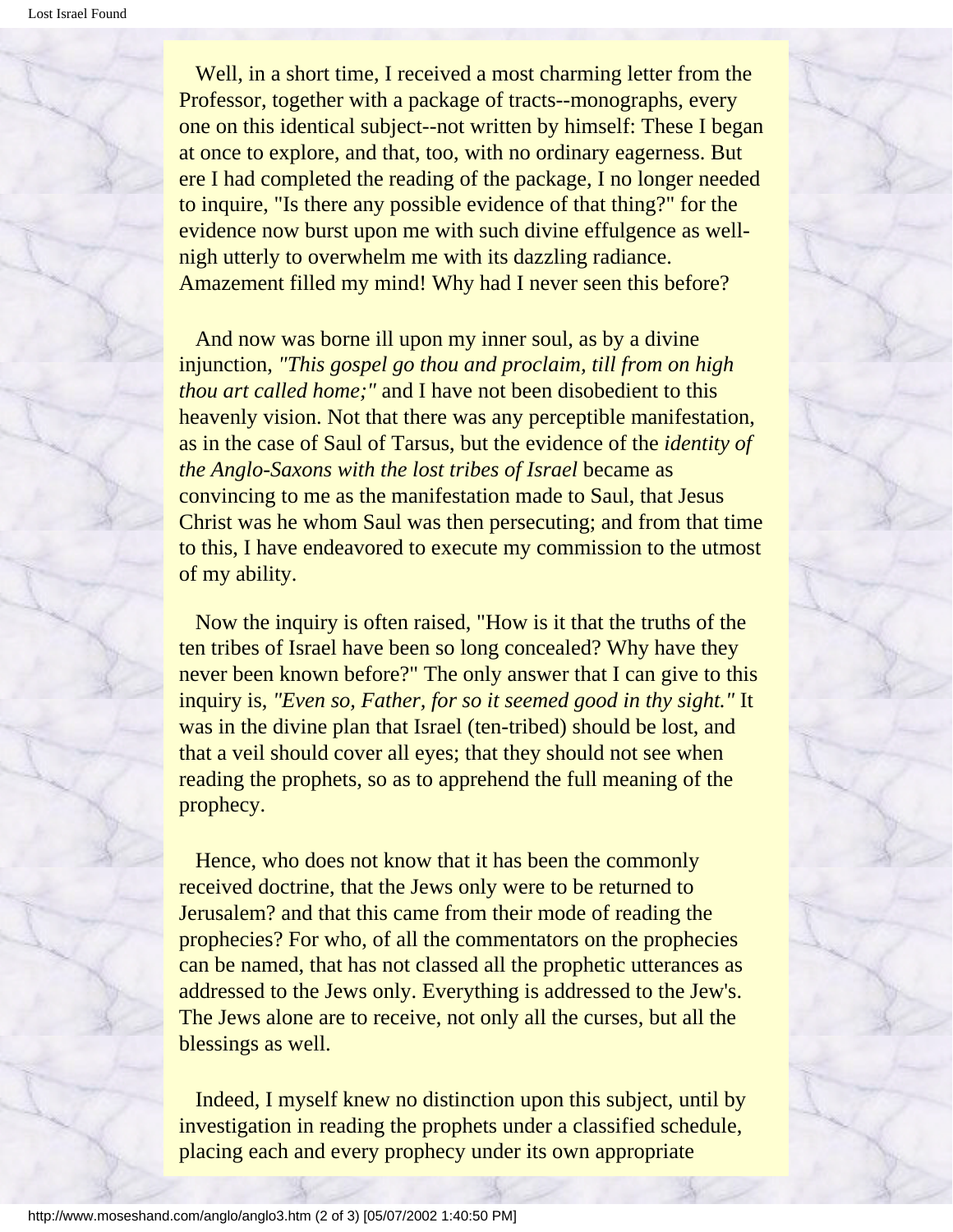Well, in a short time, I received a most charming letter from the Professor, together with a package of tracts--monographs, every one on this identical subject--not written by himself: These I began at once to explore, and that, too, with no ordinary eagerness. But ere I had completed the reading of the package, I no longer needed to inquire, "Is there any possible evidence of that thing?" for the evidence now burst upon me with such divine effulgence as well-nigh utterly to overwhelm me with its dazzling radiance. Amazement filled my mind! Why had I never seen this before?

And now was borne ill upon my inner soul, as by a divine injunction, *"This gospel go thou and proclaim, till from on high thou art called home;"* and I have not been disobedient to this heavenly vision. Not that there was any perceptible manifestation, as in the case of Saul of Tarsus, but the evidence of the *identity of the Anglo-Saxons with the lost tribes of Israel* became as convincing to me as the manifestation made to Saul, that Jesus Christ was he whom Saul was then persecuting; and from that time to this, I have endeavored to execute my commission to the utmost of my ability.

Now the inquiry is often raised, "How is it that the truths of the ten tribes of Israel have been so long concealed? Why have they never been known before?" The only answer that I can give to this inquiry is, *"Even so, Father, for so it seemed good in thy sight."* It was in the divine plan that Israel (ten-tribed) should be lost, and that a veil should cover all eyes; that they should not see when reading the prophets, so as to apprehend the full meaning of the prophecy.

Hence, who does not know that it has been the commonly received doctrine, that the Jews only were to be returned to Jerusalem? and that this came from their mode of reading the prophecies? For who, of all the commentators on the prophecies can be named, that has not classed all the prophetic utterances as addressed to the Jews only. Everything is addressed to the Jew's. The Jews alone are to receive, not only all the curses, but all the blessings as well.

Indeed, I myself knew no distinction upon this subject, until by investigation in reading the prophets under a classified schedule, placing each and every prophecy under its own appropriate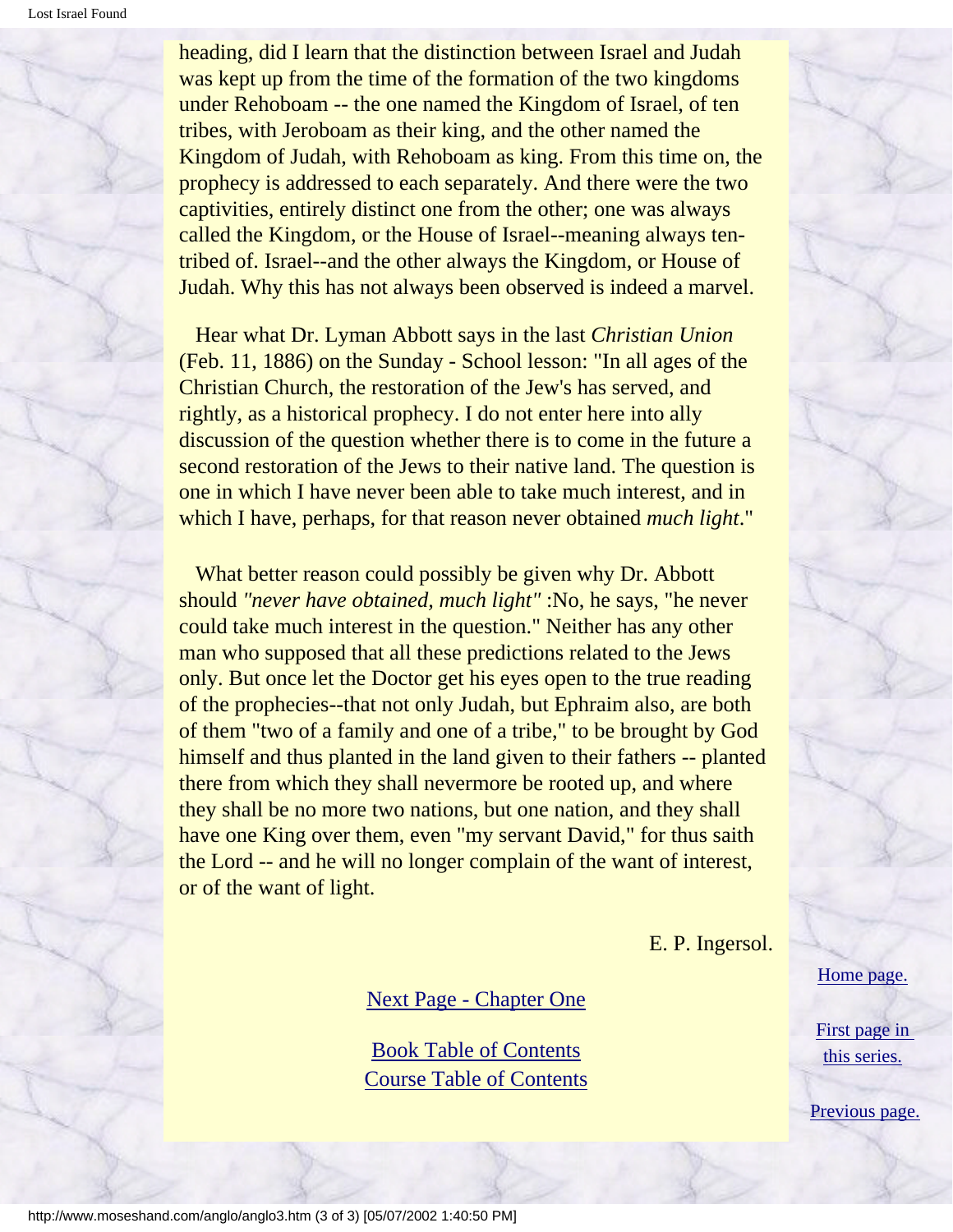heading, did I learn that the distinction between Israel and Judah was kept up from the time of the formation of the two kingdoms under Rehoboam -- the one named the Kingdom of Israel, of ten tribes, with Jeroboam as their king, and the other named the Kingdom of Judah, with Rehoboam as king. From this time on, the prophecy is addressed to each separately. And there were the two captivities, entirely distinct one from the other; one was always called the Kingdom, or the House of Israel--meaning always ten-tribed of. Israel--and the other always the Kingdom, or House of Judah. Why this has not always been observed is indeed a marvel.

Hear what Dr. Lyman Abbott says in the last *Christian Union* (Feb. 11, 1886) on the Sunday - School lesson: "In all ages of the Christian Church, the restoration of the Jew's has served, and rightly, as a historical prophecy. I do not enter here into ally discussion of the question whether there is to come in the future a second restoration of the Jews to their native land. The question is one in which I have never been able to take much interest, and in which I have, perhaps, for that reason never obtained *much light*."

What better reason could possibly be given why Dr. Abbott should *"never have obtained, much light"* :No, he says, "he never could take much interest in the question." Neither has any other man who supposed that all these predictions related to the Jews only. But once let the Doctor get his eyes open to the true reading of the prophecies--that not only Judah, but Ephraim also, are both of them "two of a family and one of a tribe," to be brought by God himself and thus planted in the land given to their fathers -- planted there from which they shall nevermore be rooted up, and where they shall be no more two nations, but one nation, and they shall have one King over them, even "my servant David," for thus saith the Lord -- and he will no longer complain of the want of interest, or of the want of light.

E. P. Ingersol.

Next Page - Chapter One

Book Table of Contents
Course Table of Contents

Home page.

First page in this series.

Previous page.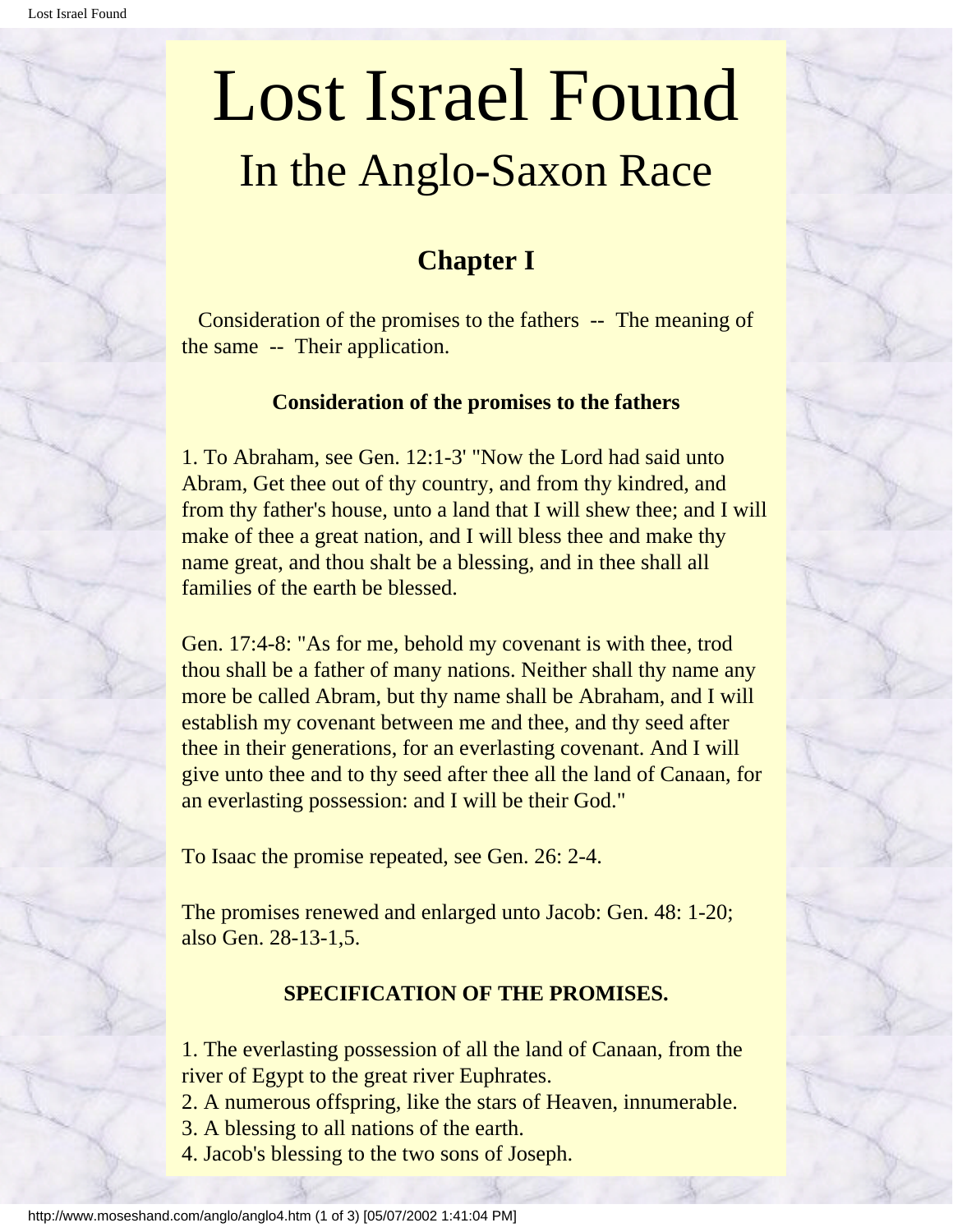# Lost Israel Found

## In the Anglo-Saxon Race

### Chapter I

Consideration of the promises to the fathers -- The meaning of the same -- Their application.

#### Consideration of the promises to the fathers

1. To Abraham, see Gen. 12:1-3' "Now the Lord had said unto Abram, Get thee out of thy country, and from thy kindred, and from thy father's house, unto a land that I will shew thee; and I will make of thee a great nation, and I will bless thee and make thy name great, and thou shalt be a blessing, and in thee shall all families of the earth be blessed.

Gen. 17:4-8: "As for me, behold my covenant is with thee, trod thou shall be a father of many nations. Neither shall thy name any more be called Abram, but thy name shall be Abraham, and I will establish my covenant between me and thee, and thy seed after thee in their generations, for an everlasting covenant. And I will give unto thee and to thy seed after thee all the land of Canaan, for an everlasting possession: and I will be their God."

To Isaac the promise repeated, see Gen. 26: 2-4.

The promises renewed and enlarged unto Jacob: Gen. 48: 1-20; also Gen. 28-13-1,5.

#### SPECIFICATION OF THE PROMISES.

1. The everlasting possession of all the land of Canaan, from the river of Egypt to the great river Euphrates.
2. A numerous offspring, like the stars of Heaven, innumerable.
3. A blessing to all nations of the earth.
4. Jacob's blessing to the two sons of Joseph.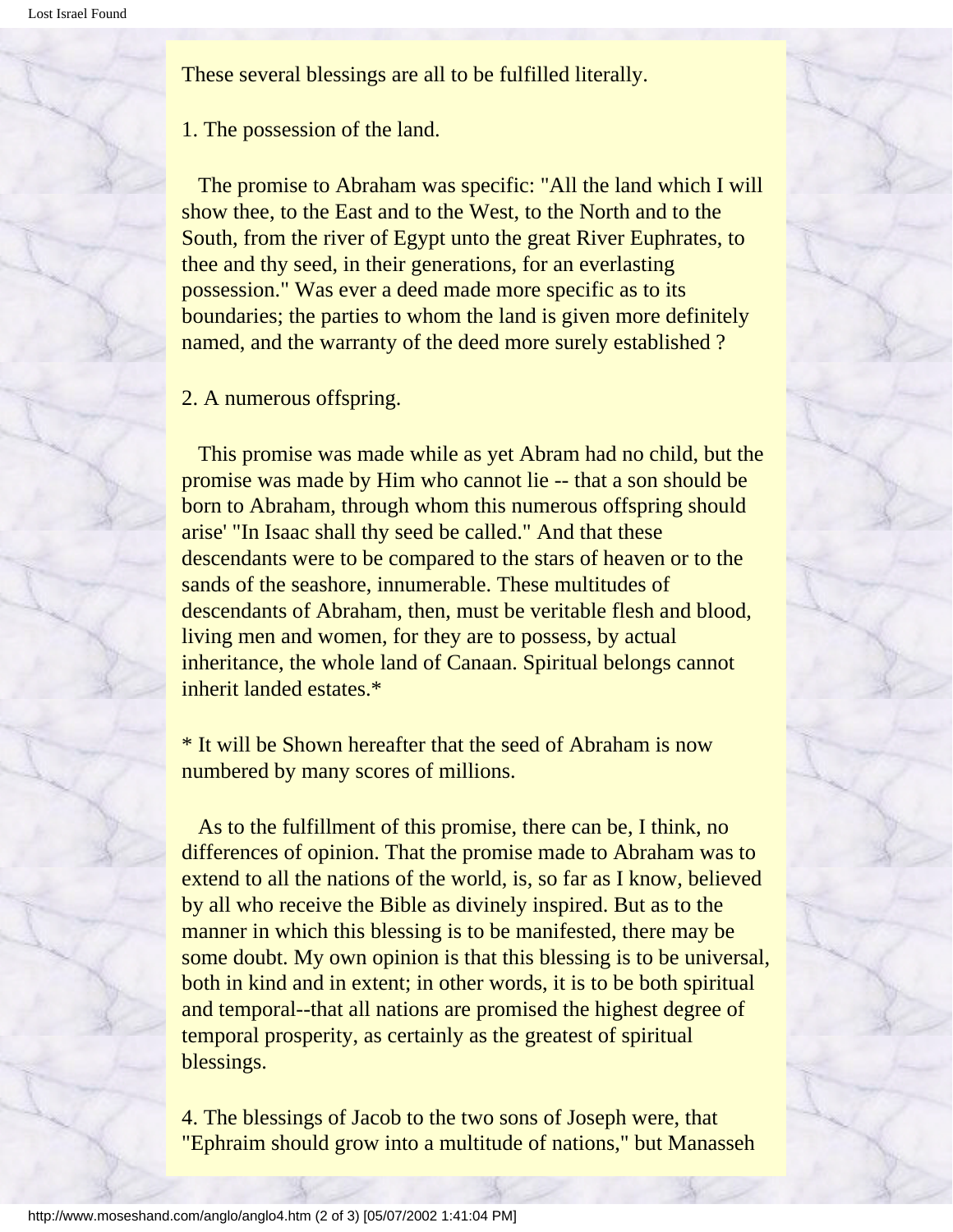These several blessings are all to be fulfilled literally.

1. The possession of the land.

The promise to Abraham was specific: "All the land which I will show thee, to the East and to the West, to the North and to the South, from the river of Egypt unto the great River Euphrates, to thee and thy seed, in their generations, for an everlasting possession." Was ever a deed made more specific as to its boundaries; the parties to whom the land is given more definitely named, and the warranty of the deed more surely established ?

2. A numerous offspring.

This promise was made while as yet Abram had no child, but the promise was made by Him who cannot lie -- that a son should be born to Abraham, through whom this numerous offspring should arise' "In Isaac shall thy seed be called." And that these descendants were to be compared to the stars of heaven or to the sands of the seashore, innumerable. These multitudes of descendants of Abraham, then, must be veritable flesh and blood, living men and women, for they are to possess, by actual inheritance, the whole land of Canaan. Spiritual belongs cannot inherit landed estates.*

* It will be Shown hereafter that the seed of Abraham is now numbered by many scores of millions.

As to the fulfillment of this promise, there can be, I think, no differences of opinion. That the promise made to Abraham was to extend to all the nations of the world, is, so far as I know, believed by all who receive the Bible as divinely inspired. But as to the manner in which this blessing is to be manifested, there may be some doubt. My own opinion is that this blessing is to be universal, both in kind and in extent; in other words, it is to be both spiritual and temporal--that all nations are promised the highest degree of temporal prosperity, as certainly as the greatest of spiritual blessings.

4. The blessings of Jacob to the two sons of Joseph were, that "Ephraim should grow into a multitude of nations," but Manasseh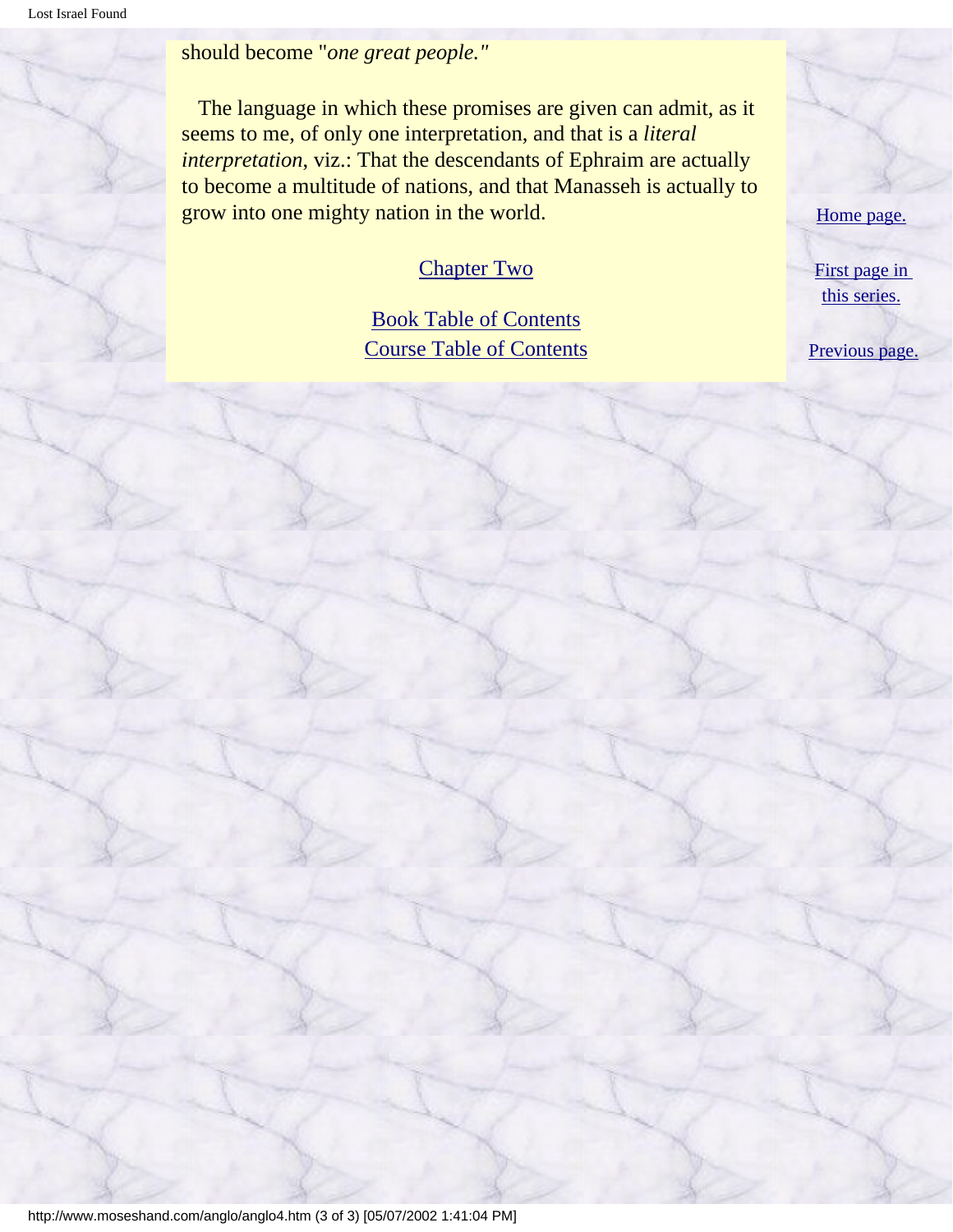should become "*one great people."*

The language in which these promises are given can admit, as it seems to me, of only one interpretation, and that is a *literal interpretation*, viz.: That the descendants of Ephraim are actually to become a multitude of nations, and that Manasseh is actually to grow into one mighty nation in the world.

Chapter Two

Book Table of Contents
Course Table of Contents

Home page.

First page in this series.

Previous page.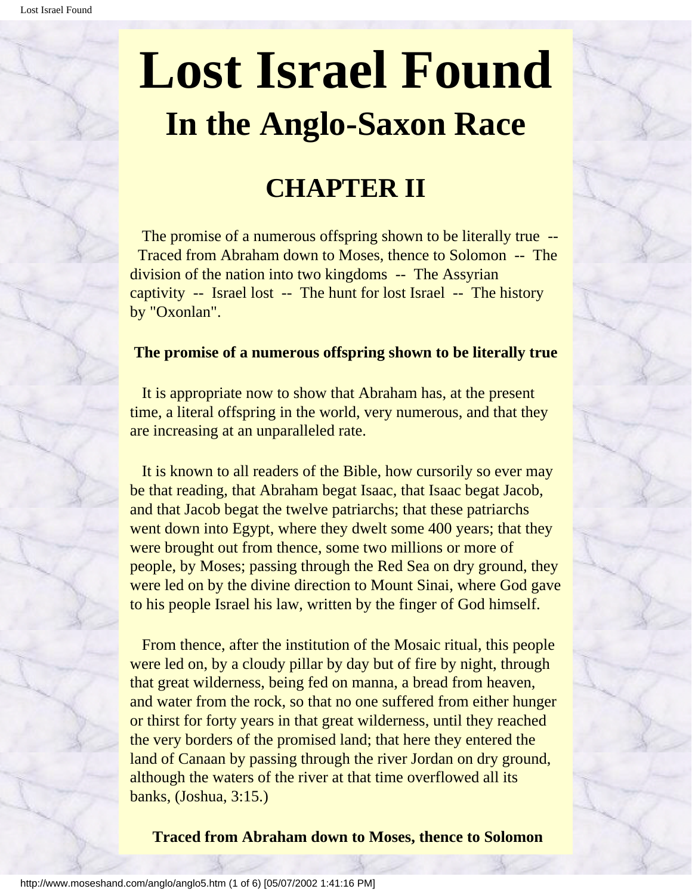# Lost Israel Found

## In the Anglo-Saxon Race

## CHAPTER II

The promise of a numerous offspring shown to be literally true -- Traced from Abraham down to Moses, thence to Solomon -- The division of the nation into two kingdoms -- The Assyrian captivity -- Israel lost -- The hunt for lost Israel -- The history by "Oxonlan".

**The promise of a numerous offspring shown to be literally true**

It is appropriate now to show that Abraham has, at the present time, a literal offspring in the world, very numerous, and that they are increasing at an unparalleled rate.

It is known to all readers of the Bible, how cursorily so ever may be that reading, that Abraham begat Isaac, that Isaac begat Jacob, and that Jacob begat the twelve patriarchs; that these patriarchs went down into Egypt, where they dwelt some 400 years; that they were brought out from thence, some two millions or more of people, by Moses; passing through the Red Sea on dry ground, they were led on by the divine direction to Mount Sinai, where God gave to his people Israel his law, written by the finger of God himself.

From thence, after the institution of the Mosaic ritual, this people were led on, by a cloudy pillar by day but of fire by night, through that great wilderness, being fed on manna, a bread from heaven, and water from the rock, so that no one suffered from either hunger or thirst for forty years in that great wilderness, until they reached the very borders of the promised land; that here they entered the land of Canaan by passing through the river Jordan on dry ground, although the waters of the river at that time overflowed all its banks, (Joshua, 3:15.)

**Traced from Abraham down to Moses, thence to Solomon**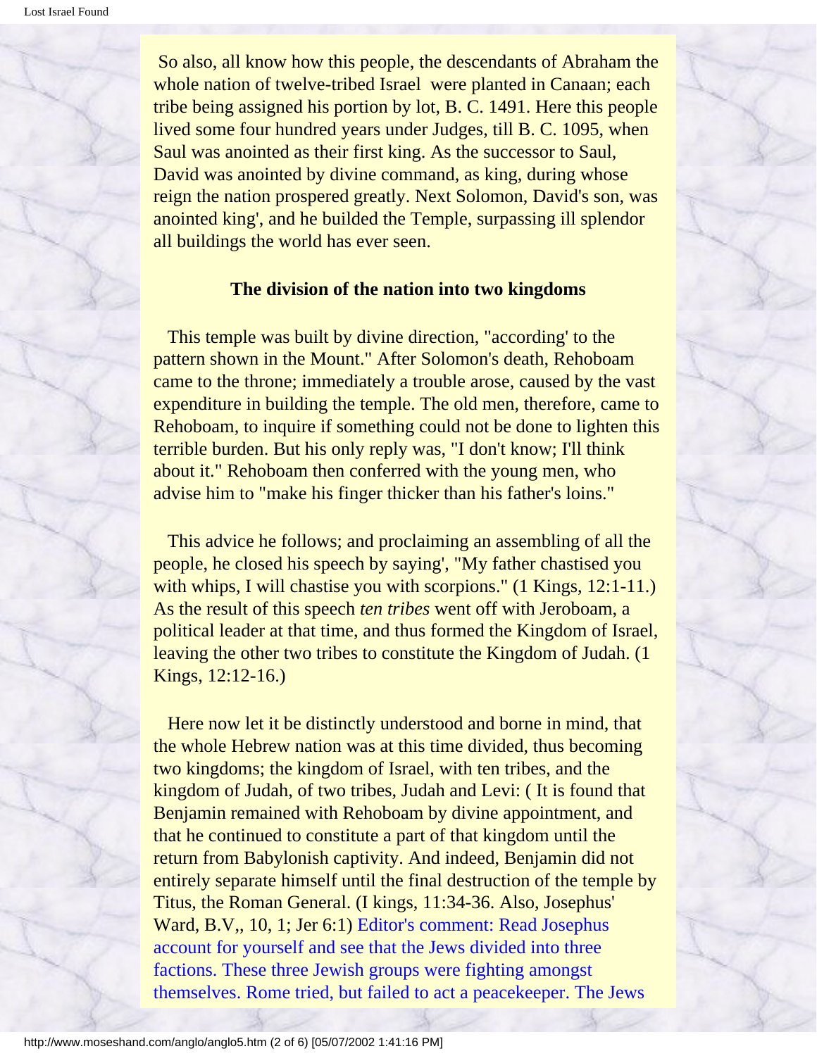So also, all know how this people, the descendants of Abraham the whole nation of twelve-tribed Israel were planted in Canaan; each tribe being assigned his portion by lot, B. C. 1491. Here this people lived some four hundred years under Judges, till B. C. 1095, when Saul was anointed as their first king. As the successor to Saul, David was anointed by divine command, as king, during whose reign the nation prospered greatly. Next Solomon, David's son, was anointed king', and he builded the Temple, surpassing ill splendor all buildings the world has ever seen.

### The division of the nation into two kingdoms

This temple was built by divine direction, "according' to the pattern shown in the Mount." After Solomon's death, Rehoboam came to the throne; immediately a trouble arose, caused by the vast expenditure in building the temple. The old men, therefore, came to Rehoboam, to inquire if something could not be done to lighten this terrible burden. But his only reply was, "I don't know; I'll think about it." Rehoboam then conferred with the young men, who advise him to "make his finger thicker than his father's loins."

This advice he follows; and proclaiming an assembling of all the people, he closed his speech by saying', "My father chastised you with whips, I will chastise you with scorpions." (1 Kings, 12:1-11.) As the result of this speech *ten tribes* went off with Jeroboam, a political leader at that time, and thus formed the Kingdom of Israel, leaving the other two tribes to constitute the Kingdom of Judah. (1 Kings, 12:12-16.)

Here now let it be distinctly understood and borne in mind, that the whole Hebrew nation was at this time divided, thus becoming two kingdoms; the kingdom of Israel, with ten tribes, and the kingdom of Judah, of two tribes, Judah and Levi: ( It is found that Benjamin remained with Rehoboam by divine appointment, and that he continued to constitute a part of that kingdom until the return from Babylonish captivity. And indeed, Benjamin did not entirely separate himself until the final destruction of the temple by Titus, the Roman General. (I kings, 11:34-36. Also, Josephus' Ward, B.V,, 10, 1; Jer 6:1) Editor's comment: Read Josephus account for yourself and see that the Jews divided into three factions. These three Jewish groups were fighting amongst themselves. Rome tried, but failed to act a peacekeeper. The Jews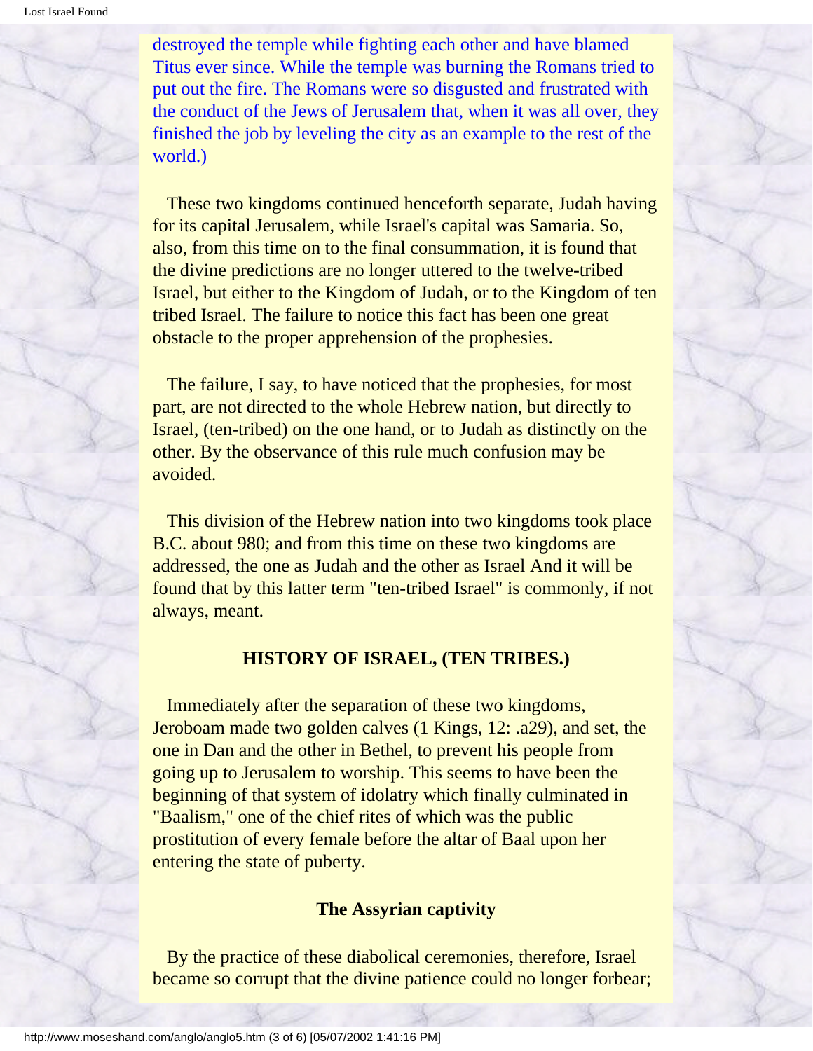destroyed the temple while fighting each other and have blamed Titus ever since. While the temple was burning the Romans tried to put out the fire. The Romans were so disgusted and frustrated with the conduct of the Jews of Jerusalem that, when it was all over, they finished the job by leveling the city as an example to the rest of the world.)

These two kingdoms continued henceforth separate, Judah having for its capital Jerusalem, while Israel's capital was Samaria. So, also, from this time on to the final consummation, it is found that the divine predictions are no longer uttered to the twelve-tribed Israel, but either to the Kingdom of Judah, or to the Kingdom of ten tribed Israel. The failure to notice this fact has been one great obstacle to the proper apprehension of the prophesies.

The failure, I say, to have noticed that the prophesies, for most part, are not directed to the whole Hebrew nation, but directly to Israel, (ten-tribed) on the one hand, or to Judah as distinctly on the other. By the observance of this rule much confusion may be avoided.

This division of the Hebrew nation into two kingdoms took place B.C. about 980; and from this time on these two kingdoms are addressed, the one as Judah and the other as Israel And it will be found that by this latter term "ten-tribed Israel" is commonly, if not always, meant.

### HISTORY OF ISRAEL, (TEN TRIBES.)

Immediately after the separation of these two kingdoms, Jeroboam made two golden calves (1 Kings, 12: .a29), and set, the one in Dan and the other in Bethel, to prevent his people from going up to Jerusalem to worship. This seems to have been the beginning of that system of idolatry which finally culminated in "Baalism," one of the chief rites of which was the public prostitution of every female before the altar of Baal upon her entering the state of puberty.

### The Assyrian captivity

By the practice of these diabolical ceremonies, therefore, Israel became so corrupt that the divine patience could no longer forbear;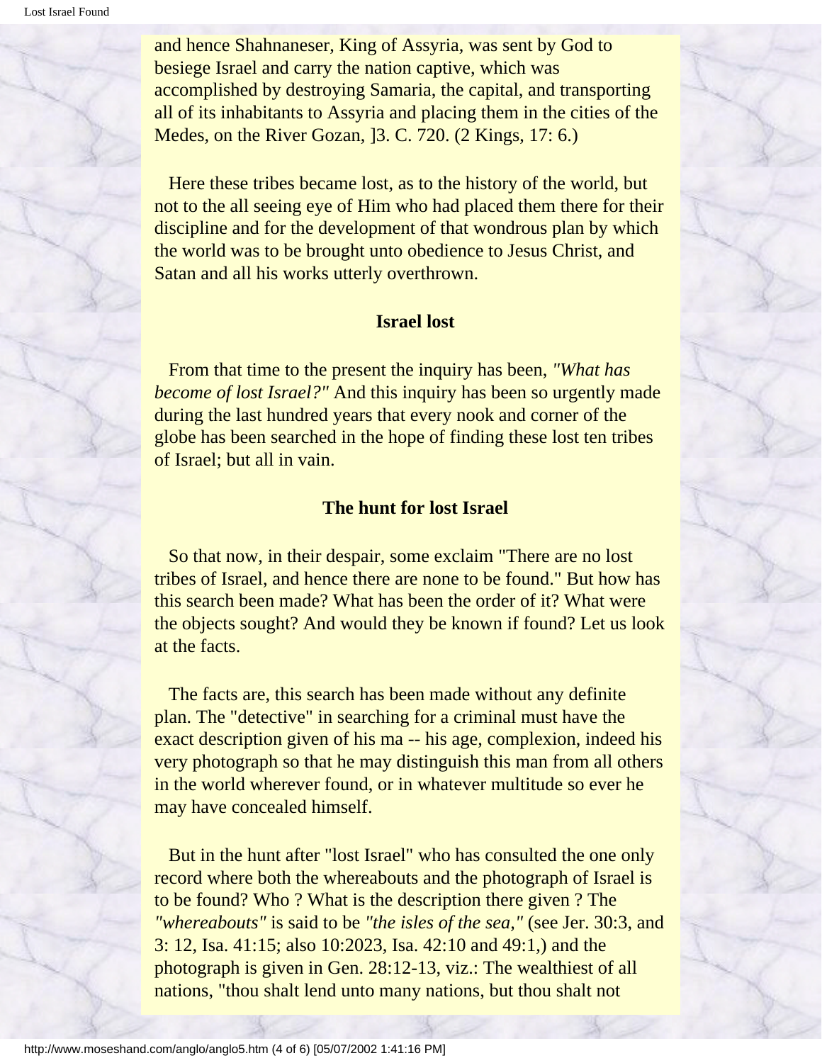and hence Shahnaneser, King of Assyria, was sent by God to besiege Israel and carry the nation captive, which was accomplished by destroying Samaria, the capital, and transporting all of its inhabitants to Assyria and placing them in the cities of the Medes, on the River Gozan, ]3. C. 720. (2 Kings, 17: 6.)

Here these tribes became lost, as to the history of the world, but not to the all seeing eye of Him who had placed them there for their discipline and for the development of that wondrous plan by which the world was to be brought unto obedience to Jesus Christ, and Satan and all his works utterly overthrown.

### Israel lost

From that time to the present the inquiry has been, *"What has become of lost Israel?"* And this inquiry has been so urgently made during the last hundred years that every nook and corner of the globe has been searched in the hope of finding these lost ten tribes of Israel; but all in vain.

### The hunt for lost Israel

So that now, in their despair, some exclaim "There are no lost tribes of Israel, and hence there are none to be found." But how has this search been made? What has been the order of it? What were the objects sought? And would they be known if found? Let us look at the facts.

The facts are, this search has been made without any definite plan. The "detective" in searching for a criminal must have the exact description given of his ma -- his age, complexion, indeed his very photograph so that he may distinguish this man from all others in the world wherever found, or in whatever multitude so ever he may have concealed himself.

But in the hunt after "lost Israel" who has consulted the one only record where both the whereabouts and the photograph of Israel is to be found? Who ? What is the description there given ? The *"whereabouts"* is said to be *"the isles of the sea,"* (see Jer. 30:3, and 3: 12, Isa. 41:15; also 10:2023, Isa. 42:10 and 49:1,) and the photograph is given in Gen. 28:12-13, viz.: The wealthiest of all nations, "thou shalt lend unto many nations, but thou shalt not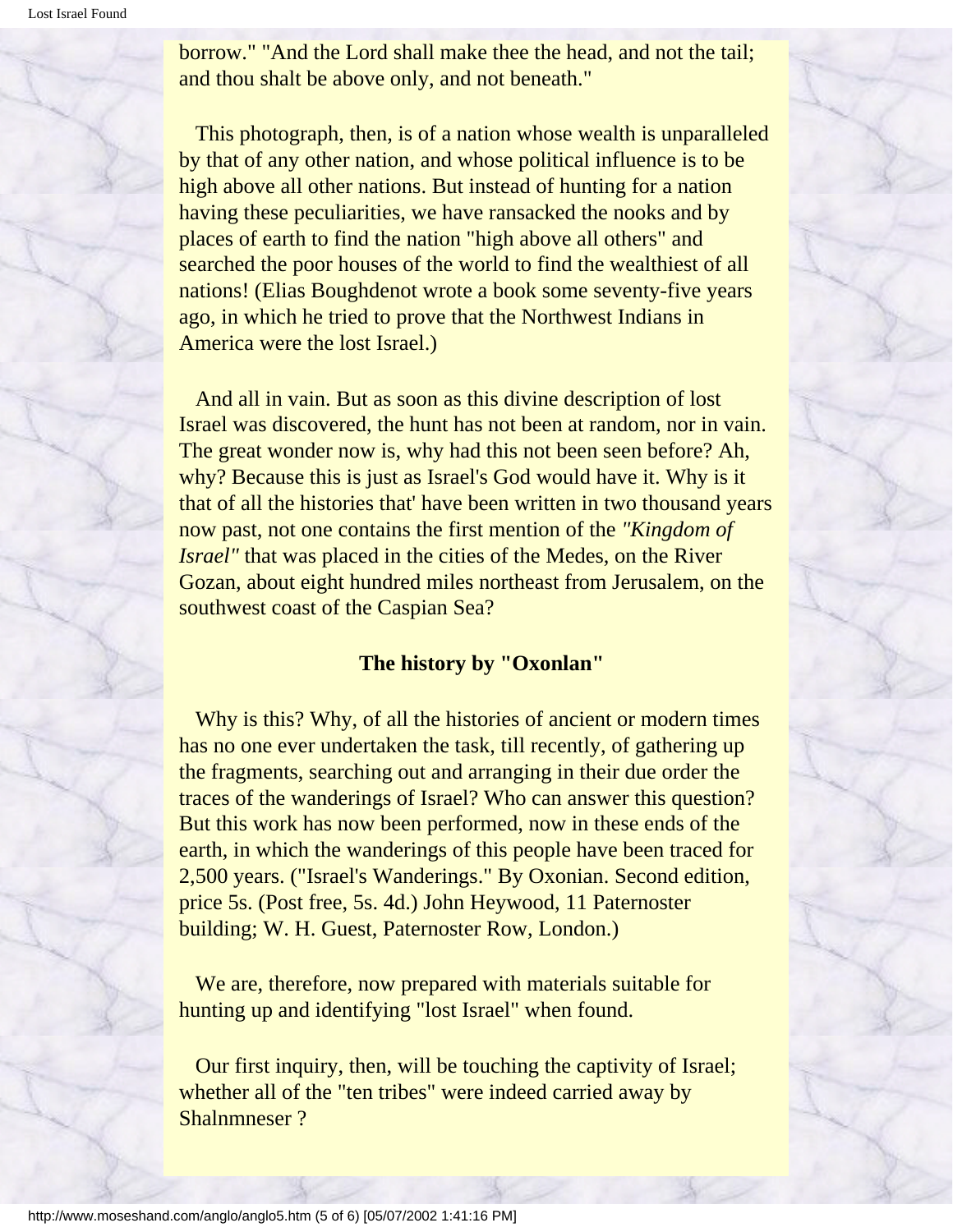borrow." "And the Lord shall make thee the head, and not the tail; and thou shalt be above only, and not beneath."

This photograph, then, is of a nation whose wealth is unparalleled by that of any other nation, and whose political influence is to be high above all other nations. But instead of hunting for a nation having these peculiarities, we have ransacked the nooks and by places of earth to find the nation "high above all others" and searched the poor houses of the world to find the wealthiest of all nations! (Elias Boughdenot wrote a book some seventy-five years ago, in which he tried to prove that the Northwest Indians in America were the lost Israel.)

And all in vain. But as soon as this divine description of lost Israel was discovered, the hunt has not been at random, nor in vain. The great wonder now is, why had this not been seen before? Ah, why? Because this is just as Israel's God would have it. Why is it that of all the histories that' have been written in two thousand years now past, not one contains the first mention of the *"Kingdom of Israel"* that was placed in the cities of the Medes, on the River Gozan, about eight hundred miles northeast from Jerusalem, on the southwest coast of the Caspian Sea?

**The history by "Oxonlan"**

Why is this? Why, of all the histories of ancient or modern times has no one ever undertaken the task, till recently, of gathering up the fragments, searching out and arranging in their due order the traces of the wanderings of Israel? Who can answer this question? But this work has now been performed, now in these ends of the earth, in which the wanderings of this people have been traced for 2,500 years. ("Israel's Wanderings." By Oxonian. Second edition, price 5s. (Post free, 5s. 4d.) John Heywood, 11 Paternoster building; W. H. Guest, Paternoster Row, London.)

We are, therefore, now prepared with materials suitable for hunting up and identifying "lost Israel" when found.

Our first inquiry, then, will be touching the captivity of Israel; whether all of the "ten tribes" were indeed carried away by Shalnmneser ?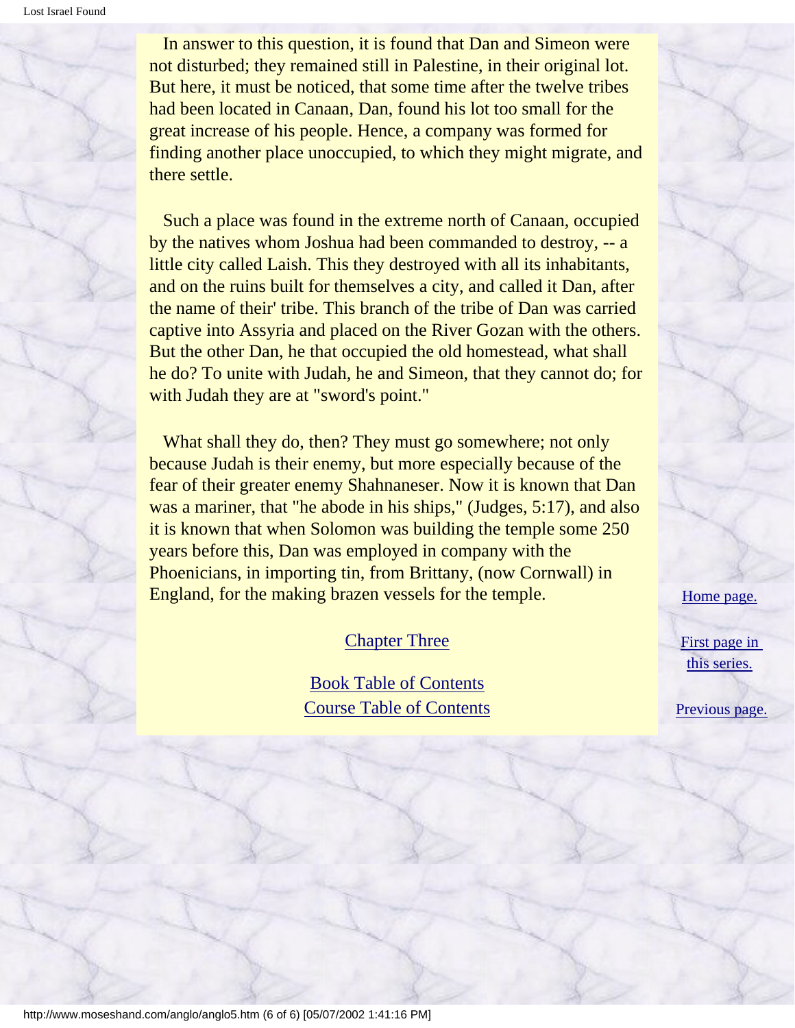In answer to this question, it is found that Dan and Simeon were not disturbed; they remained still in Palestine, in their original lot. But here, it must be noticed, that some time after the twelve tribes had been located in Canaan, Dan, found his lot too small for the great increase of his people. Hence, a company was formed for finding another place unoccupied, to which they might migrate, and there settle.

Such a place was found in the extreme north of Canaan, occupied by the natives whom Joshua had been commanded to destroy, -- a little city called Laish. This they destroyed with all its inhabitants, and on the ruins built for themselves a city, and called it Dan, after the name of their' tribe. This branch of the tribe of Dan was carried captive into Assyria and placed on the River Gozan with the others. But the other Dan, he that occupied the old homestead, what shall he do? To unite with Judah, he and Simeon, that they cannot do; for with Judah they are at "sword's point."

What shall they do, then? They must go somewhere; not only because Judah is their enemy, but more especially because of the fear of their greater enemy Shahnaneser. Now it is known that Dan was a mariner, that "he abode in his ships," (Judges, 5:17), and also it is known that when Solomon was building the temple some 250 years before this, Dan was employed in company with the Phoenicians, in importing tin, from Brittany, (now Cornwall) in England, for the making brazen vessels for the temple.

Chapter Three

Book Table of Contents
Course Table of Contents

Home page.

First page in this series.

Previous page.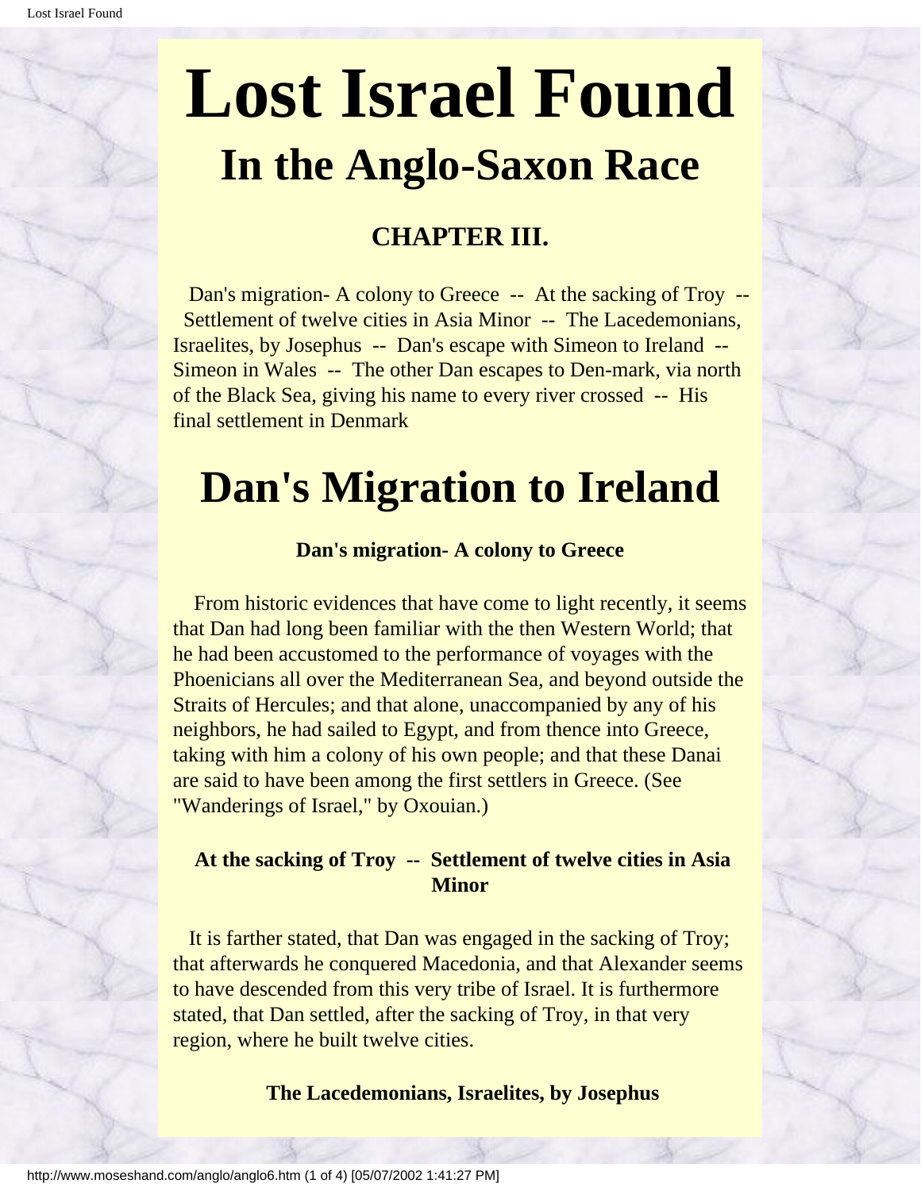# Lost Israel Found

## In the Anglo-Saxon Race

### CHAPTER III.

Dan's migration- A colony to Greece -- At the sacking of Troy -- Settlement of twelve cities in Asia Minor -- The Lacedemonians, Israelites, by Josephus -- Dan's escape with Simeon to Ireland -- Simeon in Wales -- The other Dan escapes to Den-mark, via north of the Black Sea, giving his name to every river crossed -- His final settlement in Denmark

# Dan's Migration to Ireland

**Dan's migration- A colony to Greece**

From historic evidences that have come to light recently, it seems that Dan had long been familiar with the then Western World; that he had been accustomed to the performance of voyages with the Phoenicians all over the Mediterranean Sea, and beyond outside the Straits of Hercules; and that alone, unaccompanied by any of his neighbors, he had sailed to Egypt, and from thence into Greece, taking with him a colony of his own people; and that these Danai are said to have been among the first settlers in Greece. (See "Wanderings of Israel," by Oxouian.)

**At the sacking of Troy -- Settlement of twelve cities in Asia Minor**

It is farther stated, that Dan was engaged in the sacking of Troy; that afterwards he conquered Macedonia, and that Alexander seems to have descended from this very tribe of Israel. It is furthermore stated, that Dan settled, after the sacking of Troy, in that very region, where he built twelve cities.

**The Lacedemonians, Israelites, by Josephus**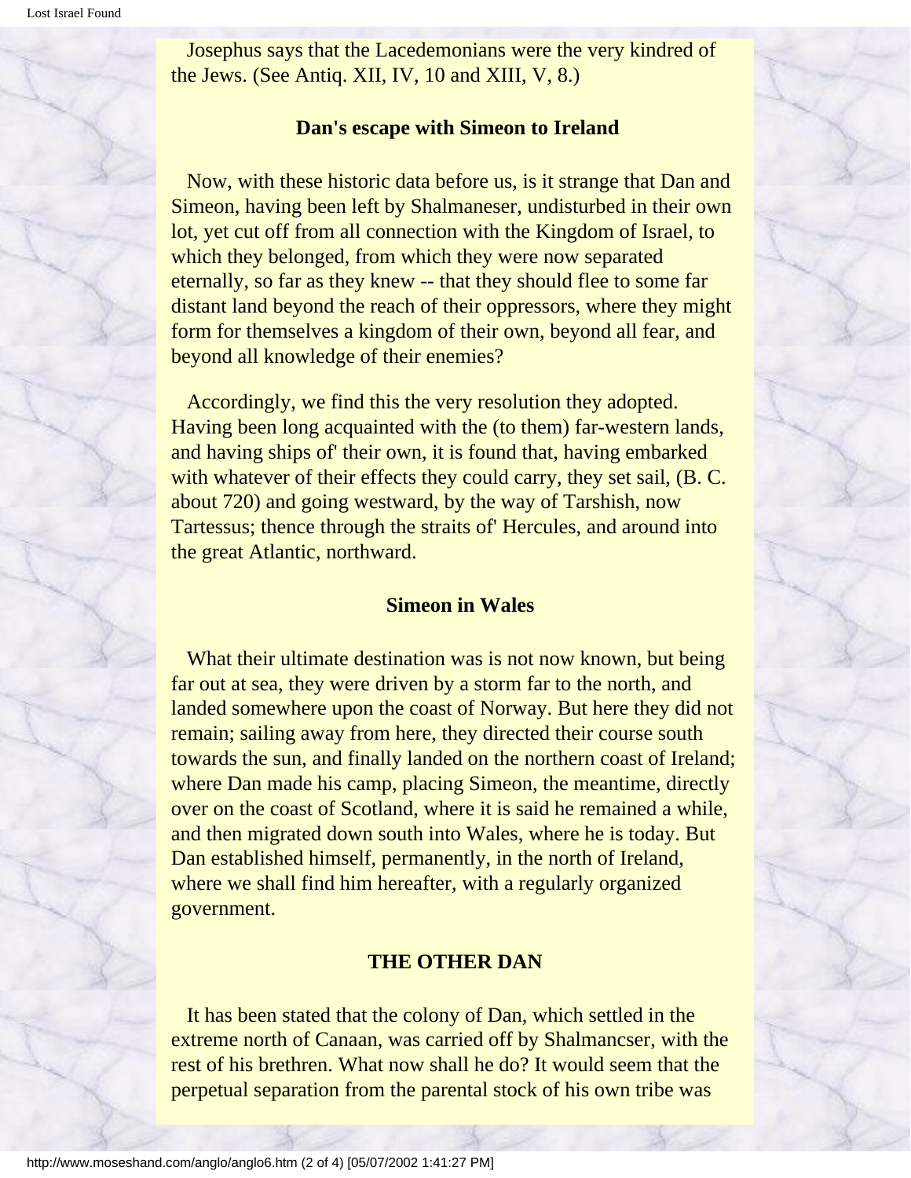Josephus says that the Lacedemonians were the very kindred of the Jews. (See Antiq. XII, IV, 10 and XIII, V, 8.)

### Dan's escape with Simeon to Ireland

Now, with these historic data before us, is it strange that Dan and Simeon, having been left by Shalmaneser, undisturbed in their own lot, yet cut off from all connection with the Kingdom of Israel, to which they belonged, from which they were now separated eternally, so far as they knew -- that they should flee to some far distant land beyond the reach of their oppressors, where they might form for themselves a kingdom of their own, beyond all fear, and beyond all knowledge of their enemies?

Accordingly, we find this the very resolution they adopted. Having been long acquainted with the (to them) far-western lands, and having ships of' their own, it is found that, having embarked with whatever of their effects they could carry, they set sail, (B. C. about 720) and going westward, by the way of Tarshish, now Tartessus; thence through the straits of' Hercules, and around into the great Atlantic, northward.

### Simeon in Wales

What their ultimate destination was is not now known, but being far out at sea, they were driven by a storm far to the north, and landed somewhere upon the coast of Norway. But here they did not remain; sailing away from here, they directed their course south towards the sun, and finally landed on the northern coast of Ireland; where Dan made his camp, placing Simeon, the meantime, directly over on the coast of Scotland, where it is said he remained a while, and then migrated down south into Wales, where he is today. But Dan established himself, permanently, in the north of Ireland, where we shall find him hereafter, with a regularly organized government.

### THE OTHER DAN

It has been stated that the colony of Dan, which settled in the extreme north of Canaan, was carried off by Shalmancser, with the rest of his brethren. What now shall he do? It would seem that the perpetual separation from the parental stock of his own tribe was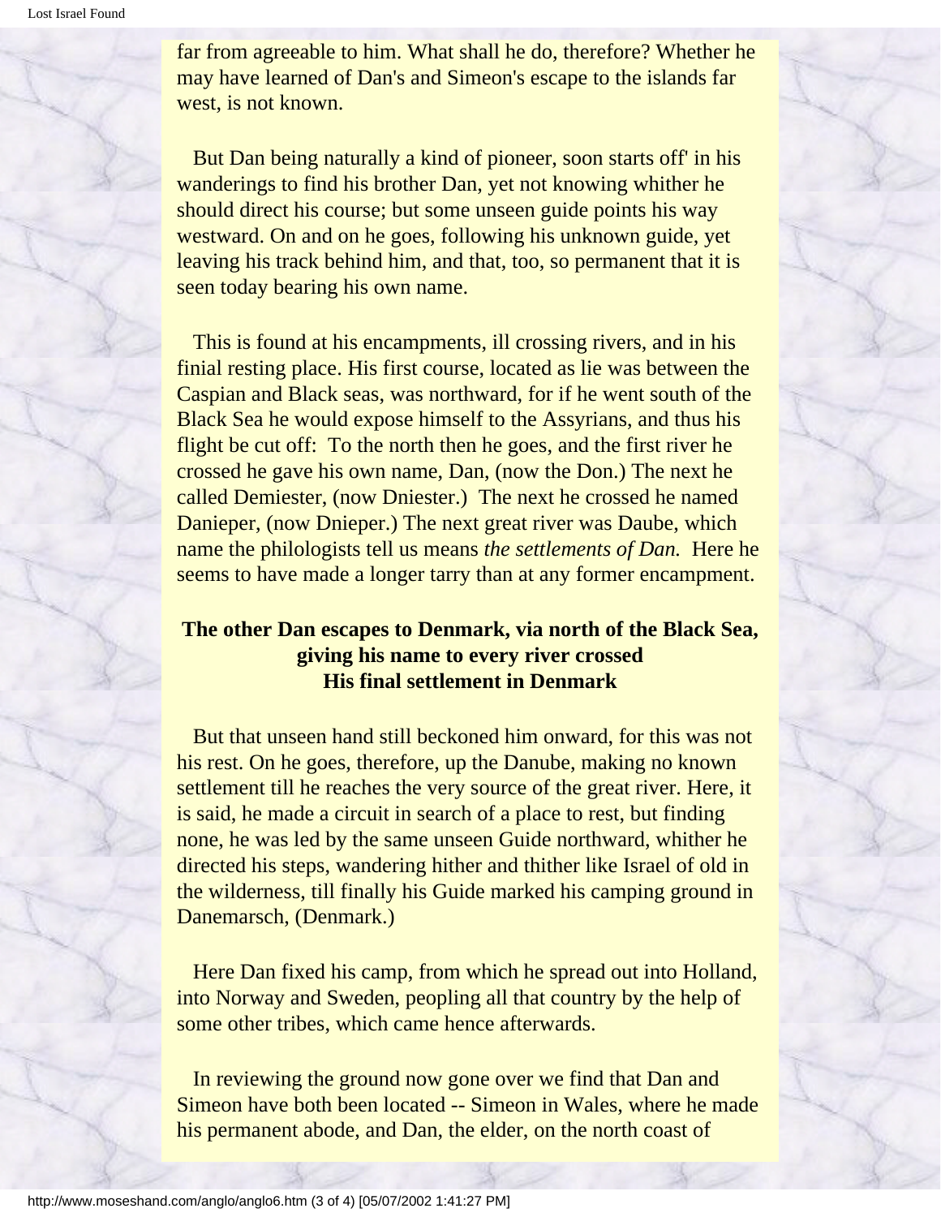far from agreeable to him. What shall he do, therefore? Whether he may have learned of Dan's and Simeon's escape to the islands far west, is not known.

But Dan being naturally a kind of pioneer, soon starts off' in his wanderings to find his brother Dan, yet not knowing whither he should direct his course; but some unseen guide points his way westward. On and on he goes, following his unknown guide, yet leaving his track behind him, and that, too, so permanent that it is seen today bearing his own name.

This is found at his encampments, ill crossing rivers, and in his finial resting place. His first course, located as lie was between the Caspian and Black seas, was northward, for if he went south of the Black Sea he would expose himself to the Assyrians, and thus his flight be cut off: To the north then he goes, and the first river he crossed he gave his own name, Dan, (now the Don.) The next he called Demiester, (now Dniester.) The next he crossed he named Danieper, (now Dnieper.) The next great river was Daube, which name the philologists tell us means *the settlements of Dan.* Here he seems to have made a longer tarry than at any former encampment.

**The other Dan escapes to Denmark, via north of the Black Sea, giving his name to every river crossed**
**His final settlement in Denmark**

But that unseen hand still beckoned him onward, for this was not his rest. On he goes, therefore, up the Danube, making no known settlement till he reaches the very source of the great river. Here, it is said, he made a circuit in search of a place to rest, but finding none, he was led by the same unseen Guide northward, whither he directed his steps, wandering hither and thither like Israel of old in the wilderness, till finally his Guide marked his camping ground in Danemarsch, (Denmark.)

Here Dan fixed his camp, from which he spread out into Holland, into Norway and Sweden, peopling all that country by the help of some other tribes, which came hence afterwards.

In reviewing the ground now gone over we find that Dan and Simeon have both been located -- Simeon in Wales, where he made his permanent abode, and Dan, the elder, on the north coast of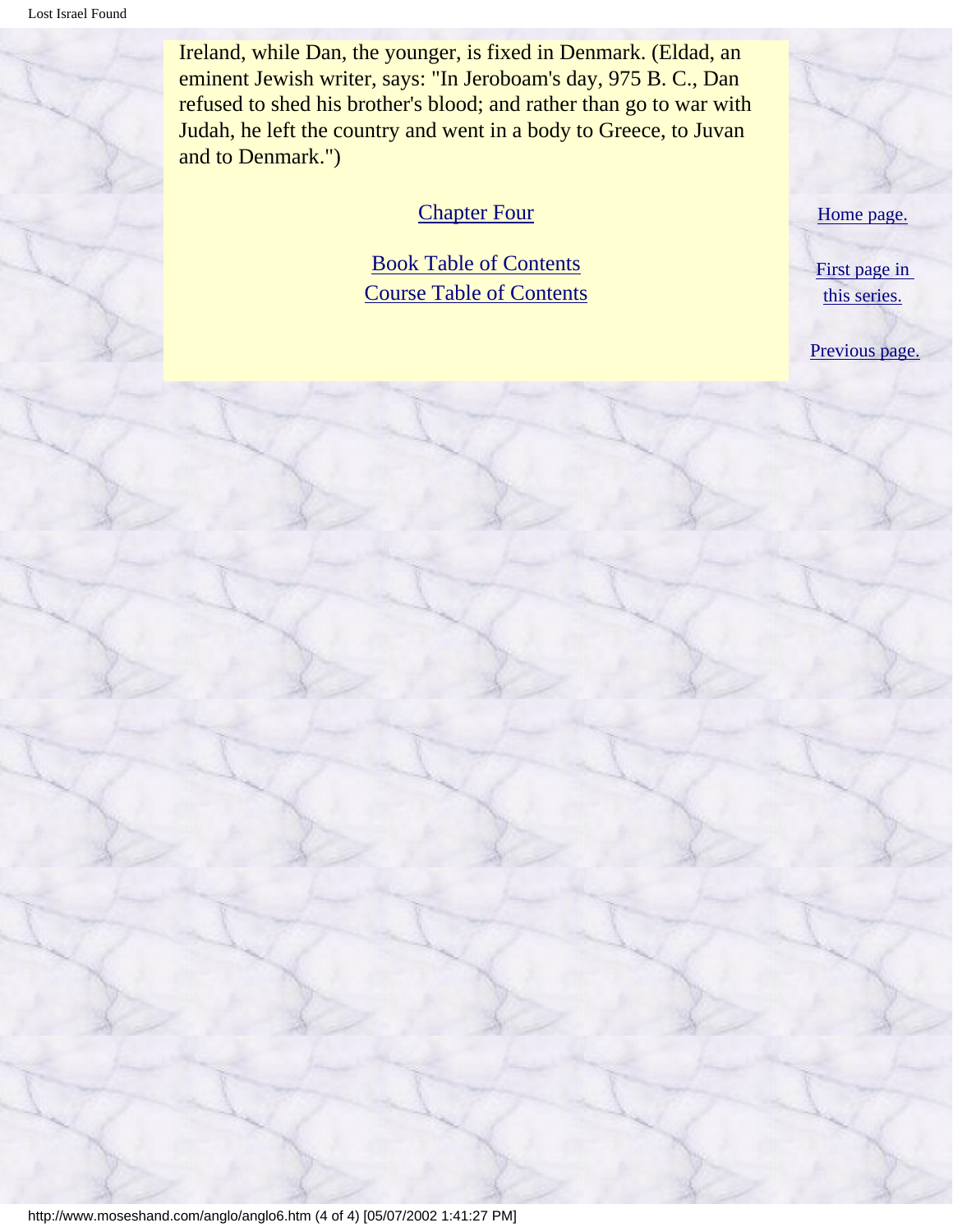Ireland, while Dan, the younger, is fixed in Denmark. (Eldad, an eminent Jewish writer, says: "In Jeroboam's day, 975 B. C., Dan refused to shed his brother's blood; and rather than go to war with Judah, he left the country and went in a body to Greece, to Juvan and to Denmark.")

Chapter Four

Book Table of Contents
Course Table of Contents

Home page.

First page in this series.

Previous page.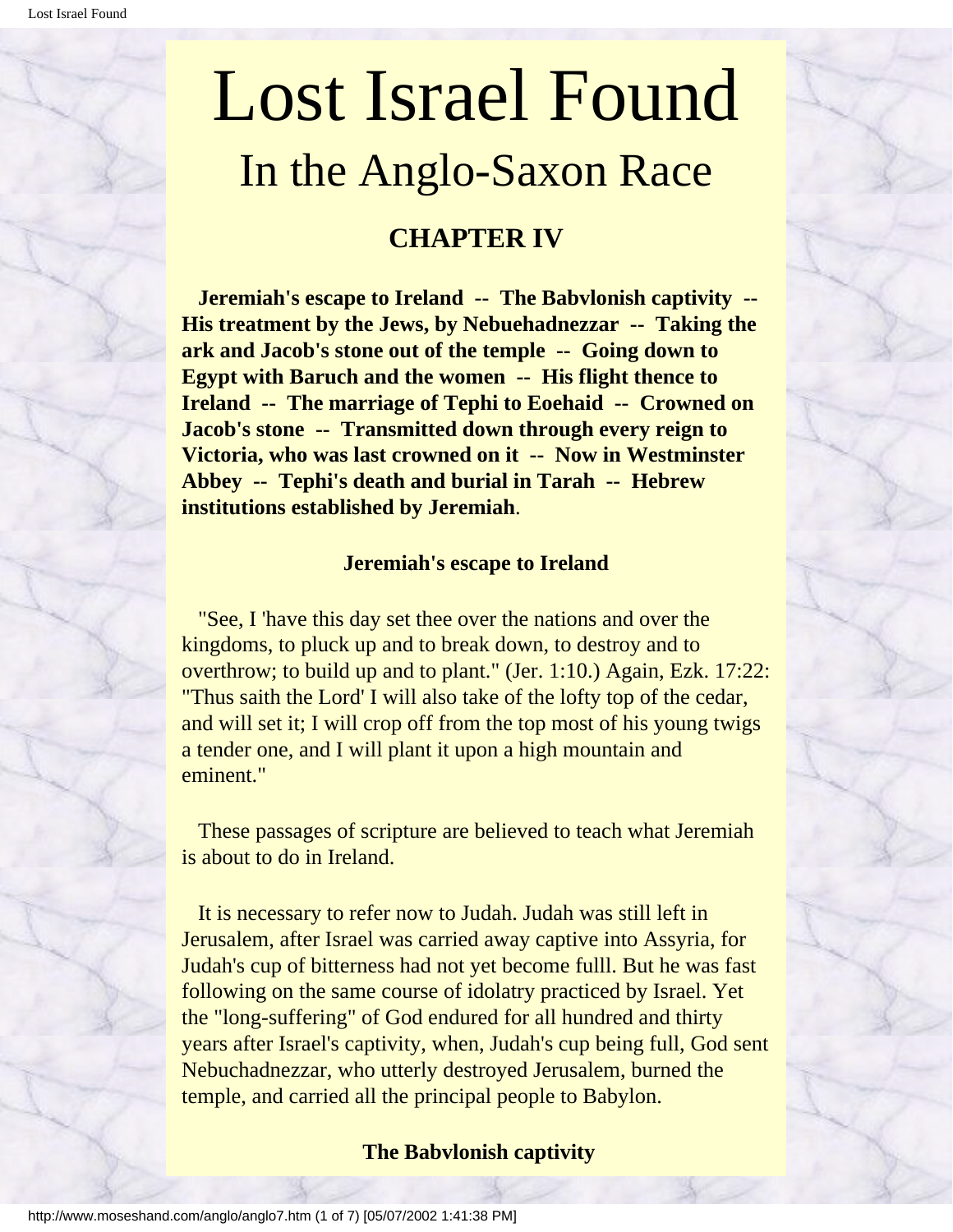# Lost Israel Found

## In the Anglo-Saxon Race

### CHAPTER IV

**Jeremiah's escape to Ireland -- The Babvlonish captivity -- His treatment by the Jews, by Nebuehadnezzar -- Taking the ark and Jacob's stone out of the temple -- Going down to Egypt with Baruch and the women -- His flight thence to Ireland -- The marriage of Tephi to Eoehaid -- Crowned on Jacob's stone -- Transmitted down through every reign to Victoria, who was last crowned on it -- Now in Westminster Abbey -- Tephi's death and burial in Tarah -- Hebrew institutions established by Jeremiah**.

#### Jeremiah's escape to Ireland

"See, I 'have this day set thee over the nations and over the kingdoms, to pluck up and to break down, to destroy and to overthrow; to build up and to plant." (Jer. 1:10.) Again, Ezk. 17:22: "Thus saith the Lord' I will also take of the lofty top of the cedar, and will set it; I will crop off from the top most of his young twigs a tender one, and I will plant it upon a high mountain and eminent."

These passages of scripture are believed to teach what Jeremiah is about to do in Ireland.

It is necessary to refer now to Judah. Judah was still left in Jerusalem, after Israel was carried away captive into Assyria, for Judah's cup of bitterness had not yet become fulll. But he was fast following on the same course of idolatry practiced by Israel. Yet the "long-suffering" of God endured for all hundred and thirty years after Israel's captivity, when, Judah's cup being full, God sent Nebuchadnezzar, who utterly destroyed Jerusalem, burned the temple, and carried all the principal people to Babylon.

#### The Babvlonish captivity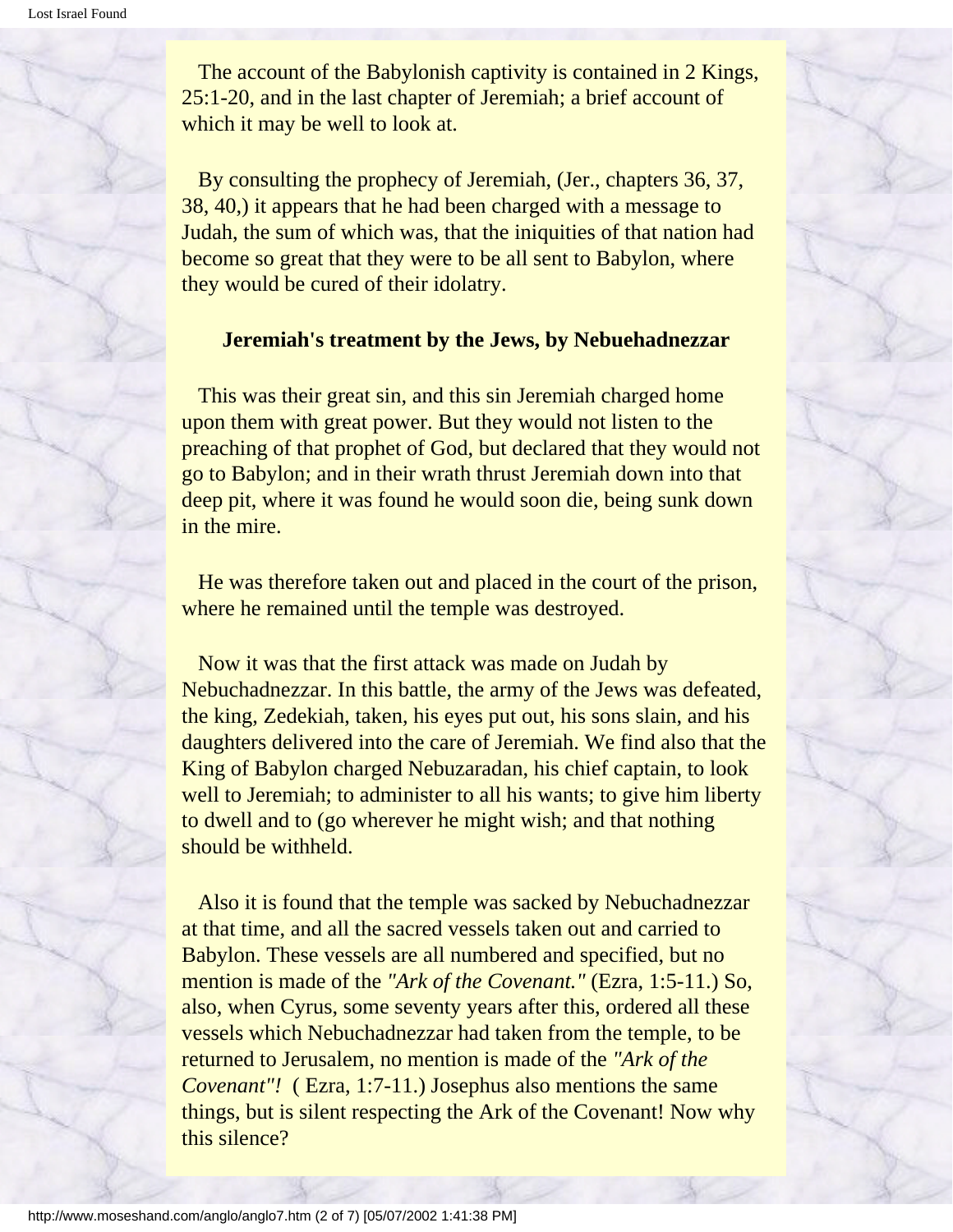The account of the Babylonish captivity is contained in 2 Kings, 25:1-20, and in the last chapter of Jeremiah; a brief account of which it may be well to look at.

By consulting the prophecy of Jeremiah, (Jer., chapters 36, 37, 38, 40,) it appears that he had been charged with a message to Judah, the sum of which was, that the iniquities of that nation had become so great that they were to be all sent to Babylon, where they would be cured of their idolatry.

**Jeremiah's treatment by the Jews, by Nebuehadnezzar**

This was their great sin, and this sin Jeremiah charged home upon them with great power. But they would not listen to the preaching of that prophet of God, but declared that they would not go to Babylon; and in their wrath thrust Jeremiah down into that deep pit, where it was found he would soon die, being sunk down in the mire.

He was therefore taken out and placed in the court of the prison, where he remained until the temple was destroyed.

Now it was that the first attack was made on Judah by Nebuchadnezzar. In this battle, the army of the Jews was defeated, the king, Zedekiah, taken, his eyes put out, his sons slain, and his daughters delivered into the care of Jeremiah. We find also that the King of Babylon charged Nebuzaradan, his chief captain, to look well to Jeremiah; to administer to all his wants; to give him liberty to dwell and to (go wherever he might wish; and that nothing should be withheld.

Also it is found that the temple was sacked by Nebuchadnezzar at that time, and all the sacred vessels taken out and carried to Babylon. These vessels are all numbered and specified, but no mention is made of the *"Ark of the Covenant."* (Ezra, 1:5-11.) So, also, when Cyrus, some seventy years after this, ordered all these vessels which Nebuchadnezzar had taken from the temple, to be returned to Jerusalem, no mention is made of the *"Ark of the Covenant"!* ( Ezra, 1:7-11.) Josephus also mentions the same things, but is silent respecting the Ark of the Covenant! Now why this silence?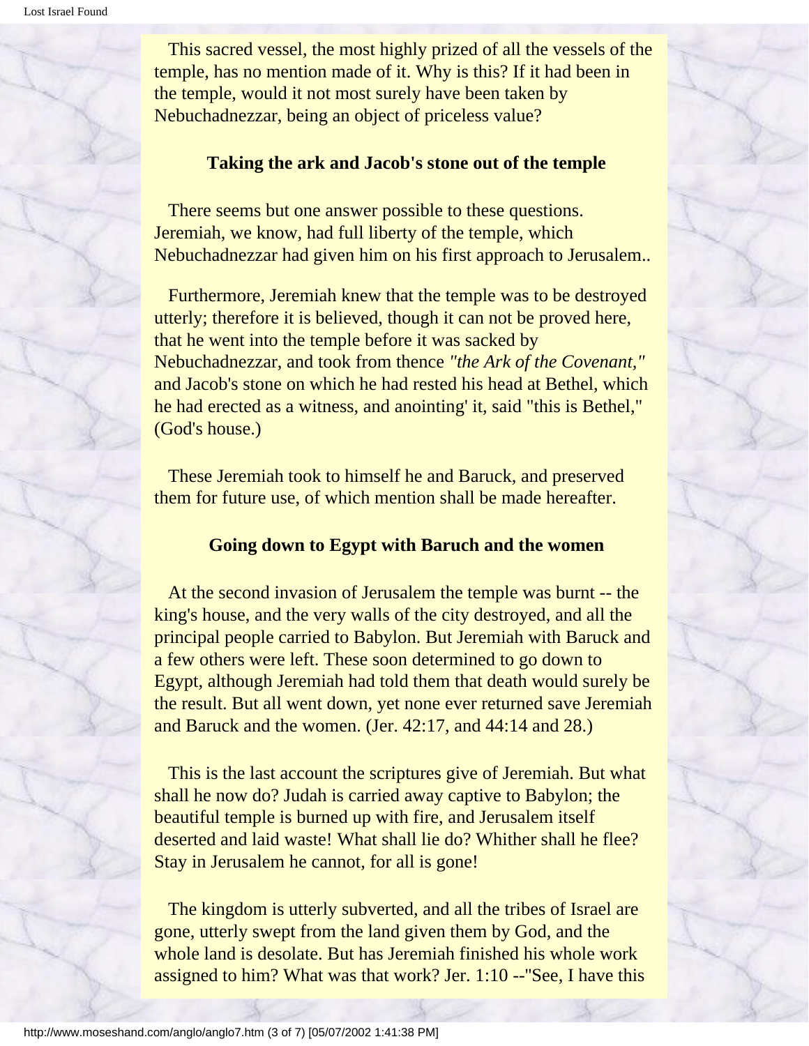This sacred vessel, the most highly prized of all the vessels of the temple, has no mention made of it. Why is this? If it had been in the temple, would it not most surely have been taken by Nebuchadnezzar, being an object of priceless value?

### Taking the ark and Jacob's stone out of the temple

There seems but one answer possible to these questions. Jeremiah, we know, had full liberty of the temple, which Nebuchadnezzar had given him on his first approach to Jerusalem..

Furthermore, Jeremiah knew that the temple was to be destroyed utterly; therefore it is believed, though it can not be proved here, that he went into the temple before it was sacked by Nebuchadnezzar, and took from thence *"the Ark of the Covenant,"* and Jacob's stone on which he had rested his head at Bethel, which he had erected as a witness, and anointing' it, said "this is Bethel," (God's house.)

These Jeremiah took to himself he and Baruck, and preserved them for future use, of which mention shall be made hereafter.

### Going down to Egypt with Baruch and the women

At the second invasion of Jerusalem the temple was burnt -- the king's house, and the very walls of the city destroyed, and all the principal people carried to Babylon. But Jeremiah with Baruck and a few others were left. These soon determined to go down to Egypt, although Jeremiah had told them that death would surely be the result. But all went down, yet none ever returned save Jeremiah and Baruck and the women. (Jer. 42:17, and 44:14 and 28.)

This is the last account the scriptures give of Jeremiah. But what shall he now do? Judah is carried away captive to Babylon; the beautiful temple is burned up with fire, and Jerusalem itself deserted and laid waste! What shall lie do? Whither shall he flee? Stay in Jerusalem he cannot, for all is gone!

The kingdom is utterly subverted, and all the tribes of Israel are gone, utterly swept from the land given them by God, and the whole land is desolate. But has Jeremiah finished his whole work assigned to him? What was that work? Jer. 1:10 --"See, I have this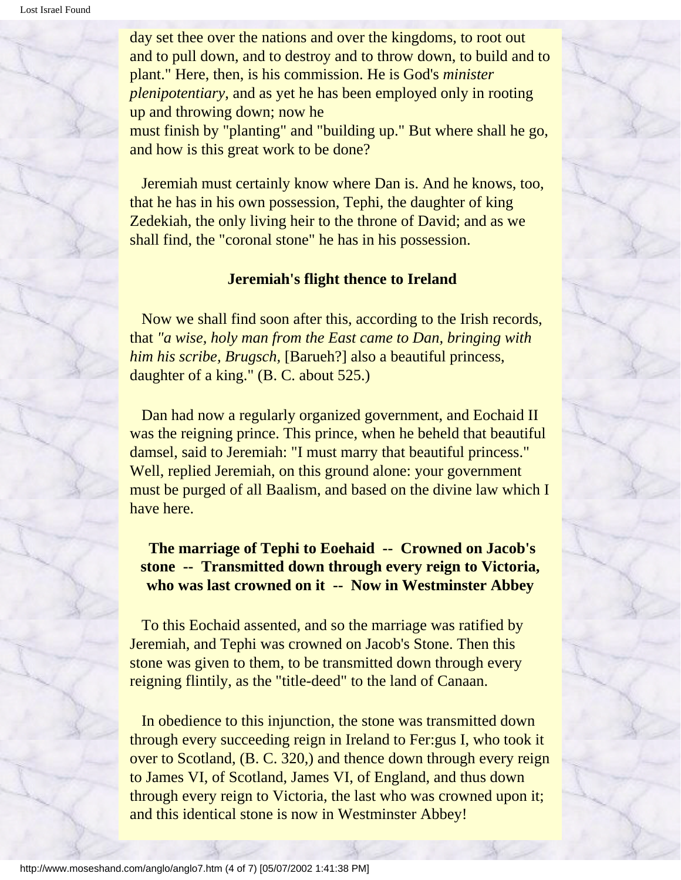day set thee over the nations and over the kingdoms, to root out and to pull down, and to destroy and to throw down, to build and to plant." Here, then, is his commission. He is God's *minister plenipotentiary,* and as yet he has been employed only in rooting up and throwing down; now he must finish by "planting" and "building up." But where shall he go, and how is this great work to be done?

Jeremiah must certainly know where Dan is. And he knows, too, that he has in his own possession, Tephi, the daughter of king Zedekiah, the only living heir to the throne of David; and as we shall find, the "coronal stone" he has in his possession.

### Jeremiah's flight thence to Ireland

Now we shall find soon after this, according to the Irish records, that *"a wise, holy man from the East came to Dan, bringing with him his scribe, Brugsch,* [Barueh?] also a beautiful princess, daughter of a king." (B. C. about 525.)

Dan had now a regularly organized government, and Eochaid II was the reigning prince. This prince, when he beheld that beautiful damsel, said to Jeremiah: "I must marry that beautiful princess." Well, replied Jeremiah, on this ground alone: your government must be purged of all Baalism, and based on the divine law which I have here.

### The marriage of Tephi to Eoehaid -- Crowned on Jacob's stone -- Transmitted down through every reign to Victoria, who was last crowned on it -- Now in Westminster Abbey

To this Eochaid assented, and so the marriage was ratified by Jeremiah, and Tephi was crowned on Jacob's Stone. Then this stone was given to them, to be transmitted down through every reigning flintily, as the "title-deed" to the land of Canaan.

In obedience to this injunction, the stone was transmitted down through every succeeding reign in Ireland to Fer:gus I, who took it over to Scotland, (B. C. 320,) and thence down through every reign to James VI, of Scotland, James VI, of England, and thus down through every reign to Victoria, the last who was crowned upon it; and this identical stone is now in Westminster Abbey!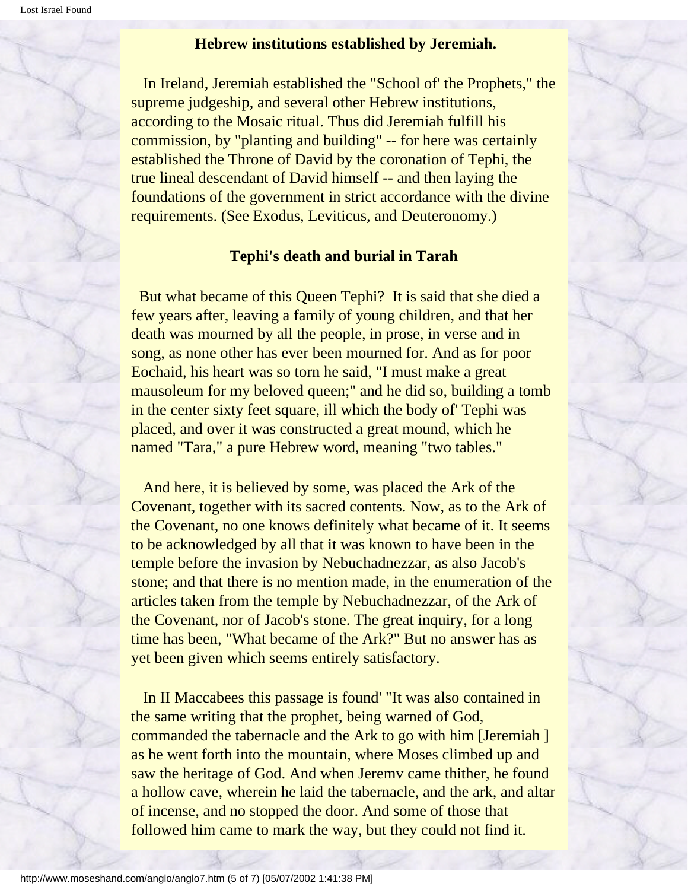### Hebrew institutions established by Jeremiah.

In Ireland, Jeremiah established the "School of' the Prophets," the supreme judgeship, and several other Hebrew institutions, according to the Mosaic ritual. Thus did Jeremiah fulfill his commission, by "planting and building" -- for here was certainly established the Throne of David by the coronation of Tephi, the true lineal descendant of David himself -- and then laying the foundations of the government in strict accordance with the divine requirements. (See Exodus, Leviticus, and Deuteronomy.)

### Tephi's death and burial in Tarah

But what became of this Queen Tephi? It is said that she died a few years after, leaving a family of young children, and that her death was mourned by all the people, in prose, in verse and in song, as none other has ever been mourned for. And as for poor Eochaid, his heart was so torn he said, "I must make a great mausoleum for my beloved queen;" and he did so, building a tomb in the center sixty feet square, ill which the body of' Tephi was placed, and over it was constructed a great mound, which he named "Tara," a pure Hebrew word, meaning "two tables."

And here, it is believed by some, was placed the Ark of the Covenant, together with its sacred contents. Now, as to the Ark of the Covenant, no one knows definitely what became of it. It seems to be acknowledged by all that it was known to have been in the temple before the invasion by Nebuchadnezzar, as also Jacob's stone; and that there is no mention made, in the enumeration of the articles taken from the temple by Nebuchadnezzar, of the Ark of the Covenant, nor of Jacob's stone. The great inquiry, for a long time has been, "What became of the Ark?" But no answer has as yet been given which seems entirely satisfactory.

In II Maccabees this passage is found' "It was also contained in the same writing that the prophet, being warned of God, commanded the tabernacle and the Ark to go with him [Jeremiah ] as he went forth into the mountain, where Moses climbed up and saw the heritage of God. And when Jeremv came thither, he found a hollow cave, wherein he laid the tabernacle, and the ark, and altar of incense, and no stopped the door. And some of those that followed him came to mark the way, but they could not find it.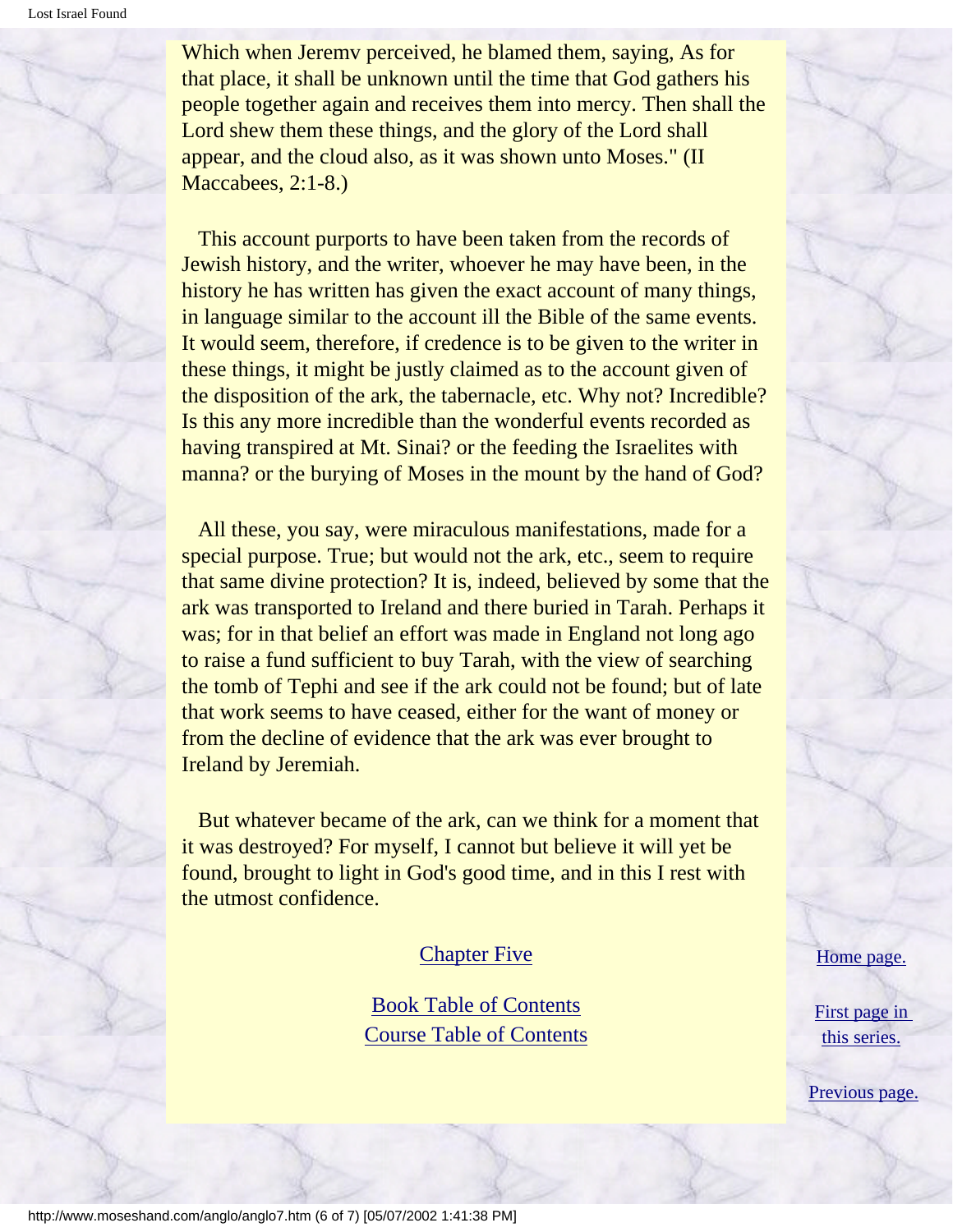Which when Jeremv perceived, he blamed them, saying, As for that place, it shall be unknown until the time that God gathers his people together again and receives them into mercy. Then shall the Lord shew them these things, and the glory of the Lord shall appear, and the cloud also, as it was shown unto Moses." (II Maccabees, 2:1-8.)

This account purports to have been taken from the records of Jewish history, and the writer, whoever he may have been, in the history he has written has given the exact account of many things, in language similar to the account ill the Bible of the same events. It would seem, therefore, if credence is to be given to the writer in these things, it might be justly claimed as to the account given of the disposition of the ark, the tabernacle, etc. Why not? Incredible? Is this any more incredible than the wonderful events recorded as having transpired at Mt. Sinai? or the feeding the Israelites with manna? or the burying of Moses in the mount by the hand of God?

All these, you say, were miraculous manifestations, made for a special purpose. True; but would not the ark, etc., seem to require that same divine protection? It is, indeed, believed by some that the ark was transported to Ireland and there buried in Tarah. Perhaps it was; for in that belief an effort was made in England not long ago to raise a fund sufficient to buy Tarah, with the view of searching the tomb of Tephi and see if the ark could not be found; but of late that work seems to have ceased, either for the want of money or from the decline of evidence that the ark was ever brought to Ireland by Jeremiah.

But whatever became of the ark, can we think for a moment that it was destroyed? For myself, I cannot but believe it will yet be found, brought to light in God's good time, and in this I rest with the utmost confidence.

Chapter Five

Book Table of Contents
Course Table of Contents

Home page.

First page in this series.

Previous page.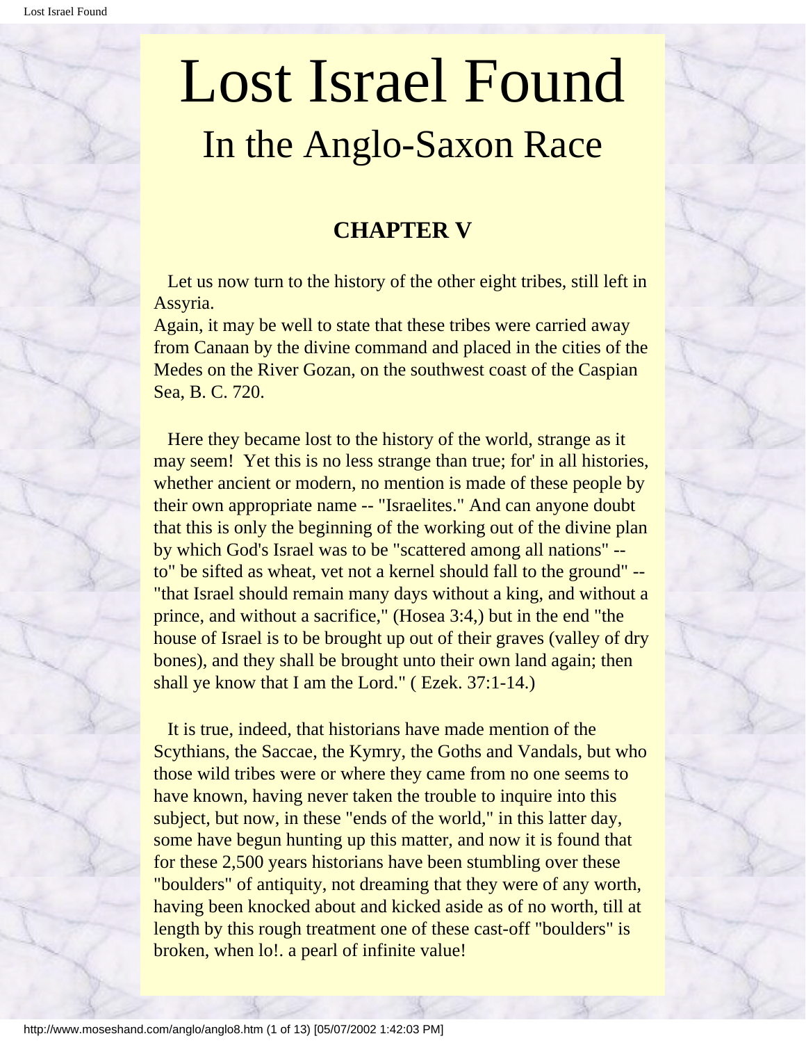# Lost Israel Found

## In the Anglo-Saxon Race

### CHAPTER V

Let us now turn to the history of the other eight tribes, still left in Assyria.
Again, it may be well to state that these tribes were carried away from Canaan by the divine command and placed in the cities of the Medes on the River Gozan, on the southwest coast of the Caspian Sea, B. C. 720.

Here they became lost to the history of the world, strange as it may seem! Yet this is no less strange than true; for' in all histories, whether ancient or modern, no mention is made of these people by their own appropriate name -- "Israelites." And can anyone doubt that this is only the beginning of the working out of the divine plan by which God's Israel was to be "scattered among all nations" -- to" be sifted as wheat, vet not a kernel should fall to the ground" -- "that Israel should remain many days without a king, and without a prince, and without a sacrifice," (Hosea 3:4,) but in the end "the house of Israel is to be brought up out of their graves (valley of dry bones), and they shall be brought unto their own land again; then shall ye know that I am the Lord." ( Ezek. 37:1-14.)

It is true, indeed, that historians have made mention of the Scythians, the Saccae, the Kymry, the Goths and Vandals, but who those wild tribes were or where they came from no one seems to have known, having never taken the trouble to inquire into this subject, but now, in these "ends of the world," in this latter day, some have begun hunting up this matter, and now it is found that for these 2,500 years historians have been stumbling over these "boulders" of antiquity, not dreaming that they were of any worth, having been knocked about and kicked aside as of no worth, till at length by this rough treatment one of these cast-off "boulders" is broken, when lo!. a pearl of infinite value!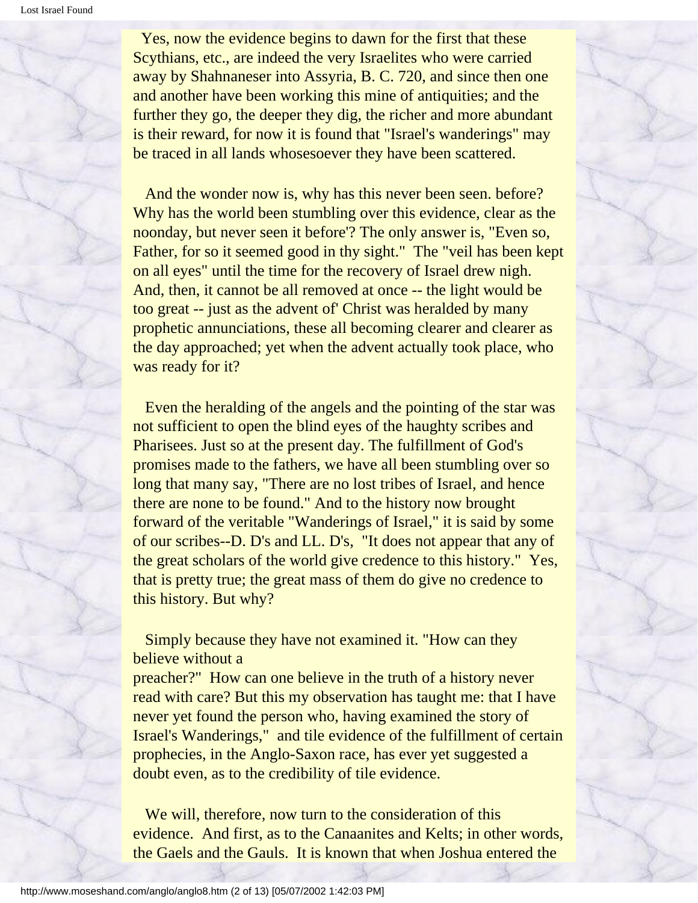Yes, now the evidence begins to dawn for the first that these Scythians, etc., are indeed the very Israelites who were carried away by Shahnaneser into Assyria, B. C. 720, and since then one and another have been working this mine of antiquities; and the further they go, the deeper they dig, the richer and more abundant is their reward, for now it is found that "Israel's wanderings" may be traced in all lands whosesoever they have been scattered.

And the wonder now is, why has this never been seen. before? Why has the world been stumbling over this evidence, clear as the noonday, but never seen it before'? The only answer is, "Even so, Father, for so it seemed good in thy sight." The "veil has been kept on all eyes" until the time for the recovery of Israel drew nigh. And, then, it cannot be all removed at once -- the light would be too great -- just as the advent of' Christ was heralded by many prophetic annunciations, these all becoming clearer and clearer as the day approached; yet when the advent actually took place, who was ready for it?

Even the heralding of the angels and the pointing of the star was not sufficient to open the blind eyes of the haughty scribes and Pharisees. Just so at the present day. The fulfillment of God's promises made to the fathers, we have all been stumbling over so long that many say, "There are no lost tribes of Israel, and hence there are none to be found." And to the history now brought forward of the veritable "Wanderings of Israel," it is said by some of our scribes--D. D's and LL. D's, "It does not appear that any of the great scholars of the world give credence to this history." Yes, that is pretty true; the great mass of them do give no credence to this history. But why?

Simply because they have not examined it. "How can they believe without a preacher?" How can one believe in the truth of a history never read with care? But this my observation has taught me: that I have never yet found the person who, having examined the story of Israel's Wanderings," and tile evidence of the fulfillment of certain prophecies, in the Anglo-Saxon race, has ever yet suggested a doubt even, as to the credibility of tile evidence.

We will, therefore, now turn to the consideration of this evidence. And first, as to the Canaanites and Kelts; in other words, the Gaels and the Gauls. It is known that when Joshua entered the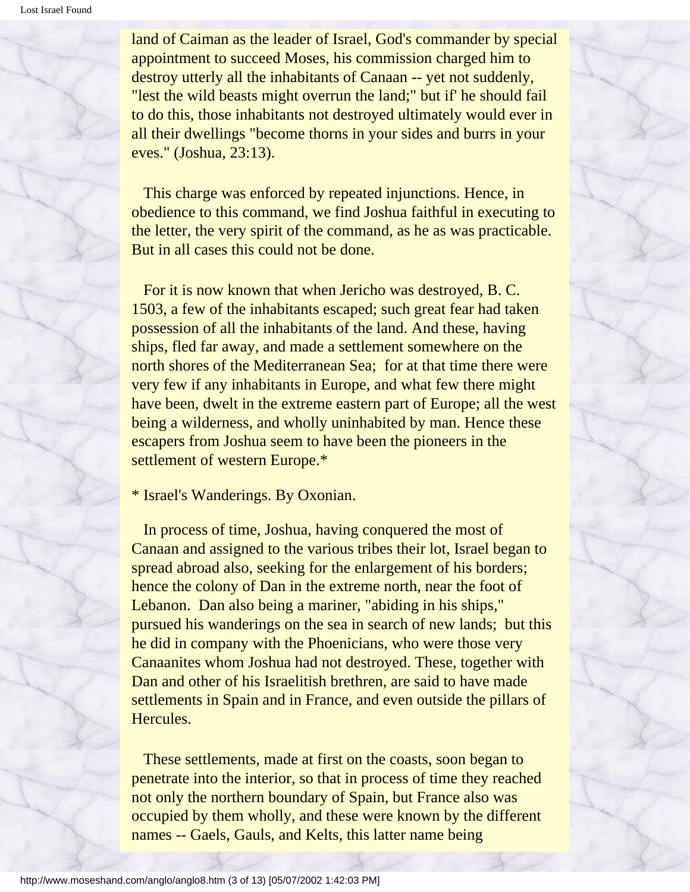land of Caiman as the leader of Israel, God's commander by special appointment to succeed Moses, his commission charged him to destroy utterly all the inhabitants of Canaan -- yet not suddenly, "lest the wild beasts might overrun the land;" but if' he should fail to do this, those inhabitants not destroyed ultimately would ever in all their dwellings "become thorns in your sides and burrs in your eves." (Joshua, 23:13).

This charge was enforced by repeated injunctions. Hence, in obedience to this command, we find Joshua faithful in executing to the letter, the very spirit of the command, as he as was practicable. But in all cases this could not be done.

For it is now known that when Jericho was destroyed, B. C. 1503, a few of the inhabitants escaped; such great fear had taken possession of all the inhabitants of the land. And these, having ships, fled far away, and made a settlement somewhere on the north shores of the Mediterranean Sea; for at that time there were very few if any inhabitants in Europe, and what few there might have been, dwelt in the extreme eastern part of Europe; all the west being a wilderness, and wholly uninhabited by man. Hence these escapers from Joshua seem to have been the pioneers in the settlement of western Europe.*

* Israel's Wanderings. By Oxonian.

In process of time, Joshua, having conquered the most of Canaan and assigned to the various tribes their lot, Israel began to spread abroad also, seeking for the enlargement of his borders; hence the colony of Dan in the extreme north, near the foot of Lebanon. Dan also being a mariner, "abiding in his ships," pursued his wanderings on the sea in search of new lands; but this he did in company with the Phoenicians, who were those very Canaanites whom Joshua had not destroyed. These, together with Dan and other of his Israelitish brethren, are said to have made settlements in Spain and in France, and even outside the pillars of Hercules.

These settlements, made at first on the coasts, soon began to penetrate into the interior, so that in process of time they reached not only the northern boundary of Spain, but France also was occupied by them wholly, and these were known by the different names -- Gaels, Gauls, and Kelts, this latter name being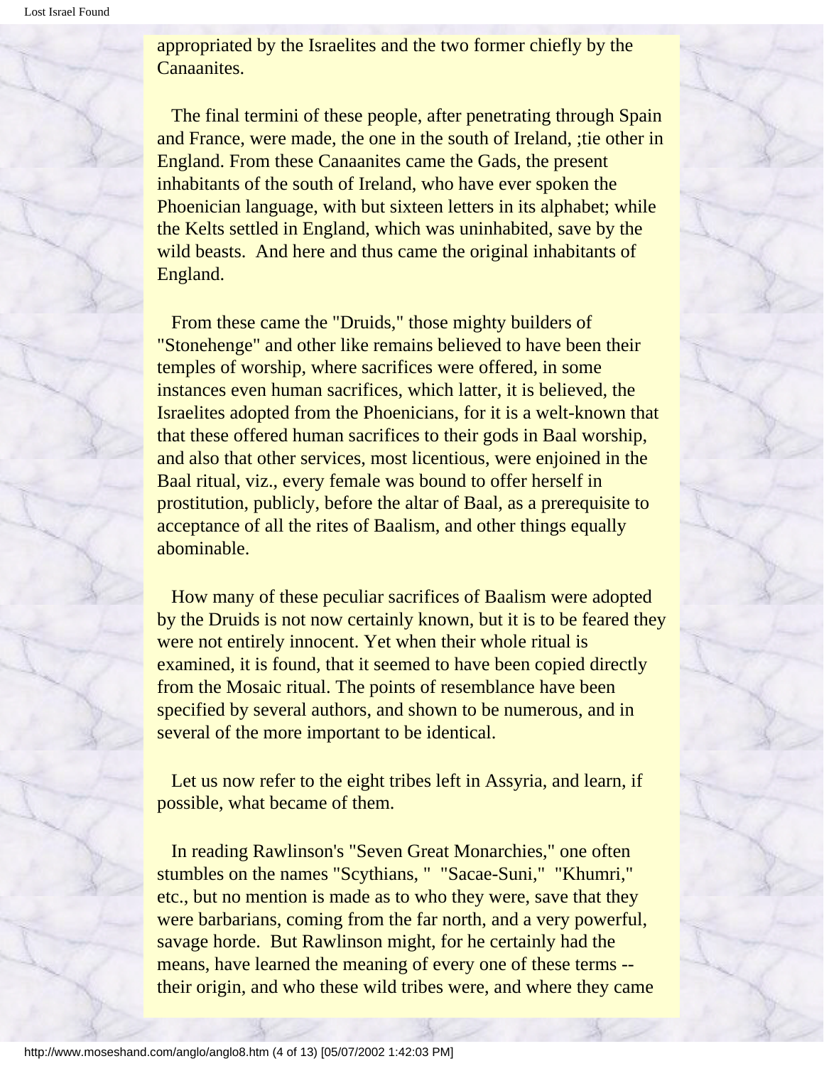appropriated by the Israelites and the two former chiefly by the Canaanites.

The final termini of these people, after penetrating through Spain and France, were made, the one in the south of Ireland, ;tie other in England. From these Canaanites came the Gads, the present inhabitants of the south of Ireland, who have ever spoken the Phoenician language, with but sixteen letters in its alphabet; while the Kelts settled in England, which was uninhabited, save by the wild beasts. And here and thus came the original inhabitants of England.

From these came the "Druids," those mighty builders of "Stonehenge" and other like remains believed to have been their temples of worship, where sacrifices were offered, in some instances even human sacrifices, which latter, it is believed, the Israelites adopted from the Phoenicians, for it is a welt-known that that these offered human sacrifices to their gods in Baal worship, and also that other services, most licentious, were enjoined in the Baal ritual, viz., every female was bound to offer herself in prostitution, publicly, before the altar of Baal, as a prerequisite to acceptance of all the rites of Baalism, and other things equally abominable.

How many of these peculiar sacrifices of Baalism were adopted by the Druids is not now certainly known, but it is to be feared they were not entirely innocent. Yet when their whole ritual is examined, it is found, that it seemed to have been copied directly from the Mosaic ritual. The points of resemblance have been specified by several authors, and shown to be numerous, and in several of the more important to be identical.

Let us now refer to the eight tribes left in Assyria, and learn, if possible, what became of them.

In reading Rawlinson's "Seven Great Monarchies," one often stumbles on the names "Scythians, " "Sacae-Suni," "Khumri," etc., but no mention is made as to who they were, save that they were barbarians, coming from the far north, and a very powerful, savage horde. But Rawlinson might, for he certainly had the means, have learned the meaning of every one of these terms -- their origin, and who these wild tribes were, and where they came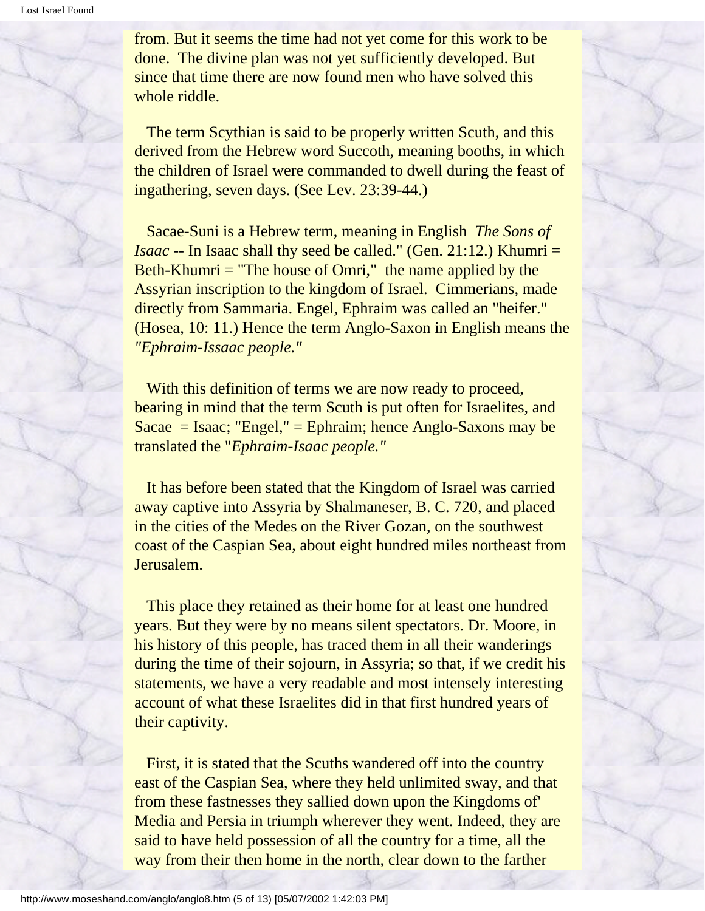from. But it seems the time had not yet come for this work to be done. The divine plan was not yet sufficiently developed. But since that time there are now found men who have solved this whole riddle.

The term Scythian is said to be properly written Scuth, and this derived from the Hebrew word Succoth, meaning booths, in which the children of Israel were commanded to dwell during the feast of ingathering, seven days. (See Lev. 23:39-44.)

Sacae-Suni is a Hebrew term, meaning in English *The Sons of Isaac* -- In Isaac shall thy seed be called." (Gen. 21:12.) Khumri = Beth-Khumri = "The house of Omri," the name applied by the Assyrian inscription to the kingdom of Israel. Cimmerians, made directly from Sammaria. Engel, Ephraim was called an "heifer." (Hosea, 10: 11.) Hence the term Anglo-Saxon in English means the *"Ephraim-Issaac people."*

With this definition of terms we are now ready to proceed, bearing in mind that the term Scuth is put often for Israelites, and Sacae = Isaac; "Engel," = Ephraim; hence Anglo-Saxons may be translated the "*Ephraim-Isaac people."*

It has before been stated that the Kingdom of Israel was carried away captive into Assyria by Shalmaneser, B. C. 720, and placed in the cities of the Medes on the River Gozan, on the southwest coast of the Caspian Sea, about eight hundred miles northeast from Jerusalem.

This place they retained as their home for at least one hundred years. But they were by no means silent spectators. Dr. Moore, in his history of this people, has traced them in all their wanderings during the time of their sojourn, in Assyria; so that, if we credit his statements, we have a very readable and most intensely interesting account of what these Israelites did in that first hundred years of their captivity.

First, it is stated that the Scuths wandered off into the country east of the Caspian Sea, where they held unlimited sway, and that from these fastnesses they sallied down upon the Kingdoms of' Media and Persia in triumph wherever they went. Indeed, they are said to have held possession of all the country for a time, all the way from their then home in the north, clear down to the farther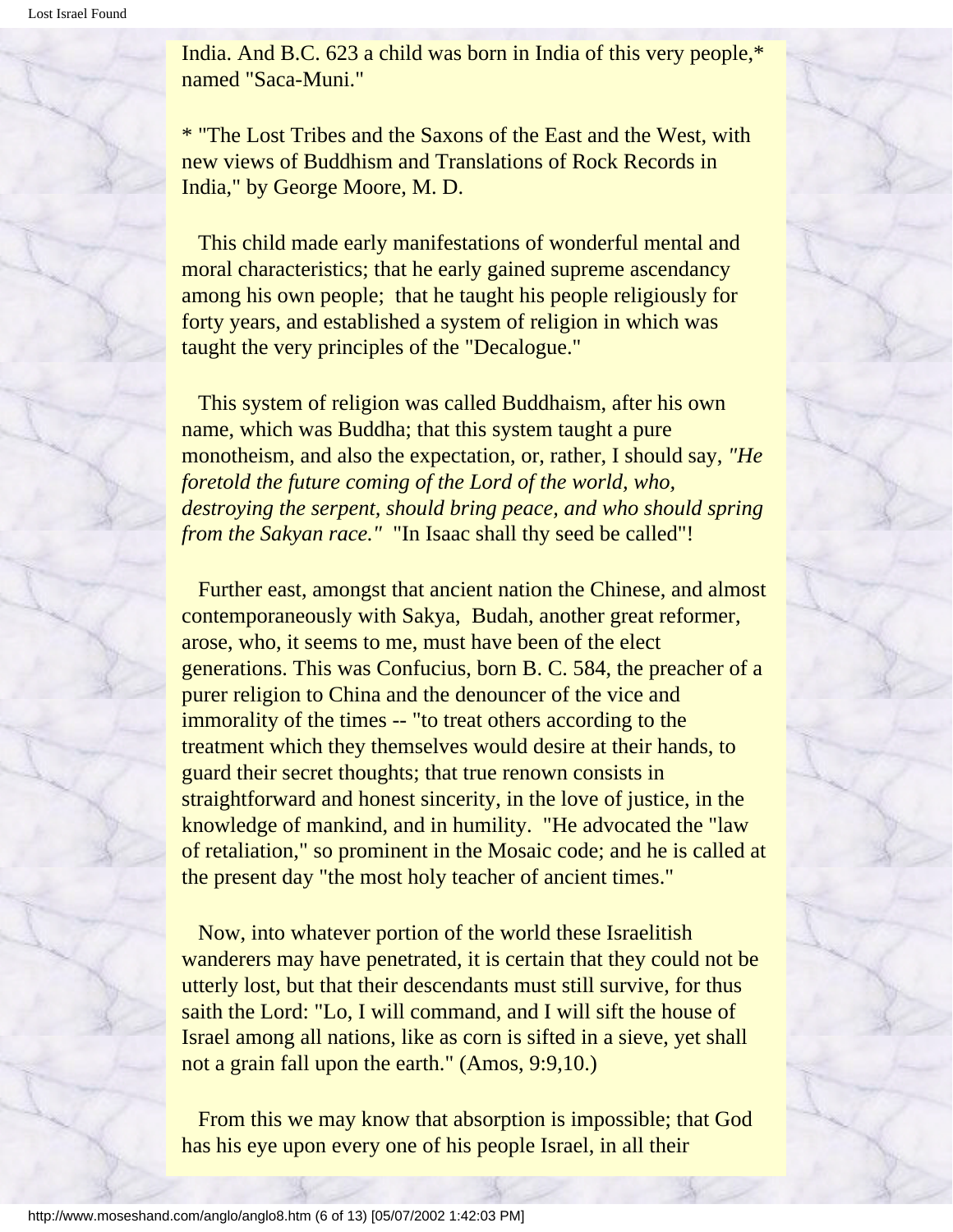India. And B.C. 623 a child was born in India of this very people,* named "Saca-Muni."

* "The Lost Tribes and the Saxons of the East and the West, with new views of Buddhism and Translations of Rock Records in India," by George Moore, M. D.

This child made early manifestations of wonderful mental and moral characteristics; that he early gained supreme ascendancy among his own people; that he taught his people religiously for forty years, and established a system of religion in which was taught the very principles of the "Decalogue."

This system of religion was called Buddhaism, after his own name, which was Buddha; that this system taught a pure monotheism, and also the expectation, or, rather, I should say, *"He foretold the future coming of the Lord of the world, who, destroying the serpent, should bring peace, and who should spring from the Sakyan race."* "In Isaac shall thy seed be called"!

Further east, amongst that ancient nation the Chinese, and almost contemporaneously with Sakya, Budah, another great reformer, arose, who, it seems to me, must have been of the elect generations. This was Confucius, born B. C. 584, the preacher of a purer religion to China and the denouncer of the vice and immorality of the times -- "to treat others according to the treatment which they themselves would desire at their hands, to guard their secret thoughts; that true renown consists in straightforward and honest sincerity, in the love of justice, in the knowledge of mankind, and in humility. "He advocated the "law of retaliation," so prominent in the Mosaic code; and he is called at the present day "the most holy teacher of ancient times."

Now, into whatever portion of the world these Israelitish wanderers may have penetrated, it is certain that they could not be utterly lost, but that their descendants must still survive, for thus saith the Lord: "Lo, I will command, and I will sift the house of Israel among all nations, like as corn is sifted in a sieve, yet shall not a grain fall upon the earth." (Amos, 9:9,10.)

From this we may know that absorption is impossible; that God has his eye upon every one of his people Israel, in all their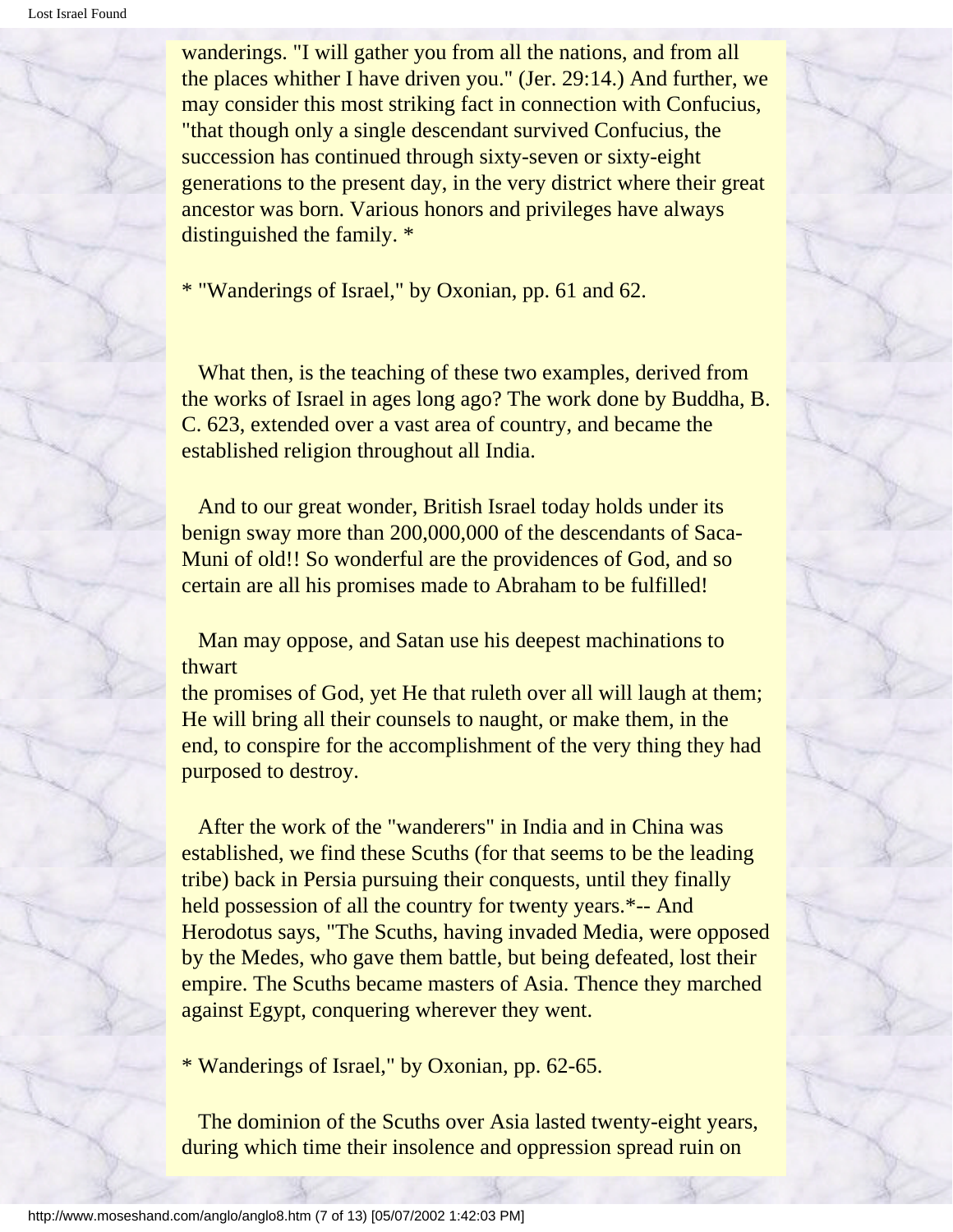wanderings. "I will gather you from all the nations, and from all the places whither I have driven you." (Jer. 29:14.) And further, we may consider this most striking fact in connection with Confucius, "that though only a single descendant survived Confucius, the succession has continued through sixty-seven or sixty-eight generations to the present day, in the very district where their great ancestor was born. Various honors and privileges have always distinguished the family. *

* "Wanderings of Israel," by Oxonian, pp. 61 and 62.

What then, is the teaching of these two examples, derived from the works of Israel in ages long ago? The work done by Buddha, B. C. 623, extended over a vast area of country, and became the established religion throughout all India.

And to our great wonder, British Israel today holds under its benign sway more than 200,000,000 of the descendants of Saca-Muni of old!! So wonderful are the providences of God, and so certain are all his promises made to Abraham to be fulfilled!

Man may oppose, and Satan use his deepest machinations to thwart the promises of God, yet He that ruleth over all will laugh at them; He will bring all their counsels to naught, or make them, in the end, to conspire for the accomplishment of the very thing they had purposed to destroy.

After the work of the "wanderers" in India and in China was established, we find these Scuths (for that seems to be the leading tribe) back in Persia pursuing their conquests, until they finally held possession of all the country for twenty years.*-- And Herodotus says, "The Scuths, having invaded Media, were opposed by the Medes, who gave them battle, but being defeated, lost their empire. The Scuths became masters of Asia. Thence they marched against Egypt, conquering wherever they went.

* Wanderings of Israel," by Oxonian, pp. 62-65.

The dominion of the Scuths over Asia lasted twenty-eight years, during which time their insolence and oppression spread ruin on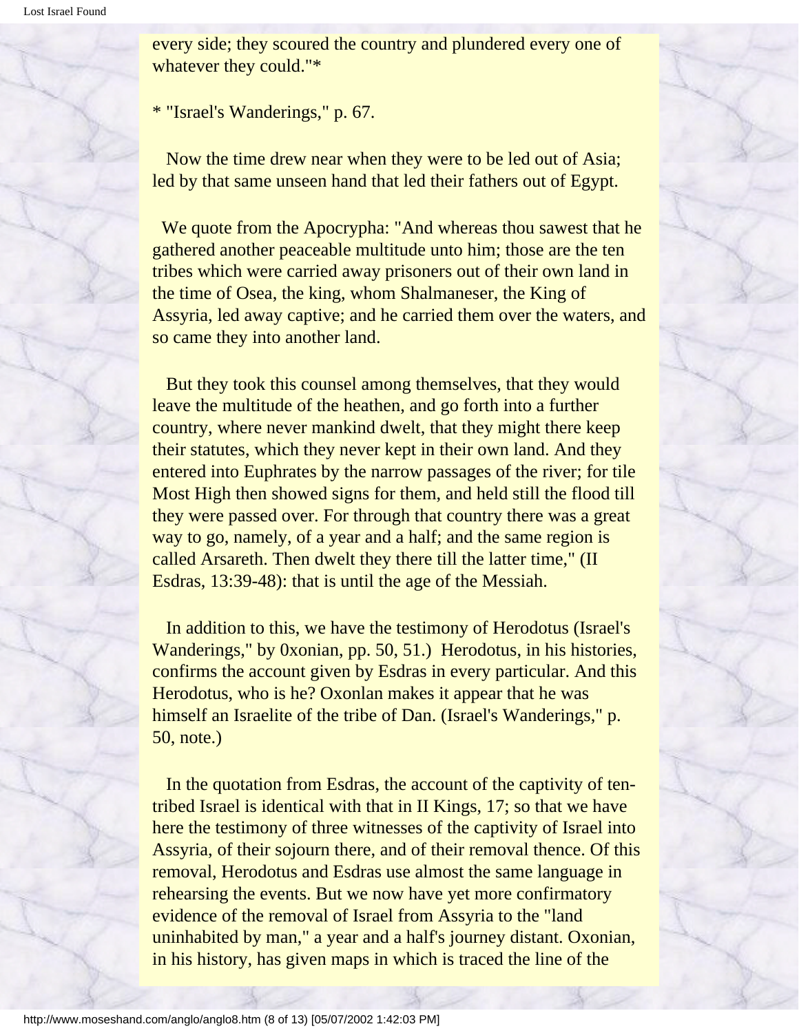every side; they scoured the country and plundered every one of whatever they could."*

* "Israel's Wanderings," p. 67.

Now the time drew near when they were to be led out of Asia; led by that same unseen hand that led their fathers out of Egypt.

We quote from the Apocrypha: "And whereas thou sawest that he gathered another peaceable multitude unto him; those are the ten tribes which were carried away prisoners out of their own land in the time of Osea, the king, whom Shalmaneser, the King of Assyria, led away captive; and he carried them over the waters, and so came they into another land.

But they took this counsel among themselves, that they would leave the multitude of the heathen, and go forth into a further country, where never mankind dwelt, that they might there keep their statutes, which they never kept in their own land. And they entered into Euphrates by the narrow passages of the river; for tile Most High then showed signs for them, and held still the flood till they were passed over. For through that country there was a great way to go, namely, of a year and a half; and the same region is called Arsareth. Then dwelt they there till the latter time," (II Esdras, 13:39-48): that is until the age of the Messiah.

In addition to this, we have the testimony of Herodotus (Israel's Wanderings," by 0xonian, pp. 50, 51.) Herodotus, in his histories, confirms the account given by Esdras in every particular. And this Herodotus, who is he? Oxonlan makes it appear that he was himself an Israelite of the tribe of Dan. (Israel's Wanderings," p. 50, note.)

In the quotation from Esdras, the account of the captivity of ten-tribed Israel is identical with that in II Kings, 17; so that we have here the testimony of three witnesses of the captivity of Israel into Assyria, of their sojourn there, and of their removal thence. Of this removal, Herodotus and Esdras use almost the same language in rehearsing the events. But we now have yet more confirmatory evidence of the removal of Israel from Assyria to the "land uninhabited by man," a year and a half's journey distant. Oxonian, in his history, has given maps in which is traced the line of the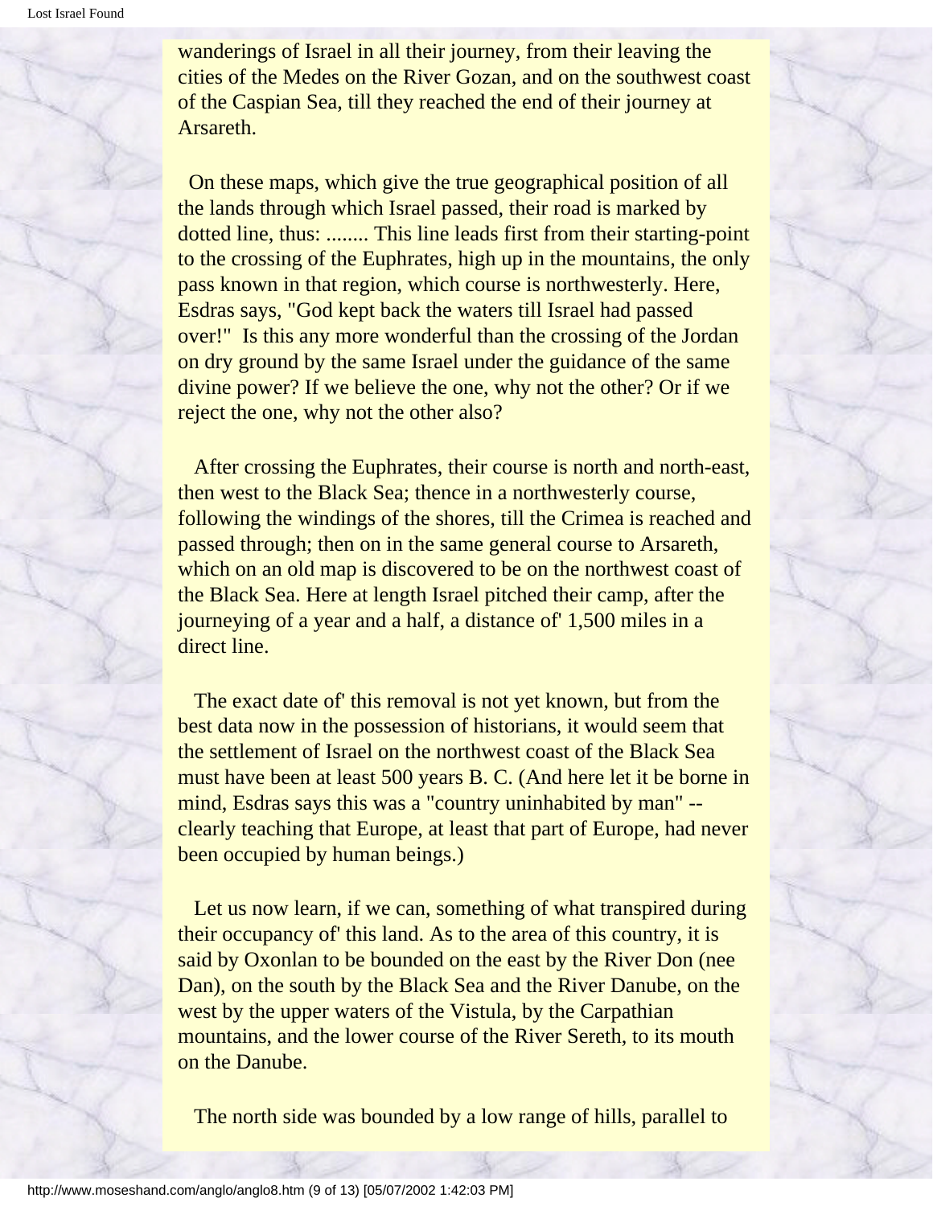wanderings of Israel in all their journey, from their leaving the cities of the Medes on the River Gozan, and on the southwest coast of the Caspian Sea, till they reached the end of their journey at Arsareth.

On these maps, which give the true geographical position of all the lands through which Israel passed, their road is marked by dotted line, thus: ........ This line leads first from their starting-point to the crossing of the Euphrates, high up in the mountains, the only pass known in that region, which course is northwesterly. Here, Esdras says, "God kept back the waters till Israel had passed over!" Is this any more wonderful than the crossing of the Jordan on dry ground by the same Israel under the guidance of the same divine power? If we believe the one, why not the other? Or if we reject the one, why not the other also?

After crossing the Euphrates, their course is north and north-east, then west to the Black Sea; thence in a northwesterly course, following the windings of the shores, till the Crimea is reached and passed through; then on in the same general course to Arsareth, which on an old map is discovered to be on the northwest coast of the Black Sea. Here at length Israel pitched their camp, after the journeying of a year and a half, a distance of' 1,500 miles in a direct line.

The exact date of' this removal is not yet known, but from the best data now in the possession of historians, it would seem that the settlement of Israel on the northwest coast of the Black Sea must have been at least 500 years B. C. (And here let it be borne in mind, Esdras says this was a "country uninhabited by man" -- clearly teaching that Europe, at least that part of Europe, had never been occupied by human beings.)

Let us now learn, if we can, something of what transpired during their occupancy of' this land. As to the area of this country, it is said by Oxonlan to be bounded on the east by the River Don (nee Dan), on the south by the Black Sea and the River Danube, on the west by the upper waters of the Vistula, by the Carpathian mountains, and the lower course of the River Sereth, to its mouth on the Danube.

The north side was bounded by a low range of hills, parallel to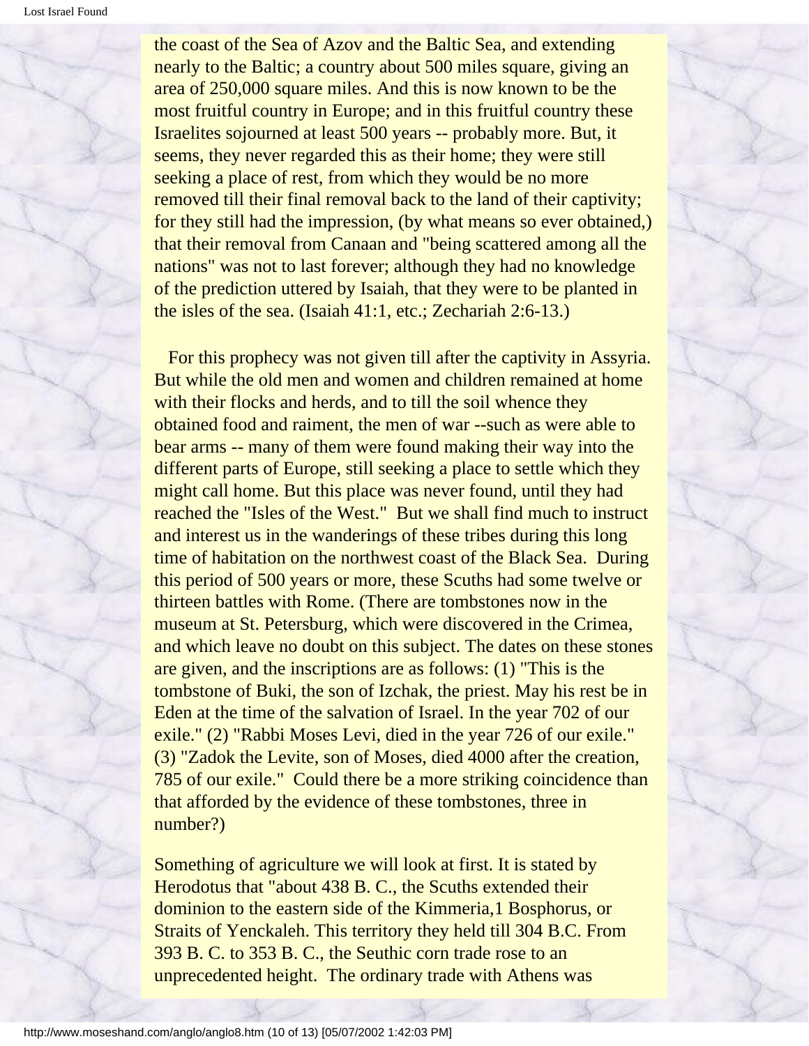the coast of the Sea of Azov and the Baltic Sea, and extending nearly to the Baltic; a country about 500 miles square, giving an area of 250,000 square miles. And this is now known to be the most fruitful country in Europe; and in this fruitful country these Israelites sojourned at least 500 years -- probably more. But, it seems, they never regarded this as their home; they were still seeking a place of rest, from which they would be no more removed till their final removal back to the land of their captivity; for they still had the impression, (by what means so ever obtained,) that their removal from Canaan and "being scattered among all the nations" was not to last forever; although they had no knowledge of the prediction uttered by Isaiah, that they were to be planted in the isles of the sea. (Isaiah 41:1, etc.; Zechariah 2:6-13.)

For this prophecy was not given till after the captivity in Assyria. But while the old men and women and children remained at home with their flocks and herds, and to till the soil whence they obtained food and raiment, the men of war --such as were able to bear arms -- many of them were found making their way into the different parts of Europe, still seeking a place to settle which they might call home. But this place was never found, until they had reached the "Isles of the West." But we shall find much to instruct and interest us in the wanderings of these tribes during this long time of habitation on the northwest coast of the Black Sea. During this period of 500 years or more, these Scuths had some twelve or thirteen battles with Rome. (There are tombstones now in the museum at St. Petersburg, which were discovered in the Crimea, and which leave no doubt on this subject. The dates on these stones are given, and the inscriptions are as follows: (1) "This is the tombstone of Buki, the son of Izchak, the priest. May his rest be in Eden at the time of the salvation of Israel. In the year 702 of our exile." (2) "Rabbi Moses Levi, died in the year 726 of our exile." (3) "Zadok the Levite, son of Moses, died 4000 after the creation, 785 of our exile." Could there be a more striking coincidence than that afforded by the evidence of these tombstones, three in number?)

Something of agriculture we will look at first. It is stated by Herodotus that "about 438 B. C., the Scuths extended their dominion to the eastern side of the Kimmeria,1 Bosphorus, or Straits of Yenckaleh. This territory they held till 304 B.C. From 393 B. C. to 353 B. C., the Seuthic corn trade rose to an unprecedented height. The ordinary trade with Athens was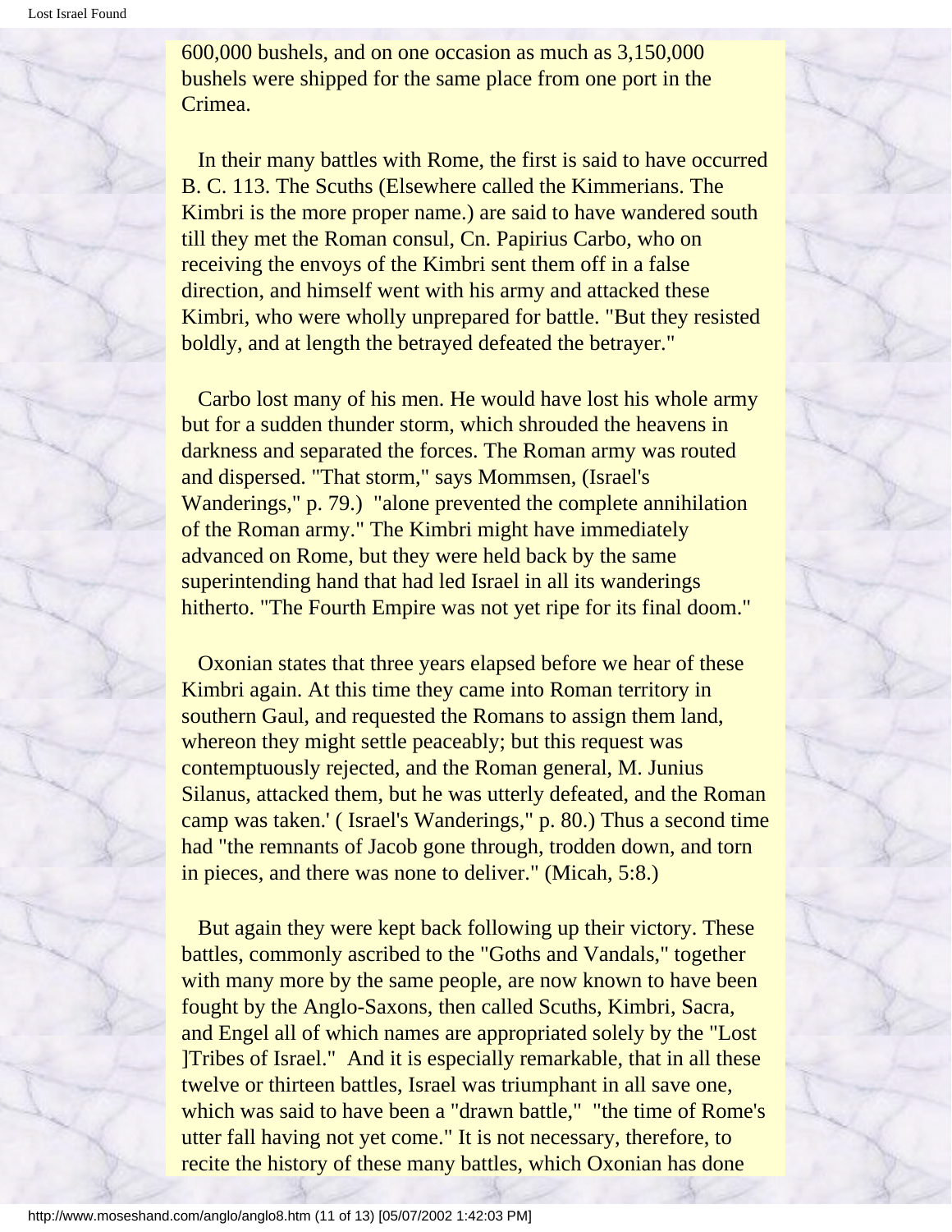600,000 bushels, and on one occasion as much as 3,150,000 bushels were shipped for the same place from one port in the Crimea.

In their many battles with Rome, the first is said to have occurred B. C. 113. The Scuths (Elsewhere called the Kimmerians. The Kimbri is the more proper name.) are said to have wandered south till they met the Roman consul, Cn. Papirius Carbo, who on receiving the envoys of the Kimbri sent them off in a false direction, and himself went with his army and attacked these Kimbri, who were wholly unprepared for battle. "But they resisted boldly, and at length the betrayed defeated the betrayer."

Carbo lost many of his men. He would have lost his whole army but for a sudden thunder storm, which shrouded the heavens in darkness and separated the forces. The Roman army was routed and dispersed. "That storm," says Mommsen, (Israel's Wanderings," p. 79.) "alone prevented the complete annihilation of the Roman army." The Kimbri might have immediately advanced on Rome, but they were held back by the same superintending hand that had led Israel in all its wanderings hitherto. "The Fourth Empire was not yet ripe for its final doom."

Oxonian states that three years elapsed before we hear of these Kimbri again. At this time they came into Roman territory in southern Gaul, and requested the Romans to assign them land, whereon they might settle peaceably; but this request was contemptuously rejected, and the Roman general, M. Junius Silanus, attacked them, but he was utterly defeated, and the Roman camp was taken.' ( Israel's Wanderings," p. 80.) Thus a second time had "the remnants of Jacob gone through, trodden down, and torn in pieces, and there was none to deliver." (Micah, 5:8.)

But again they were kept back following up their victory. These battles, commonly ascribed to the "Goths and Vandals," together with many more by the same people, are now known to have been fought by the Anglo-Saxons, then called Scuths, Kimbri, Sacra, and Engel all of which names are appropriated solely by the "Lost ]Tribes of Israel." And it is especially remarkable, that in all these twelve or thirteen battles, Israel was triumphant in all save one, which was said to have been a "drawn battle," "the time of Rome's utter fall having not yet come." It is not necessary, therefore, to recite the history of these many battles, which Oxonian has done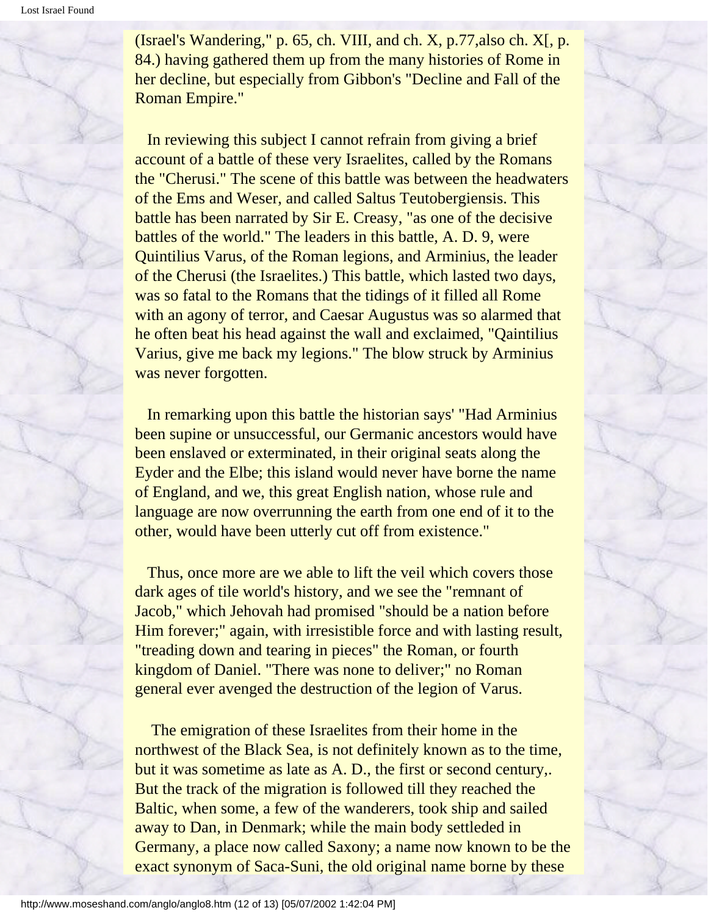(Israel's Wandering," p. 65, ch. VIII, and ch. X, p.77,also ch. X[, p. 84.) having gathered them up from the many histories of Rome in her decline, but especially from Gibbon's "Decline and Fall of the Roman Empire."

In reviewing this subject I cannot refrain from giving a brief account of a battle of these very Israelites, called by the Romans the "Cherusi." The scene of this battle was between the headwaters of the Ems and Weser, and called Saltus Teutobergiensis. This battle has been narrated by Sir E. Creasy, "as one of the decisive battles of the world." The leaders in this battle, A. D. 9, were Quintilius Varus, of the Roman legions, and Arminius, the leader of the Cherusi (the Israelites.) This battle, which lasted two days, was so fatal to the Romans that the tidings of it filled all Rome with an agony of terror, and Caesar Augustus was so alarmed that he often beat his head against the wall and exclaimed, "Qaintilius Varius, give me back my legions." The blow struck by Arminius was never forgotten.

In remarking upon this battle the historian says' "Had Arminius been supine or unsuccessful, our Germanic ancestors would have been enslaved or exterminated, in their original seats along the Eyder and the Elbe; this island would never have borne the name of England, and we, this great English nation, whose rule and language are now overrunning the earth from one end of it to the other, would have been utterly cut off from existence."

Thus, once more are we able to lift the veil which covers those dark ages of tile world's history, and we see the "remnant of Jacob," which Jehovah had promised "should be a nation before Him forever;" again, with irresistible force and with lasting result, "treading down and tearing in pieces" the Roman, or fourth kingdom of Daniel. "There was none to deliver;" no Roman general ever avenged the destruction of the legion of Varus.

The emigration of these Israelites from their home in the northwest of the Black Sea, is not definitely known as to the time, but it was sometime as late as A. D., the first or second century,. But the track of the migration is followed till they reached the Baltic, when some, a few of the wanderers, took ship and sailed away to Dan, in Denmark; while the main body settleded in Germany, a place now called Saxony; a name now known to be the exact synonym of Saca-Suni, the old original name borne by these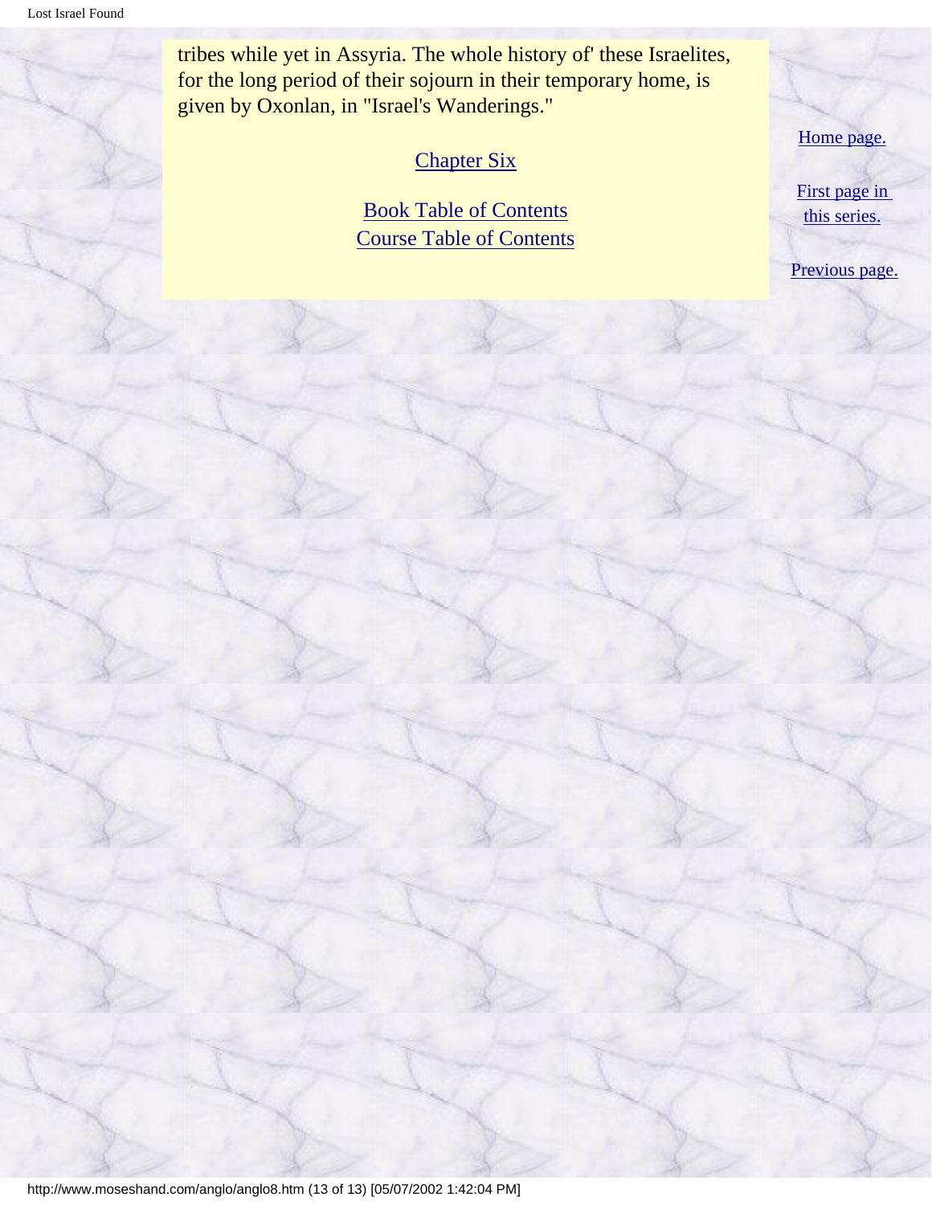tribes while yet in Assyria. The whole history of' these Israelites, for the long period of their sojourn in their temporary home, is given by Oxonlan, in "Israel's Wanderings."

Chapter Six

Book Table of Contents
Course Table of Contents

Home page.

First page in this series.

Previous page.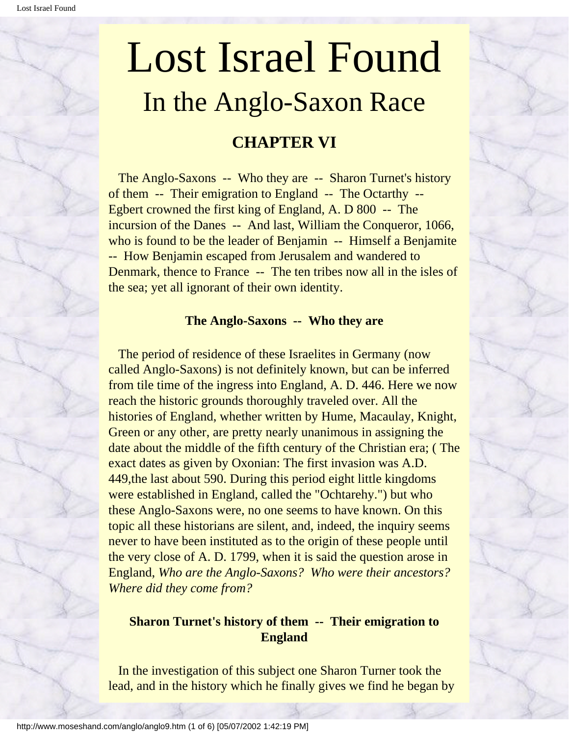# Lost Israel Found

## In the Anglo-Saxon Race

### CHAPTER VI

The Anglo-Saxons -- Who they are -- Sharon Turnet's history of them -- Their emigration to England -- The Octarthy -- Egbert crowned the first king of England, A. D 800 -- The incursion of the Danes -- And last, William the Conqueror, 1066, who is found to be the leader of Benjamin -- Himself a Benjamite -- How Benjamin escaped from Jerusalem and wandered to Denmark, thence to France -- The ten tribes now all in the isles of the sea; yet all ignorant of their own identity.

**The Anglo-Saxons -- Who they are**

The period of residence of these Israelites in Germany (now called Anglo-Saxons) is not definitely known, but can be inferred from tile time of the ingress into England, A. D. 446. Here we now reach the historic grounds thoroughly traveled over. All the histories of England, whether written by Hume, Macaulay, Knight, Green or any other, are pretty nearly unanimous in assigning the date about the middle of the fifth century of the Christian era; ( The exact dates as given by Oxonian: The first invasion was A.D. 449,the last about 590. During this period eight little kingdoms were established in England, called the "Ochtarehy.") but who these Anglo-Saxons were, no one seems to have known. On this topic all these historians are silent, and, indeed, the inquiry seems never to have been instituted as to the origin of these people until the very close of A. D. 1799, when it is said the question arose in England, *Who are the Anglo-Saxons? Who were their ancestors? Where did they come from?*

**Sharon Turnet's history of them -- Their emigration to England**

In the investigation of this subject one Sharon Turner took the lead, and in the history which he finally gives we find he began by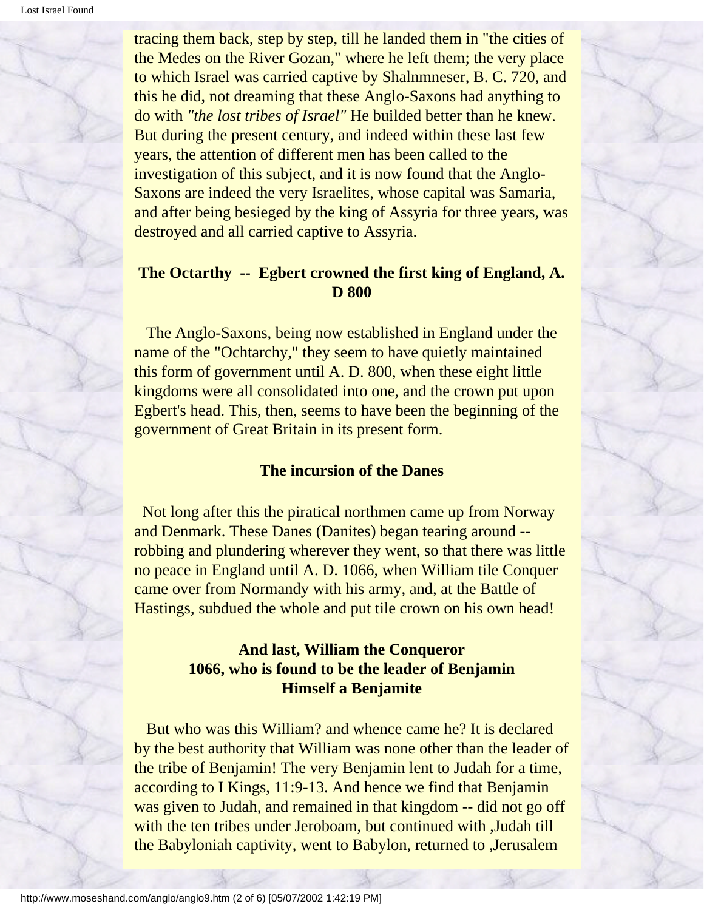tracing them back, step by step, till he landed them in "the cities of the Medes on the River Gozan," where he left them; the very place to which Israel was carried captive by Shalnmneser, B. C. 720, and this he did, not dreaming that these Anglo-Saxons had anything to do with *"the lost tribes of Israel"* He builded better than he knew. But during the present century, and indeed within these last few years, the attention of different men has been called to the investigation of this subject, and it is now found that the Anglo-Saxons are indeed the very Israelites, whose capital was Samaria, and after being besieged by the king of Assyria for three years, was destroyed and all carried captive to Assyria.

### The Octarthy -- Egbert crowned the first king of England, A. D 800

The Anglo-Saxons, being now established in England under the name of the "Ochtarchy," they seem to have quietly maintained this form of government until A. D. 800, when these eight little kingdoms were all consolidated into one, and the crown put upon Egbert's head. This, then, seems to have been the beginning of the government of Great Britain in its present form.

### The incursion of the Danes

Not long after this the piratical northmen came up from Norway and Denmark. These Danes (Danites) began tearing around -- robbing and plundering wherever they went, so that there was little no peace in England until A. D. 1066, when William tile Conquer came over from Normandy with his army, and, at the Battle of Hastings, subdued the whole and put tile crown on his own head!

### And last, William the Conqueror 1066, who is found to be the leader of Benjamin Himself a Benjamite

But who was this William? and whence came he? It is declared by the best authority that William was none other than the leader of the tribe of Benjamin! The very Benjamin lent to Judah for a time, according to I Kings, 11:9-13. And hence we find that Benjamin was given to Judah, and remained in that kingdom -- did not go off with the ten tribes under Jeroboam, but continued with ,Judah till the Babyloniah captivity, went to Babylon, returned to ,Jerusalem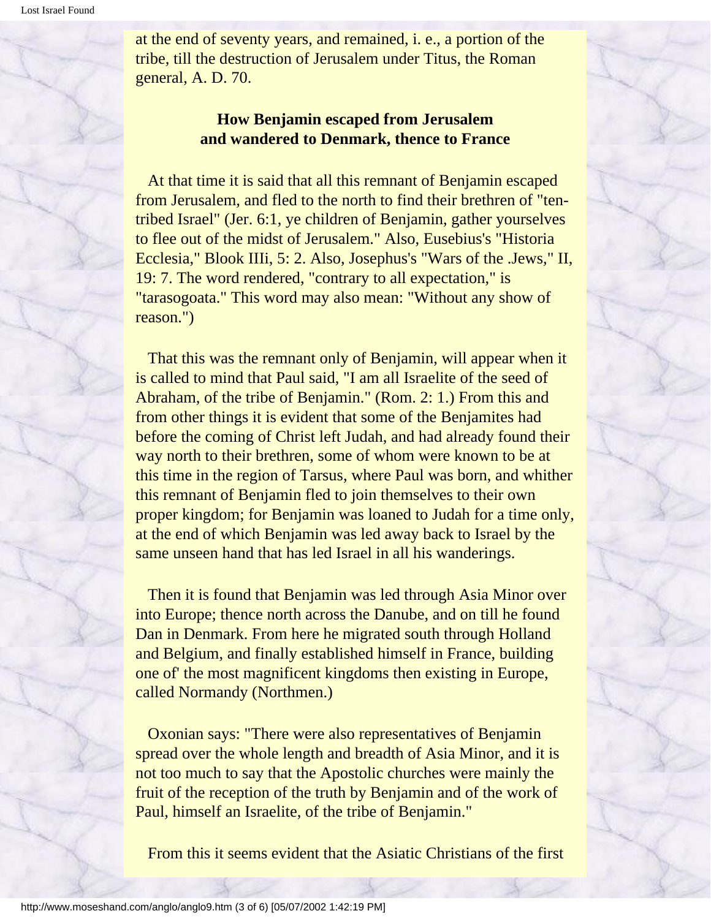at the end of seventy years, and remained, i. e., a portion of the tribe, till the destruction of Jerusalem under Titus, the Roman general, A. D. 70.

### How Benjamin escaped from Jerusalem and wandered to Denmark, thence to France

At that time it is said that all this remnant of Benjamin escaped from Jerusalem, and fled to the north to find their brethren of "ten-tribed Israel" (Jer. 6:1, ye children of Benjamin, gather yourselves to flee out of the midst of Jerusalem." Also, Eusebius's "Historia Ecclesia," Blook IIIi, 5: 2. Also, Josephus's "Wars of the .Jews," II, 19: 7. The word rendered, "contrary to all expectation," is "tarasogoata." This word may also mean: "Without any show of reason.")

That this was the remnant only of Benjamin, will appear when it is called to mind that Paul said, "I am all Israelite of the seed of Abraham, of the tribe of Benjamin." (Rom. 2: 1.) From this and from other things it is evident that some of the Benjamites had before the coming of Christ left Judah, and had already found their way north to their brethren, some of whom were known to be at this time in the region of Tarsus, where Paul was born, and whither this remnant of Benjamin fled to join themselves to their own proper kingdom; for Benjamin was loaned to Judah for a time only, at the end of which Benjamin was led away back to Israel by the same unseen hand that has led Israel in all his wanderings.

Then it is found that Benjamin was led through Asia Minor over into Europe; thence north across the Danube, and on till he found Dan in Denmark. From here he migrated south through Holland and Belgium, and finally established himself in France, building one of' the most magnificent kingdoms then existing in Europe, called Normandy (Northmen.)

Oxonian says: "There were also representatives of Benjamin spread over the whole length and breadth of Asia Minor, and it is not too much to say that the Apostolic churches were mainly the fruit of the reception of the truth by Benjamin and of the work of Paul, himself an Israelite, of the tribe of Benjamin."

From this it seems evident that the Asiatic Christians of the first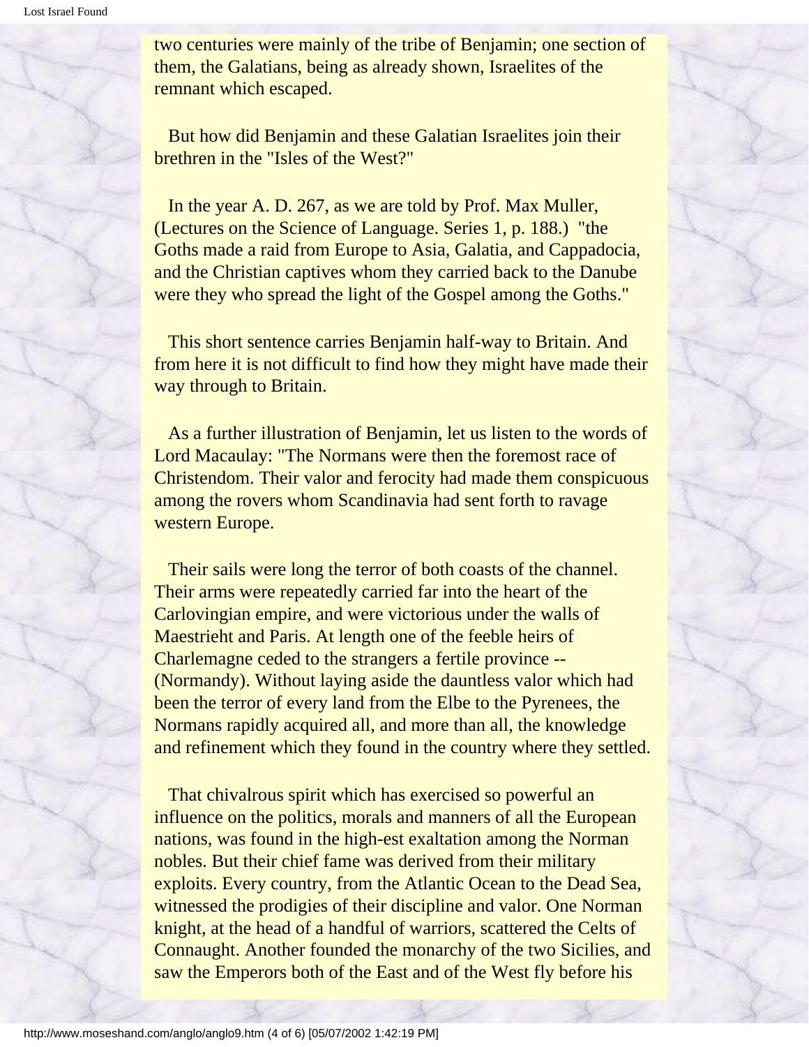two centuries were mainly of the tribe of Benjamin; one section of them, the Galatians, being as already shown, Israelites of the remnant which escaped.

But how did Benjamin and these Galatian Israelites join their brethren in the "Isles of the West?"

In the year A. D. 267, as we are told by Prof. Max Muller, (Lectures on the Science of Language. Series 1, p. 188.) "the Goths made a raid from Europe to Asia, Galatia, and Cappadocia, and the Christian captives whom they carried back to the Danube were they who spread the light of the Gospel among the Goths."

This short sentence carries Benjamin half-way to Britain. And from here it is not difficult to find how they might have made their way through to Britain.

As a further illustration of Benjamin, let us listen to the words of Lord Macaulay: "The Normans were then the foremost race of Christendom. Their valor and ferocity had made them conspicuous among the rovers whom Scandinavia had sent forth to ravage western Europe.

Their sails were long the terror of both coasts of the channel. Their arms were repeatedly carried far into the heart of the Carlovingian empire, and were victorious under the walls of Maestrieht and Paris. At length one of the feeble heirs of Charlemagne ceded to the strangers a fertile province -- (Normandy). Without laying aside the dauntless valor which had been the terror of every land from the Elbe to the Pyrenees, the Normans rapidly acquired all, and more than all, the knowledge and refinement which they found in the country where they settled.

That chivalrous spirit which has exercised so powerful an influence on the politics, morals and manners of all the European nations, was found in the high-est exaltation among the Norman nobles. But their chief fame was derived from their military exploits. Every country, from the Atlantic Ocean to the Dead Sea, witnessed the prodigies of their discipline and valor. One Norman knight, at the head of a handful of warriors, scattered the Celts of Connaught. Another founded the monarchy of the two Sicilies, and saw the Emperors both of the East and of the West fly before his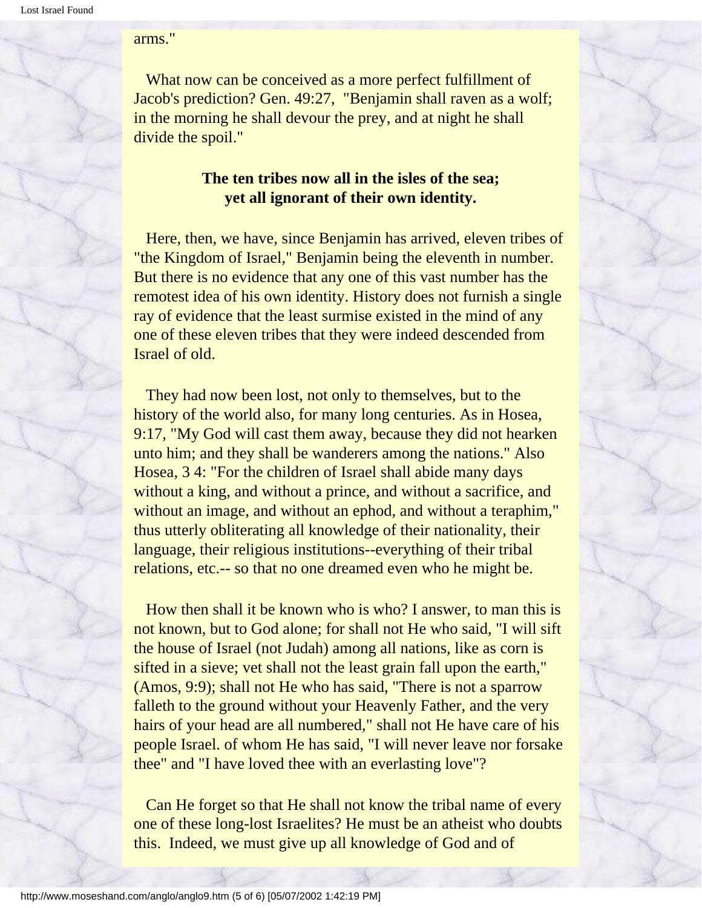arms."

What now can be conceived as a more perfect fulfillment of Jacob's prediction? Gen. 49:27, "Benjamin shall raven as a wolf; in the morning he shall devour the prey, and at night he shall divide the spoil."

**The ten tribes now all in the isles of the sea;**
**yet all ignorant of their own identity.**

Here, then, we have, since Benjamin has arrived, eleven tribes of "the Kingdom of Israel," Benjamin being the eleventh in number. But there is no evidence that any one of this vast number has the remotest idea of his own identity. History does not furnish a single ray of evidence that the least surmise existed in the mind of any one of these eleven tribes that they were indeed descended from Israel of old.

They had now been lost, not only to themselves, but to the history of the world also, for many long centuries. As in Hosea, 9:17, "My God will cast them away, because they did not hearken unto him; and they shall be wanderers among the nations." Also Hosea, 3 4: "For the children of Israel shall abide many days without a king, and without a prince, and without a sacrifice, and without an image, and without an ephod, and without a teraphim," thus utterly obliterating all knowledge of their nationality, their language, their religious institutions--everything of their tribal relations, etc.-- so that no one dreamed even who he might be.

How then shall it be known who is who? I answer, to man this is not known, but to God alone; for shall not He who said, "I will sift the house of Israel (not Judah) among all nations, like as corn is sifted in a sieve; vet shall not the least grain fall upon the earth," (Amos, 9:9); shall not He who has said, "There is not a sparrow falleth to the ground without your Heavenly Father, and the very hairs of your head are all numbered," shall not He have care of his people Israel. of whom He has said, "I will never leave nor forsake thee" and "I have loved thee with an everlasting love"?

Can He forget so that He shall not know the tribal name of every one of these long-lost Israelites? He must be an atheist who doubts this. Indeed, we must give up all knowledge of God and of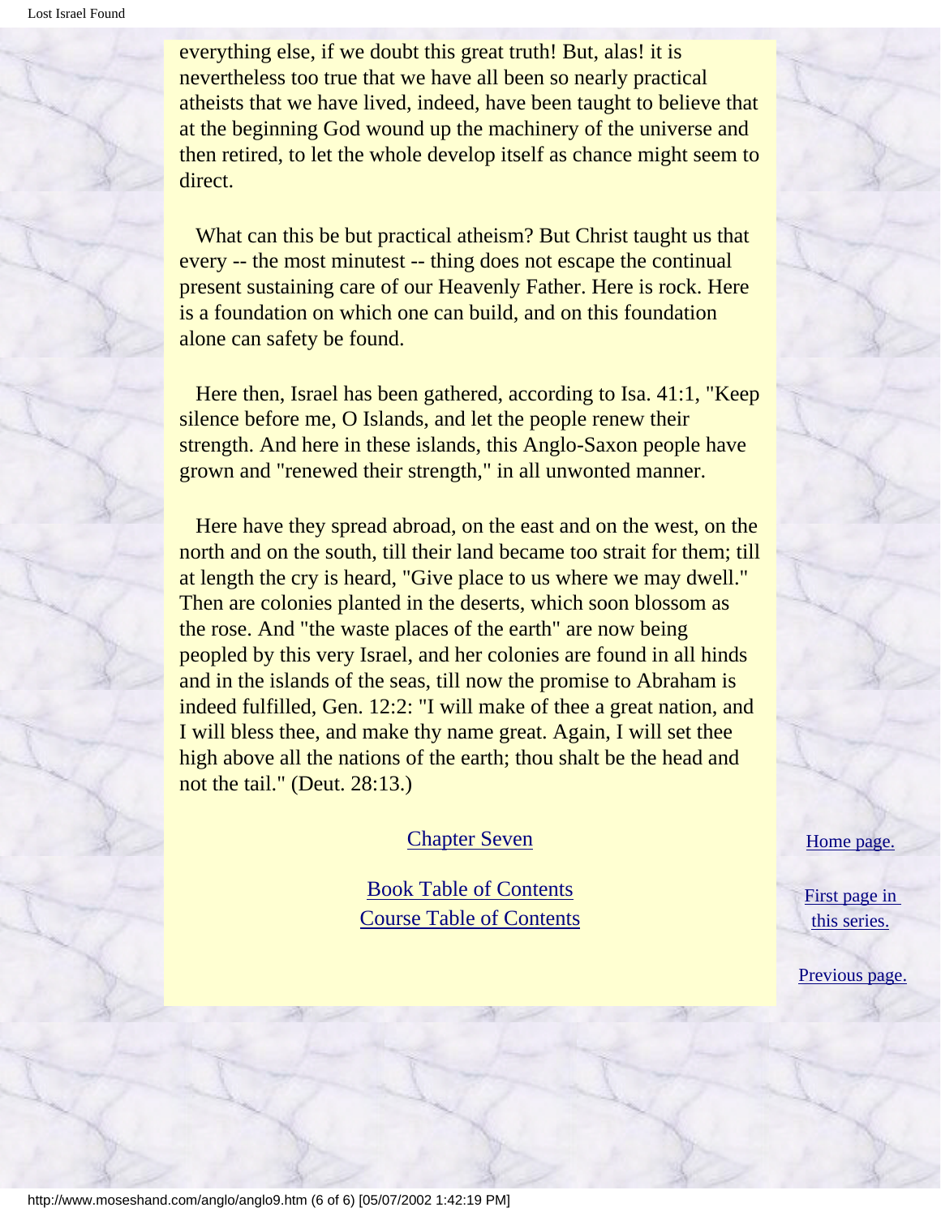everything else, if we doubt this great truth! But, alas! it is nevertheless too true that we have all been so nearly practical atheists that we have lived, indeed, have been taught to believe that at the beginning God wound up the machinery of the universe and then retired, to let the whole develop itself as chance might seem to direct.

What can this be but practical atheism? But Christ taught us that every -- the most minutest -- thing does not escape the continual present sustaining care of our Heavenly Father. Here is rock. Here is a foundation on which one can build, and on this foundation alone can safety be found.

Here then, Israel has been gathered, according to Isa. 41:1, "Keep silence before me, O Islands, and let the people renew their strength. And here in these islands, this Anglo-Saxon people have grown and "renewed their strength," in all unwonted manner.

Here have they spread abroad, on the east and on the west, on the north and on the south, till their land became too strait for them; till at length the cry is heard, "Give place to us where we may dwell." Then are colonies planted in the deserts, which soon blossom as the rose. And "the waste places of the earth" are now being peopled by this very Israel, and her colonies are found in all hinds and in the islands of the seas, till now the promise to Abraham is indeed fulfilled, Gen. 12:2: "I will make of thee a great nation, and I will bless thee, and make thy name great. Again, I will set thee high above all the nations of the earth; thou shalt be the head and not the tail." (Deut. 28:13.)

Chapter Seven

Book Table of Contents
Course Table of Contents

Home page.

First page in this series.

Previous page.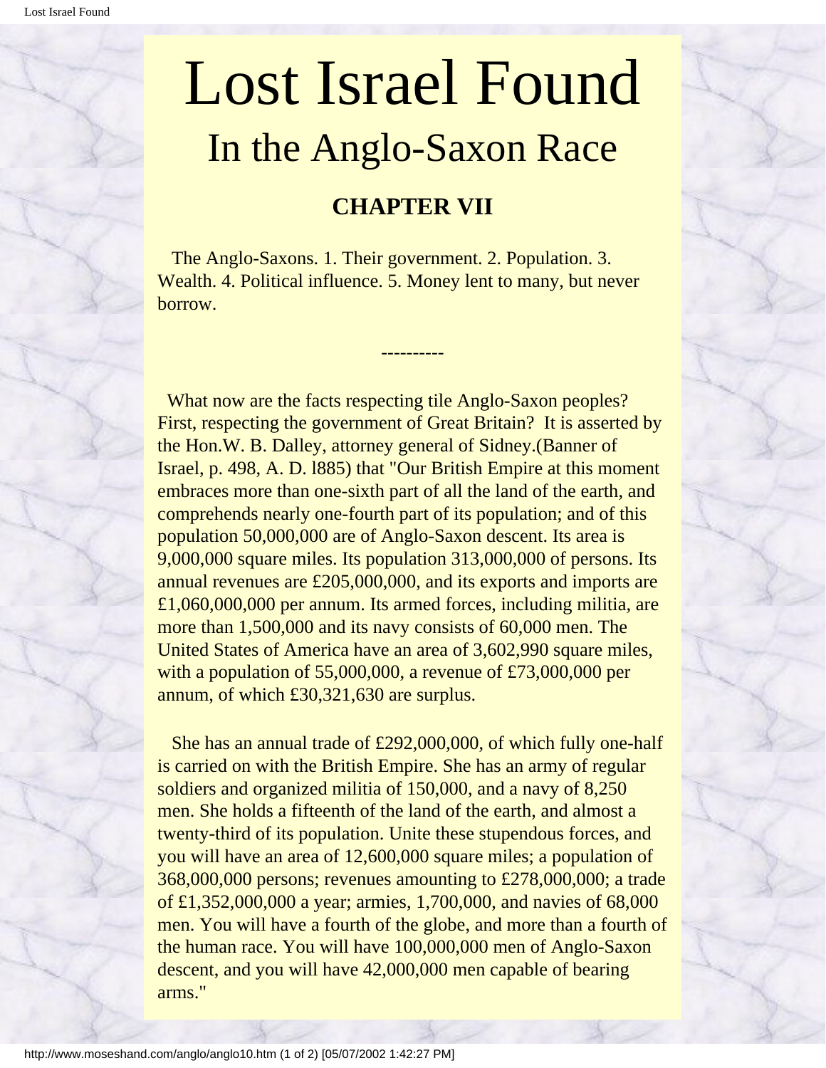# Lost Israel Found

## In the Anglo-Saxon Race

### CHAPTER VII

The Anglo-Saxons. 1. Their government. 2. Population. 3. Wealth. 4. Political influence. 5. Money lent to many, but never borrow.

----------

What now are the facts respecting tile Anglo-Saxon peoples? First, respecting the government of Great Britain? It is asserted by the Hon.W. B. Dalley, attorney general of Sidney.(Banner of Israel, p. 498, A. D. l885) that "Our British Empire at this moment embraces more than one-sixth part of all the land of the earth, and comprehends nearly one-fourth part of its population; and of this population 50,000,000 are of Anglo-Saxon descent. Its area is 9,000,000 square miles. Its population 313,000,000 of persons. Its annual revenues are £205,000,000, and its exports and imports are £1,060,000,000 per annum. Its armed forces, including militia, are more than 1,500,000 and its navy consists of 60,000 men. The United States of America have an area of 3,602,990 square miles, with a population of 55,000,000, a revenue of £73,000,000 per annum, of which £30,321,630 are surplus.

She has an annual trade of £292,000,000, of which fully one-half is carried on with the British Empire. She has an army of regular soldiers and organized militia of 150,000, and a navy of 8,250 men. She holds a fifteenth of the land of the earth, and almost a twenty-third of its population. Unite these stupendous forces, and you will have an area of 12,600,000 square miles; a population of 368,000,000 persons; revenues amounting to £278,000,000; a trade of £1,352,000,000 a year; armies, 1,700,000, and navies of 68,000 men. You will have a fourth of the globe, and more than a fourth of the human race. You will have 100,000,000 men of Anglo-Saxon descent, and you will have 42,000,000 men capable of bearing arms."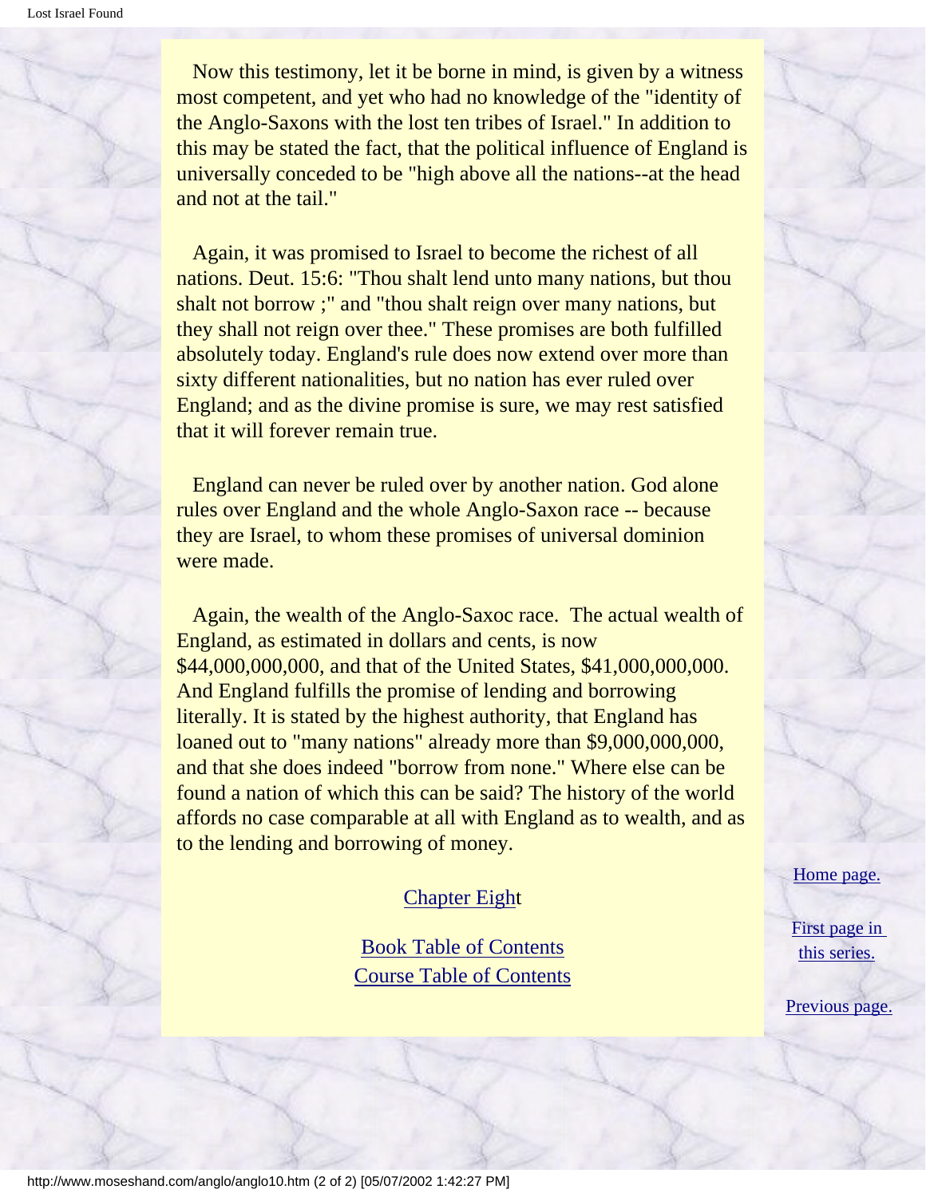Now this testimony, let it be borne in mind, is given by a witness most competent, and yet who had no knowledge of the "identity of the Anglo-Saxons with the lost ten tribes of Israel." In addition to this may be stated the fact, that the political influence of England is universally conceded to be "high above all the nations--at the head and not at the tail."

Again, it was promised to Israel to become the richest of all nations. Deut. 15:6: "Thou shalt lend unto many nations, but thou shalt not borrow ;" and "thou shalt reign over many nations, but they shall not reign over thee." These promises are both fulfilled absolutely today. England's rule does now extend over more than sixty different nationalities, but no nation has ever ruled over England; and as the divine promise is sure, we may rest satisfied that it will forever remain true.

England can never be ruled over by another nation. God alone rules over England and the whole Anglo-Saxon race -- because they are Israel, to whom these promises of universal dominion were made.

Again, the wealth of the Anglo-Saxoc race. The actual wealth of England, as estimated in dollars and cents, is now $44,000,000,000, and that of the United States, $41,000,000,000. And England fulfills the promise of lending and borrowing literally. It is stated by the highest authority, that England has loaned out to "many nations" already more than $9,000,000,000, and that she does indeed "borrow from none." Where else can be found a nation of which this can be said? The history of the world affords no case comparable at all with England as to wealth, and as to the lending and borrowing of money.

Chapter Eight

Book Table of Contents
Course Table of Contents

Home page.

First page in this series.

Previous page.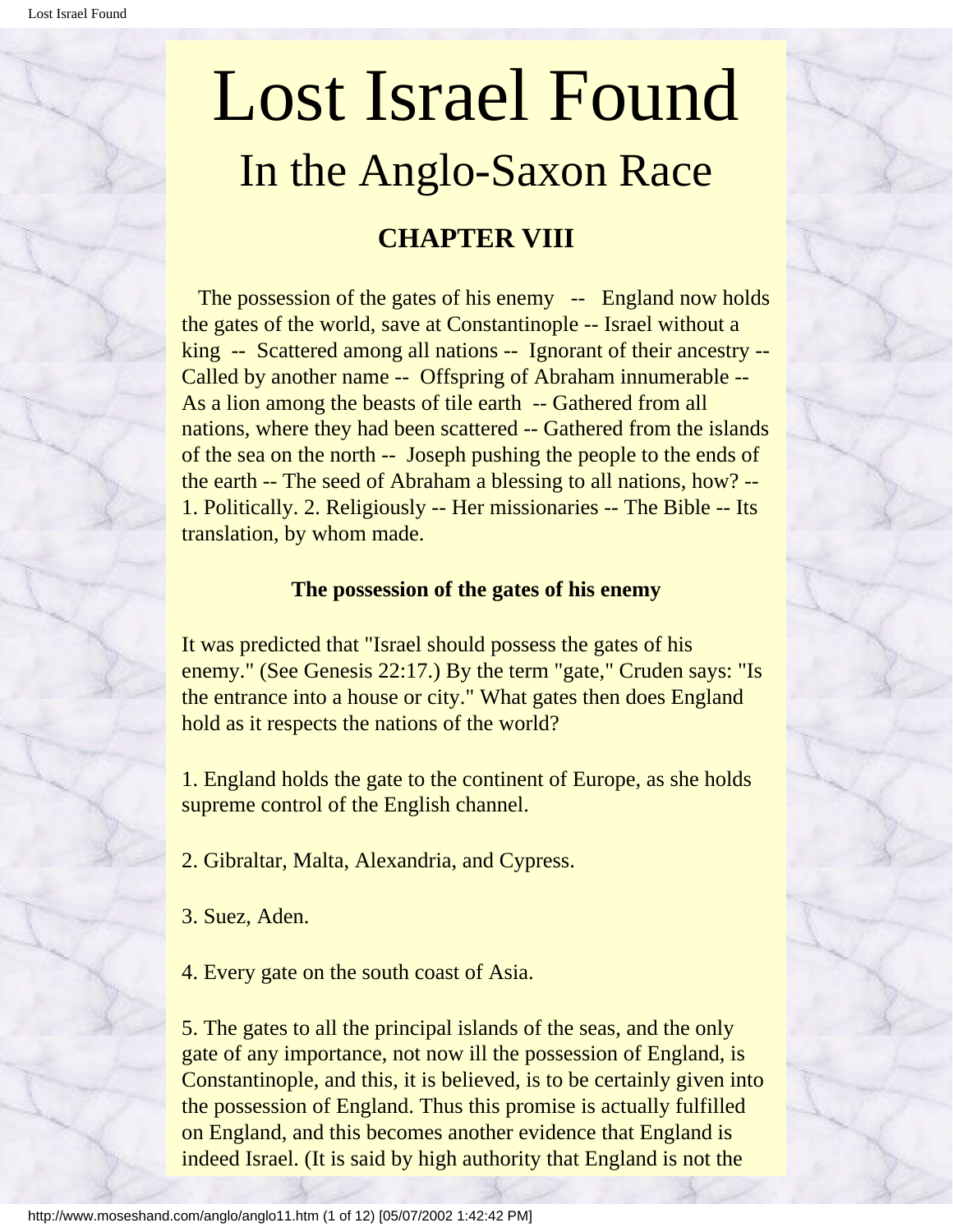# Lost Israel Found

## In the Anglo-Saxon Race

### CHAPTER VIII

The possession of the gates of his enemy -- England now holds the gates of the world, save at Constantinople -- Israel without a king -- Scattered among all nations -- Ignorant of their ancestry -- Called by another name -- Offspring of Abraham innumerable -- As a lion among the beasts of tile earth -- Gathered from all nations, where they had been scattered -- Gathered from the islands of the sea on the north -- Joseph pushing the people to the ends of the earth -- The seed of Abraham a blessing to all nations, how? -- 1. Politically. 2. Religiously -- Her missionaries -- The Bible -- Its translation, by whom made.

**The possession of the gates of his enemy**

It was predicted that "Israel should possess the gates of his enemy." (See Genesis 22:17.) By the term "gate," Cruden says: "Is the entrance into a house or city." What gates then does England hold as it respects the nations of the world?

1. England holds the gate to the continent of Europe, as she holds supreme control of the English channel.

2. Gibraltar, Malta, Alexandria, and Cypress.

3. Suez, Aden.

4. Every gate on the south coast of Asia.

5. The gates to all the principal islands of the seas, and the only gate of any importance, not now ill the possession of England, is Constantinople, and this, it is believed, is to be certainly given into the possession of England. Thus this promise is actually fulfilled on England, and this becomes another evidence that England is indeed Israel. (It is said by high authority that England is not the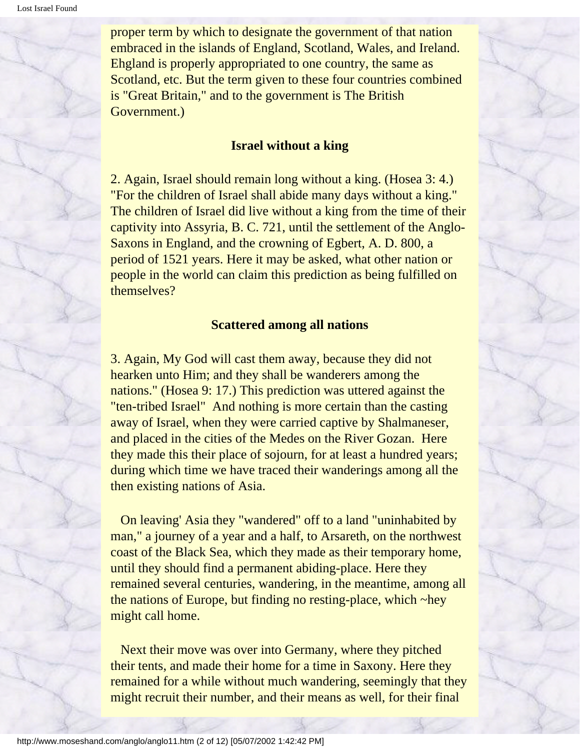proper term by which to designate the government of that nation embraced in the islands of England, Scotland, Wales, and Ireland. Ehgland is properly appropriated to one country, the same as Scotland, etc. But the term given to these four countries combined is "Great Britain," and to the government is The British Government.)

### Israel without a king

2. Again, Israel should remain long without a king. (Hosea 3: 4.) "For the children of Israel shall abide many days without a king." The children of Israel did live without a king from the time of their captivity into Assyria, B. C. 721, until the settlement of the Anglo-Saxons in England, and the crowning of Egbert, A. D. 800, a period of 1521 years. Here it may be asked, what other nation or people in the world can claim this prediction as being fulfilled on themselves?

### Scattered among all nations

3. Again, My God will cast them away, because they did not hearken unto Him; and they shall be wanderers among the nations." (Hosea 9: 17.) This prediction was uttered against the "ten-tribed Israel" And nothing is more certain than the casting away of Israel, when they were carried captive by Shalmaneser, and placed in the cities of the Medes on the River Gozan. Here they made this their place of sojourn, for at least a hundred years; during which time we have traced their wanderings among all the then existing nations of Asia.

On leaving' Asia they "wandered" off to a land "uninhabited by man," a journey of a year and a half, to Arsareth, on the northwest coast of the Black Sea, which they made as their temporary home, until they should find a permanent abiding-place. Here they remained several centuries, wandering, in the meantime, among all the nations of Europe, but finding no resting-place, which ~hey might call home.

Next their move was over into Germany, where they pitched their tents, and made their home for a time in Saxony. Here they remained for a while without much wandering, seemingly that they might recruit their number, and their means as well, for their final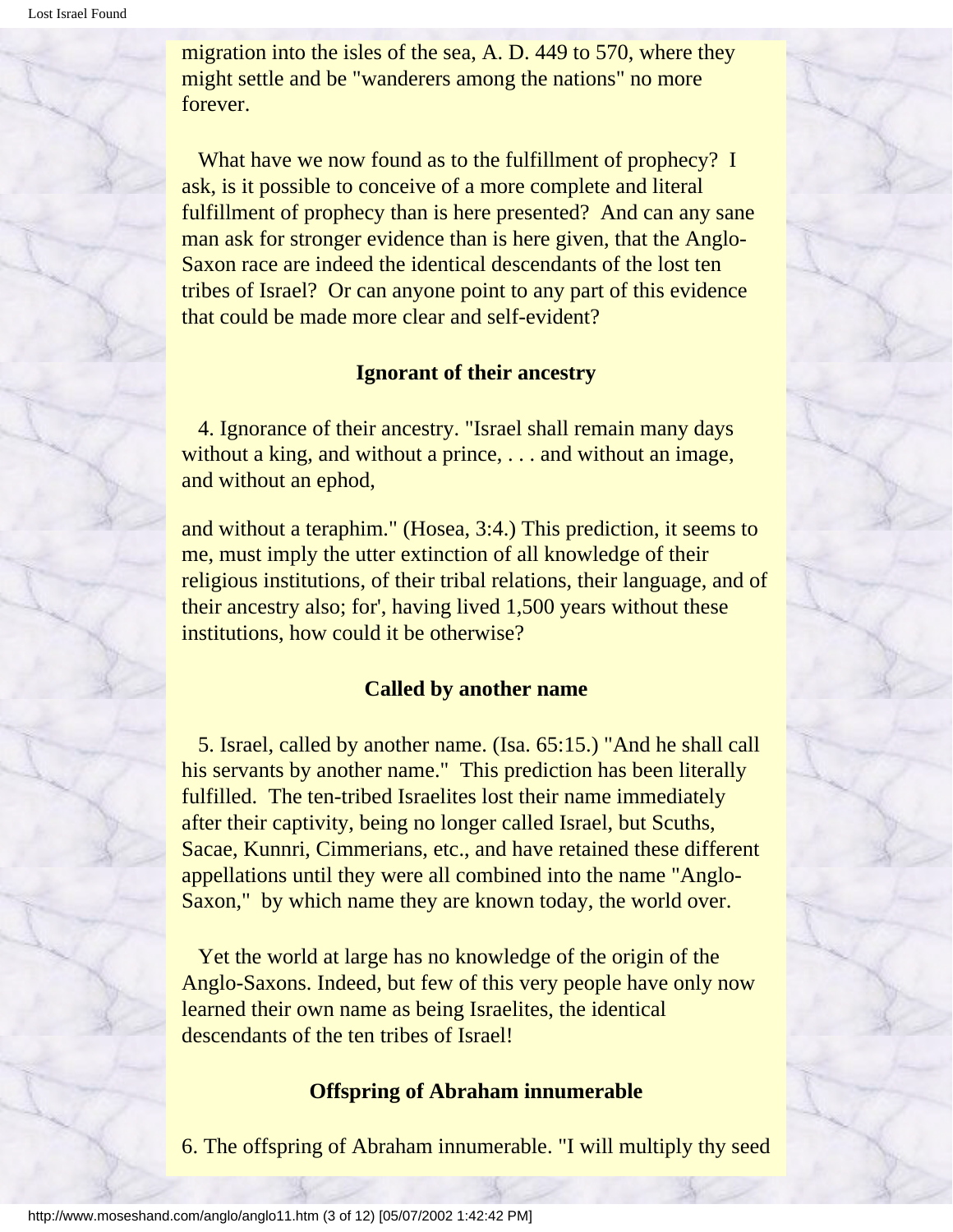migration into the isles of the sea, A. D. 449 to 570, where they might settle and be "wanderers among the nations" no more forever.

What have we now found as to the fulfillment of prophecy? I ask, is it possible to conceive of a more complete and literal fulfillment of prophecy than is here presented? And can any sane man ask for stronger evidence than is here given, that the Anglo-Saxon race are indeed the identical descendants of the lost ten tribes of Israel? Or can anyone point to any part of this evidence that could be made more clear and self-evident?

### Ignorant of their ancestry

4. Ignorance of their ancestry. "Israel shall remain many days without a king, and without a prince, . . . and without an image, and without an ephod,

and without a teraphim." (Hosea, 3:4.) This prediction, it seems to me, must imply the utter extinction of all knowledge of their religious institutions, of their tribal relations, their language, and of their ancestry also; for', having lived 1,500 years without these institutions, how could it be otherwise?

### Called by another name

5. Israel, called by another name. (Isa. 65:15.) "And he shall call his servants by another name." This prediction has been literally fulfilled. The ten-tribed Israelites lost their name immediately after their captivity, being no longer called Israel, but Scuths, Sacae, Kunnri, Cimmerians, etc., and have retained these different appellations until they were all combined into the name "Anglo-Saxon," by which name they are known today, the world over.

Yet the world at large has no knowledge of the origin of the Anglo-Saxons. Indeed, but few of this very people have only now learned their own name as being Israelites, the identical descendants of the ten tribes of Israel!

### Offspring of Abraham innumerable

6. The offspring of Abraham innumerable. "I will multiply thy seed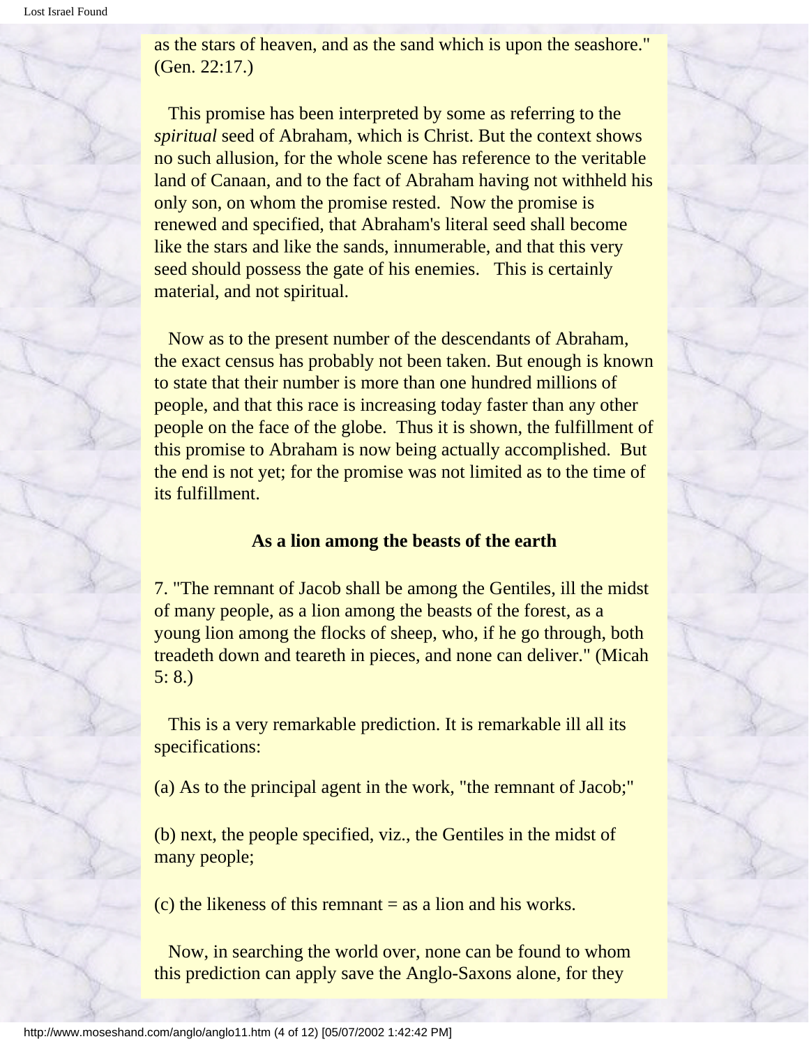as the stars of heaven, and as the sand which is upon the seashore." (Gen. 22:17.)

This promise has been interpreted by some as referring to the *spiritual* seed of Abraham, which is Christ. But the context shows no such allusion, for the whole scene has reference to the veritable land of Canaan, and to the fact of Abraham having not withheld his only son, on whom the promise rested. Now the promise is renewed and specified, that Abraham's literal seed shall become like the stars and like the sands, innumerable, and that this very seed should possess the gate of his enemies. This is certainly material, and not spiritual.

Now as to the present number of the descendants of Abraham, the exact census has probably not been taken. But enough is known to state that their number is more than one hundred millions of people, and that this race is increasing today faster than any other people on the face of the globe. Thus it is shown, the fulfillment of this promise to Abraham is now being actually accomplished. But the end is not yet; for the promise was not limited as to the time of its fulfillment.

**As a lion among the beasts of the earth**

7. "The remnant of Jacob shall be among the Gentiles, ill the midst of many people, as a lion among the beasts of the forest, as a young lion among the flocks of sheep, who, if he go through, both treadeth down and teareth in pieces, and none can deliver." (Micah 5: 8.)

This is a very remarkable prediction. It is remarkable ill all its specifications:

(a) As to the principal agent in the work, "the remnant of Jacob;"

(b) next, the people specified, viz., the Gentiles in the midst of many people;

(c) the likeness of this remnant = as a lion and his works.

Now, in searching the world over, none can be found to whom this prediction can apply save the Anglo-Saxons alone, for they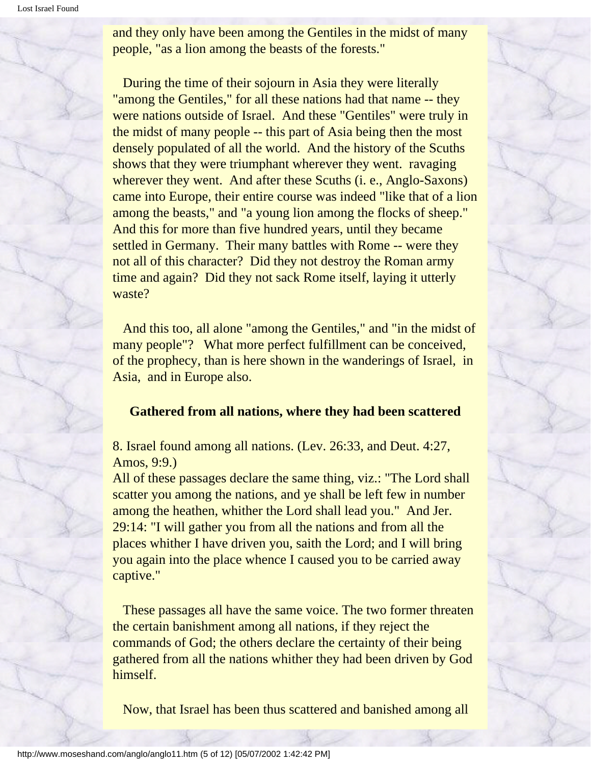and they only have been among the Gentiles in the midst of many people, "as a lion among the beasts of the forests."

During the time of their sojourn in Asia they were literally "among the Gentiles," for all these nations had that name -- they were nations outside of Israel. And these "Gentiles" were truly in the midst of many people -- this part of Asia being then the most densely populated of all the world. And the history of the Scuths shows that they were triumphant wherever they went. ravaging wherever they went. And after these Scuths (i. e., Anglo-Saxons) came into Europe, their entire course was indeed "like that of a lion among the beasts," and "a young lion among the flocks of sheep." And this for more than five hundred years, until they became settled in Germany. Their many battles with Rome -- were they not all of this character? Did they not destroy the Roman army time and again? Did they not sack Rome itself, laying it utterly waste?

And this too, all alone "among the Gentiles," and "in the midst of many people"? What more perfect fulfillment can be conceived, of the prophecy, than is here shown in the wanderings of Israel, in Asia, and in Europe also.

### Gathered from all nations, where they had been scattered

8. Israel found among all nations. (Lev. 26:33, and Deut. 4:27, Amos, 9:9.)
All of these passages declare the same thing, viz.: "The Lord shall scatter you among the nations, and ye shall be left few in number among the heathen, whither the Lord shall lead you." And Jer. 29:14: "I will gather you from all the nations and from all the places whither I have driven you, saith the Lord; and I will bring you again into the place whence I caused you to be carried away captive."

These passages all have the same voice. The two former threaten the certain banishment among all nations, if they reject the commands of God; the others declare the certainty of their being gathered from all the nations whither they had been driven by God himself.

Now, that Israel has been thus scattered and banished among all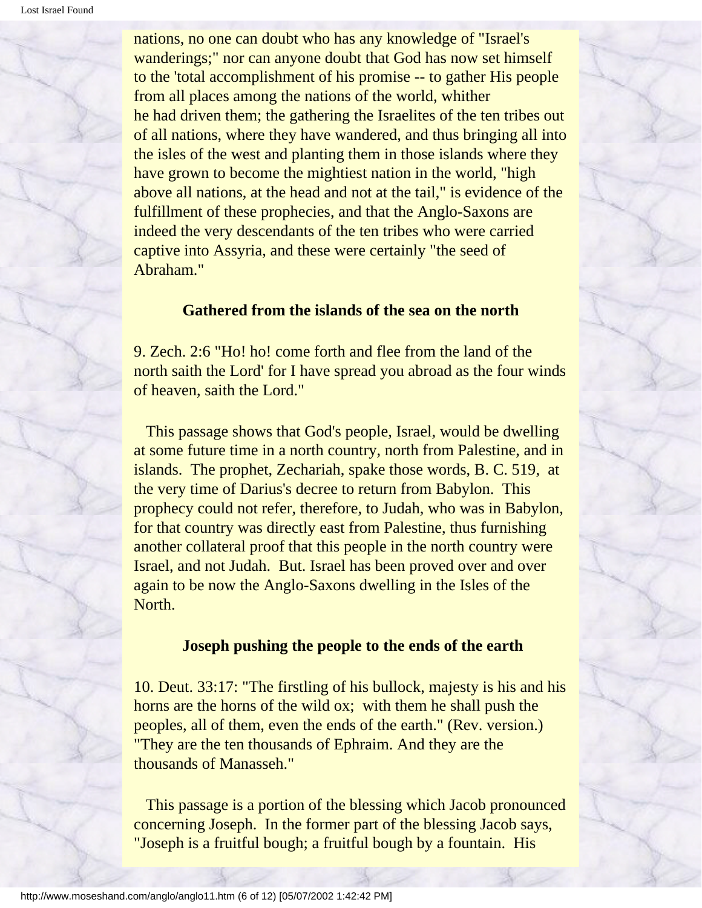nations, no one can doubt who has any knowledge of "Israel's wanderings;" nor can anyone doubt that God has now set himself to the 'total accomplishment of his promise -- to gather His people from all places among the nations of the world, whither he had driven them; the gathering the Israelites of the ten tribes out of all nations, where they have wandered, and thus bringing all into the isles of the west and planting them in those islands where they have grown to become the mightiest nation in the world, "high above all nations, at the head and not at the tail," is evidence of the fulfillment of these prophecies, and that the Anglo-Saxons are indeed the very descendants of the ten tribes who were carried captive into Assyria, and these were certainly "the seed of Abraham."

**Gathered from the islands of the sea on the north**

9. Zech. 2:6 "Ho! ho! come forth and flee from the land of the north saith the Lord' for I have spread you abroad as the four winds of heaven, saith the Lord."

This passage shows that God's people, Israel, would be dwelling at some future time in a north country, north from Palestine, and in islands. The prophet, Zechariah, spake those words, B. C. 519, at the very time of Darius's decree to return from Babylon. This prophecy could not refer, therefore, to Judah, who was in Babylon, for that country was directly east from Palestine, thus furnishing another collateral proof that this people in the north country were Israel, and not Judah. But. Israel has been proved over and over again to be now the Anglo-Saxons dwelling in the Isles of the North.

**Joseph pushing the people to the ends of the earth**

10. Deut. 33:17: "The firstling of his bullock, majesty is his and his horns are the horns of the wild ox; with them he shall push the peoples, all of them, even the ends of the earth." (Rev. version.) "They are the ten thousands of Ephraim. And they are the thousands of Manasseh."

This passage is a portion of the blessing which Jacob pronounced concerning Joseph. In the former part of the blessing Jacob says, "Joseph is a fruitful bough; a fruitful bough by a fountain. His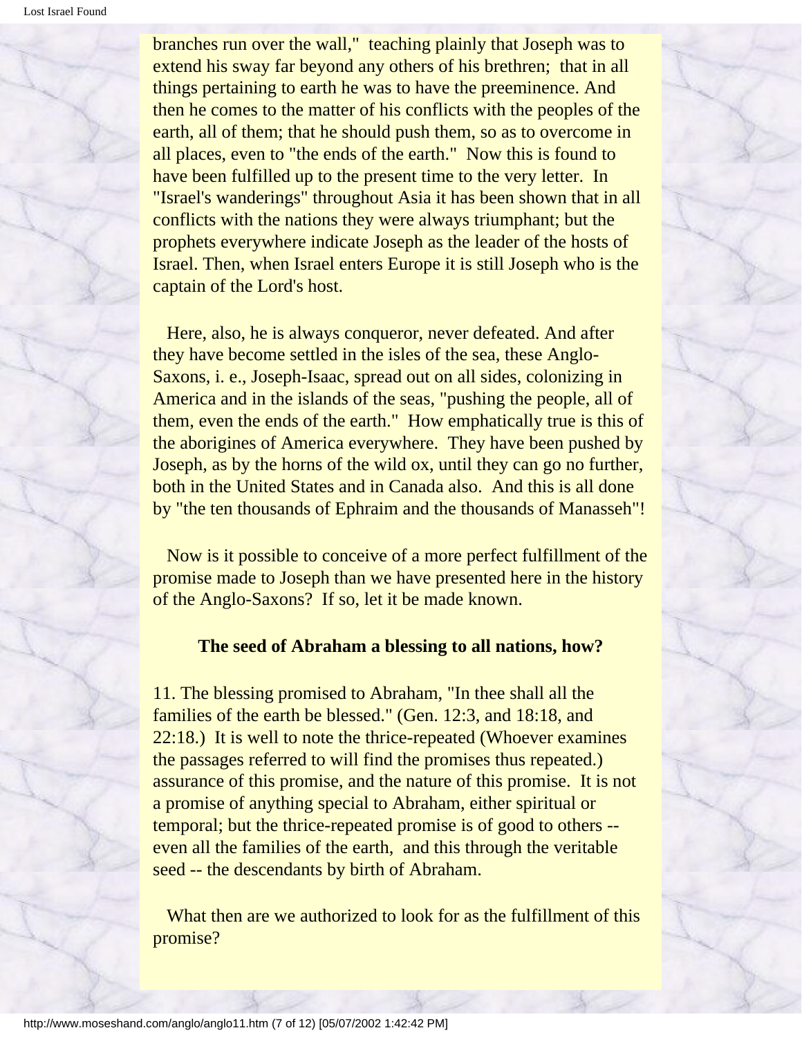branches run over the wall," teaching plainly that Joseph was to extend his sway far beyond any others of his brethren; that in all things pertaining to earth he was to have the preeminence. And then he comes to the matter of his conflicts with the peoples of the earth, all of them; that he should push them, so as to overcome in all places, even to "the ends of the earth." Now this is found to have been fulfilled up to the present time to the very letter. In "Israel's wanderings" throughout Asia it has been shown that in all conflicts with the nations they were always triumphant; but the prophets everywhere indicate Joseph as the leader of the hosts of Israel. Then, when Israel enters Europe it is still Joseph who is the captain of the Lord's host.

Here, also, he is always conqueror, never defeated. And after they have become settled in the isles of the sea, these Anglo-Saxons, i. e., Joseph-Isaac, spread out on all sides, colonizing in America and in the islands of the seas, "pushing the people, all of them, even the ends of the earth." How emphatically true is this of the aborigines of America everywhere. They have been pushed by Joseph, as by the horns of the wild ox, until they can go no further, both in the United States and in Canada also. And this is all done by "the ten thousands of Ephraim and the thousands of Manasseh"!

Now is it possible to conceive of a more perfect fulfillment of the promise made to Joseph than we have presented here in the history of the Anglo-Saxons? If so, let it be made known.

**The seed of Abraham a blessing to all nations, how?**

11. The blessing promised to Abraham, "In thee shall all the families of the earth be blessed." (Gen. 12:3, and 18:18, and 22:18.) It is well to note the thrice-repeated (Whoever examines the passages referred to will find the promises thus repeated.) assurance of this promise, and the nature of this promise. It is not a promise of anything special to Abraham, either spiritual or temporal; but the thrice-repeated promise is of good to others -- even all the families of the earth, and this through the veritable seed -- the descendants by birth of Abraham.

What then are we authorized to look for as the fulfillment of this promise?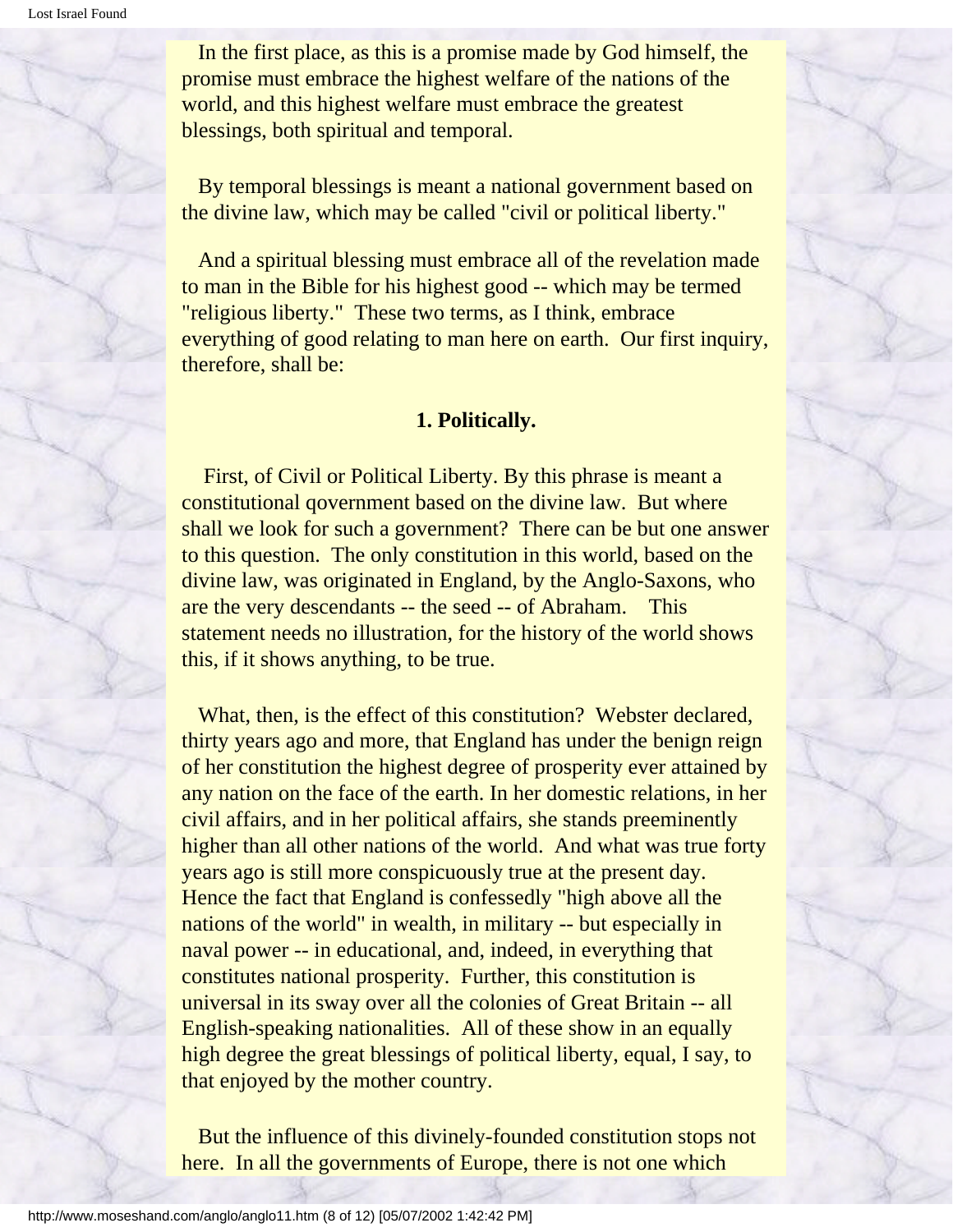In the first place, as this is a promise made by God himself, the promise must embrace the highest welfare of the nations of the world, and this highest welfare must embrace the greatest blessings, both spiritual and temporal.

By temporal blessings is meant a national government based on the divine law, which may be called "civil or political liberty."

And a spiritual blessing must embrace all of the revelation made to man in the Bible for his highest good -- which may be termed "religious liberty." These two terms, as I think, embrace everything of good relating to man here on earth. Our first inquiry, therefore, shall be:

**1. Politically.**

First, of Civil or Political Liberty. By this phrase is meant a constitutional qovernment based on the divine law. But where shall we look for such a government? There can be but one answer to this question. The only constitution in this world, based on the divine law, was originated in England, by the Anglo-Saxons, who are the very descendants -- the seed -- of Abraham. This statement needs no illustration, for the history of the world shows this, if it shows anything, to be true.

What, then, is the effect of this constitution? Webster declared, thirty years ago and more, that England has under the benign reign of her constitution the highest degree of prosperity ever attained by any nation on the face of the earth. In her domestic relations, in her civil affairs, and in her political affairs, she stands preeminently higher than all other nations of the world. And what was true forty years ago is still more conspicuously true at the present day. Hence the fact that England is confessedly "high above all the nations of the world" in wealth, in military -- but especially in naval power -- in educational, and, indeed, in everything that constitutes national prosperity. Further, this constitution is universal in its sway over all the colonies of Great Britain -- all English-speaking nationalities. All of these show in an equally high degree the great blessings of political liberty, equal, I say, to that enjoyed by the mother country.

But the influence of this divinely-founded constitution stops not here. In all the governments of Europe, there is not one which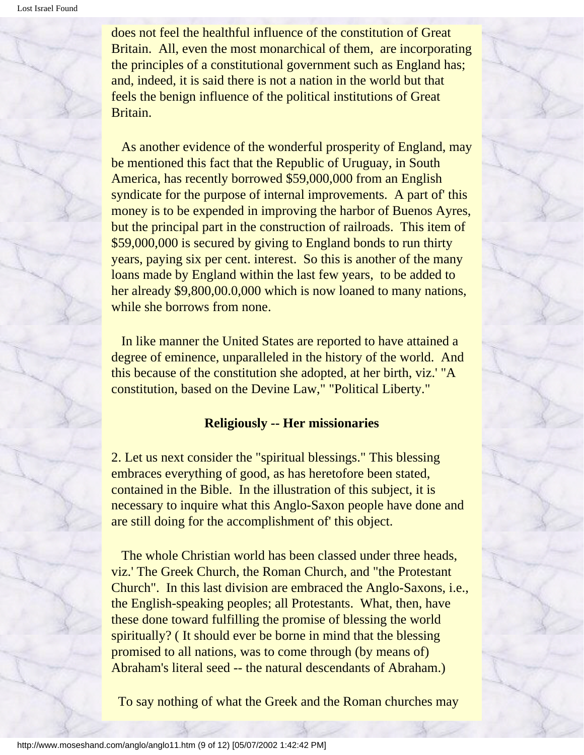does not feel the healthful influence of the constitution of Great Britain. All, even the most monarchical of them, are incorporating the principles of a constitutional government such as England has; and, indeed, it is said there is not a nation in the world but that feels the benign influence of the political institutions of Great Britain.

As another evidence of the wonderful prosperity of England, may be mentioned this fact that the Republic of Uruguay, in South America, has recently borrowed $59,000,000 from an English syndicate for the purpose of internal improvements. A part of' this money is to be expended in improving the harbor of Buenos Ayres, but the principal part in the construction of railroads. This item of $59,000,000 is secured by giving to England bonds to run thirty years, paying six per cent. interest. So this is another of the many loans made by England within the last few years, to be added to her already $9,800,00.0,000 which is now loaned to many nations, while she borrows from none.

In like manner the United States are reported to have attained a degree of eminence, unparalleled in the history of the world. And this because of the constitution she adopted, at her birth, viz.' "A constitution, based on the Devine Law," "Political Liberty."

**Religiously -- Her missionaries**

2. Let us next consider the "spiritual blessings." This blessing embraces everything of good, as has heretofore been stated, contained in the Bible. In the illustration of this subject, it is necessary to inquire what this Anglo-Saxon people have done and are still doing for the accomplishment of' this object.

The whole Christian world has been classed under three heads, viz.' The Greek Church, the Roman Church, and "the Protestant Church". In this last division are embraced the Anglo-Saxons, i.e., the English-speaking peoples; all Protestants. What, then, have these done toward fulfilling the promise of blessing the world spiritually? ( It should ever be borne in mind that the blessing promised to all nations, was to come through (by means of) Abraham's literal seed -- the natural descendants of Abraham.)

To say nothing of what the Greek and the Roman churches may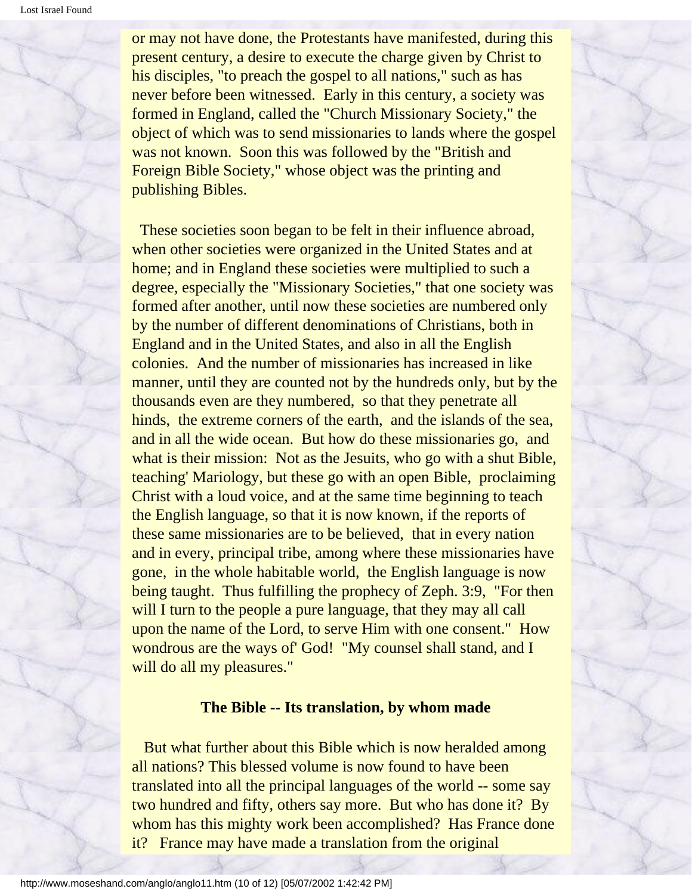or may not have done, the Protestants have manifested, during this present century, a desire to execute the charge given by Christ to his disciples, "to preach the gospel to all nations," such as has never before been witnessed. Early in this century, a society was formed in England, called the "Church Missionary Society," the object of which was to send missionaries to lands where the gospel was not known. Soon this was followed by the "British and Foreign Bible Society," whose object was the printing and publishing Bibles.

These societies soon began to be felt in their influence abroad, when other societies were organized in the United States and at home; and in England these societies were multiplied to such a degree, especially the "Missionary Societies," that one society was formed after another, until now these societies are numbered only by the number of different denominations of Christians, both in England and in the United States, and also in all the English colonies. And the number of missionaries has increased in like manner, until they are counted not by the hundreds only, but by the thousands even are they numbered, so that they penetrate all hinds, the extreme corners of the earth, and the islands of the sea, and in all the wide ocean. But how do these missionaries go, and what is their mission: Not as the Jesuits, who go with a shut Bible, teaching' Mariology, but these go with an open Bible, proclaiming Christ with a loud voice, and at the same time beginning to teach the English language, so that it is now known, if the reports of these same missionaries are to be believed, that in every nation and in every, principal tribe, among where these missionaries have gone, in the whole habitable world, the English language is now being taught. Thus fulfilling the prophecy of Zeph. 3:9, "For then will I turn to the people a pure language, that they may all call upon the name of the Lord, to serve Him with one consent." How wondrous are the ways of' God! "My counsel shall stand, and I will do all my pleasures."

### The Bible -- Its translation, by whom made

But what further about this Bible which is now heralded among all nations? This blessed volume is now found to have been translated into all the principal languages of the world -- some say two hundred and fifty, others say more. But who has done it? By whom has this mighty work been accomplished? Has France done it? France may have made a translation from the original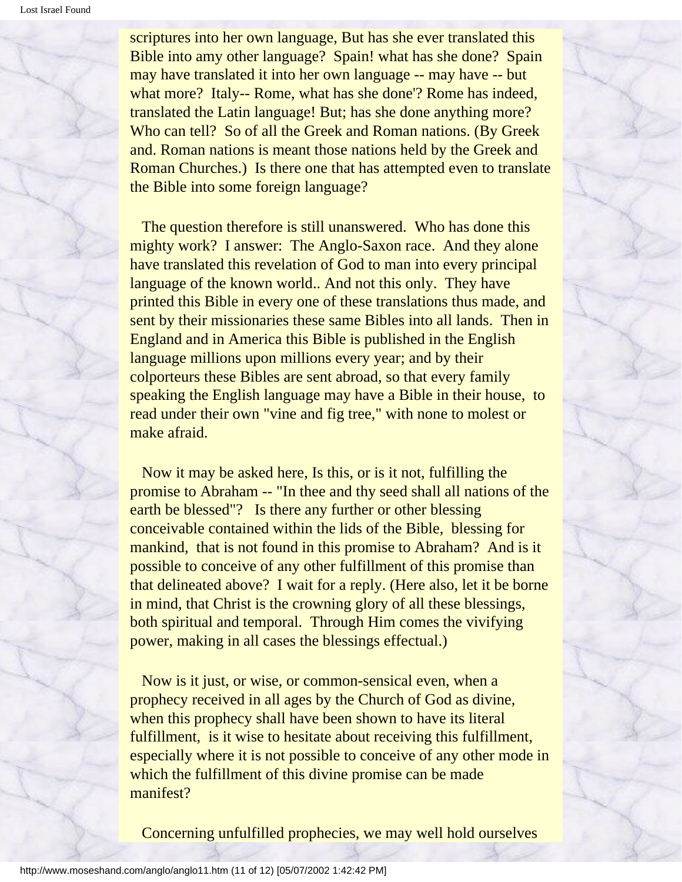scriptures into her own language, But has she ever translated this Bible into amy other language? Spain! what has she done? Spain may have translated it into her own language -- may have -- but what more? Italy-- Rome, what has she done'? Rome has indeed, translated the Latin language! But; has she done anything more? Who can tell? So of all the Greek and Roman nations. (By Greek and. Roman nations is meant those nations held by the Greek and Roman Churches.) Is there one that has attempted even to translate the Bible into some foreign language?

The question therefore is still unanswered. Who has done this mighty work? I answer: The Anglo-Saxon race. And they alone have translated this revelation of God to man into every principal language of the known world.. And not this only. They have printed this Bible in every one of these translations thus made, and sent by their missionaries these same Bibles into all lands. Then in England and in America this Bible is published in the English language millions upon millions every year; and by their colporteurs these Bibles are sent abroad, so that every family speaking the English language may have a Bible in their house, to read under their own "vine and fig tree," with none to molest or make afraid.

Now it may be asked here, Is this, or is it not, fulfilling the promise to Abraham -- "In thee and thy seed shall all nations of the earth be blessed"? Is there any further or other blessing conceivable contained within the lids of the Bible, blessing for mankind, that is not found in this promise to Abraham? And is it possible to conceive of any other fulfillment of this promise than that delineated above? I wait for a reply. (Here also, let it be borne in mind, that Christ is the crowning glory of all these blessings, both spiritual and temporal. Through Him comes the vivifying power, making in all cases the blessings effectual.)

Now is it just, or wise, or common-sensical even, when a prophecy received in all ages by the Church of God as divine, when this prophecy shall have been shown to have its literal fulfillment, is it wise to hesitate about receiving this fulfillment, especially where it is not possible to conceive of any other mode in which the fulfillment of this divine promise can be made manifest?

Concerning unfulfilled prophecies, we may well hold ourselves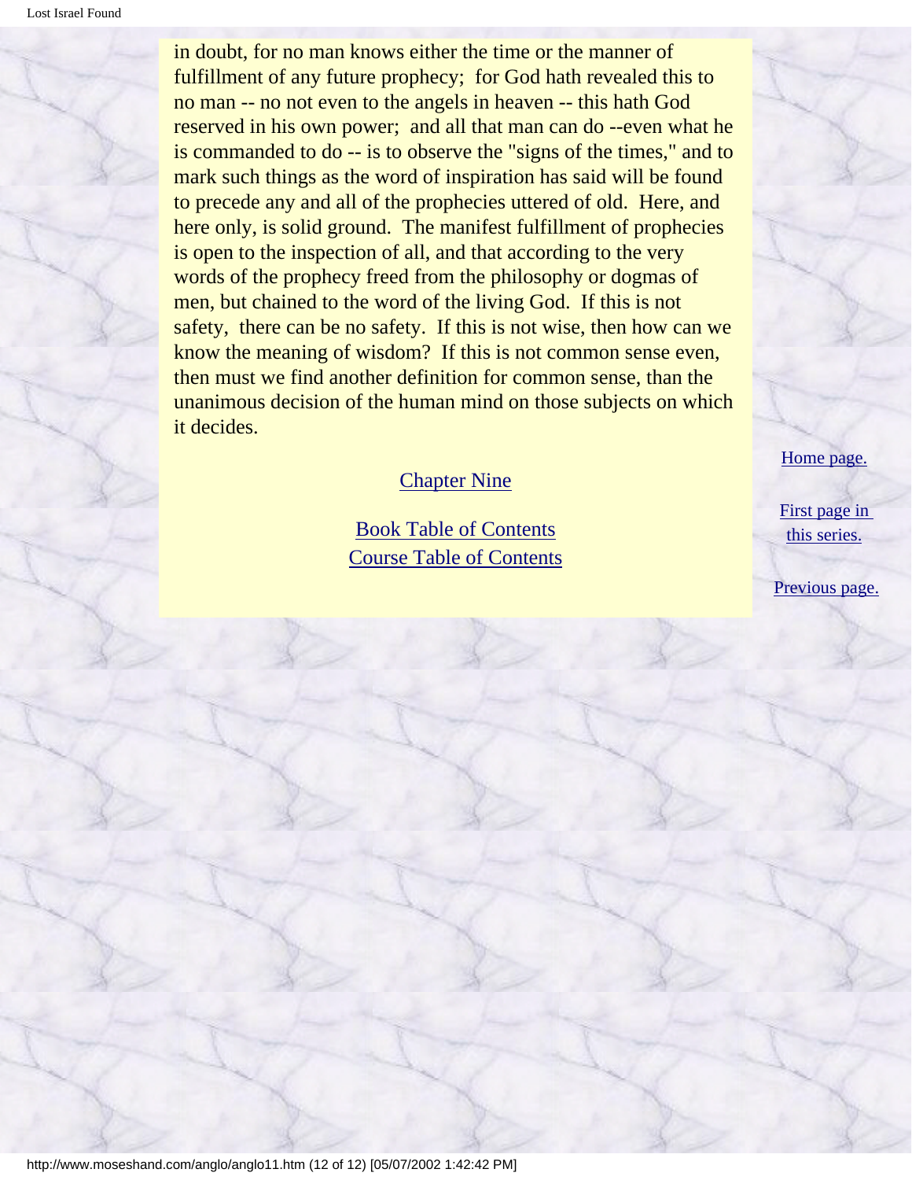in doubt, for no man knows either the time or the manner of fulfillment of any future prophecy; for God hath revealed this to no man -- no not even to the angels in heaven -- this hath God reserved in his own power; and all that man can do --even what he is commanded to do -- is to observe the "signs of the times," and to mark such things as the word of inspiration has said will be found to precede any and all of the prophecies uttered of old. Here, and here only, is solid ground. The manifest fulfillment of prophecies is open to the inspection of all, and that according to the very words of the prophecy freed from the philosophy or dogmas of men, but chained to the word of the living God. If this is not safety, there can be no safety. If this is not wise, then how can we know the meaning of wisdom? If this is not common sense even, then must we find another definition for common sense, than the unanimous decision of the human mind on those subjects on which it decides.

Chapter Nine

Book Table of Contents
Course Table of Contents

Home page.

First page in this series.

Previous page.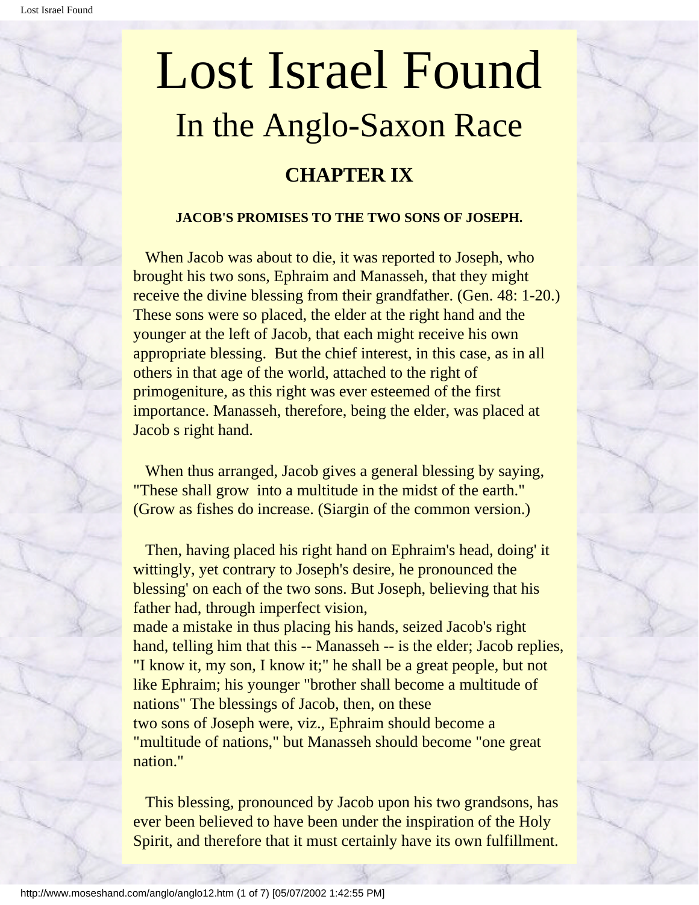# Lost Israel Found

## In the Anglo-Saxon Race

### CHAPTER IX

**JACOB'S PROMISES TO THE TWO SONS OF JOSEPH.**

When Jacob was about to die, it was reported to Joseph, who brought his two sons, Ephraim and Manasseh, that they might receive the divine blessing from their grandfather. (Gen. 48: 1-20.) These sons were so placed, the elder at the right hand and the younger at the left of Jacob, that each might receive his own appropriate blessing. But the chief interest, in this case, as in all others in that age of the world, attached to the right of primogeniture, as this right was ever esteemed of the first importance. Manasseh, therefore, being the elder, was placed at Jacob s right hand.

When thus arranged, Jacob gives a general blessing by saying, "These shall grow into a multitude in the midst of the earth." (Grow as fishes do increase. (Siargin of the common version.)

Then, having placed his right hand on Ephraim's head, doing' it wittingly, yet contrary to Joseph's desire, he pronounced the blessing' on each of the two sons. But Joseph, believing that his father had, through imperfect vision, made a mistake in thus placing his hands, seized Jacob's right hand, telling him that this -- Manasseh -- is the elder; Jacob replies, "I know it, my son, I know it;" he shall be a great people, but not like Ephraim; his younger "brother shall become a multitude of nations" The blessings of Jacob, then, on these two sons of Joseph were, viz., Ephraim should become a "multitude of nations," but Manasseh should become "one great nation."

This blessing, pronounced by Jacob upon his two grandsons, has ever been believed to have been under the inspiration of the Holy Spirit, and therefore that it must certainly have its own fulfillment.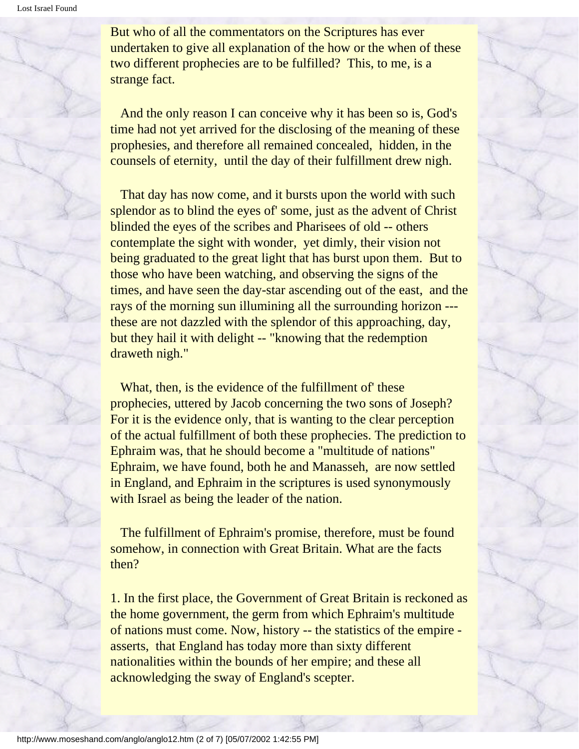But who of all the commentators on the Scriptures has ever undertaken to give all explanation of the how or the when of these two different prophecies are to be fulfilled? This, to me, is a strange fact.

And the only reason I can conceive why it has been so is, God's time had not yet arrived for the disclosing of the meaning of these prophesies, and therefore all remained concealed, hidden, in the counsels of eternity, until the day of their fulfillment drew nigh.

That day has now come, and it bursts upon the world with such splendor as to blind the eyes of' some, just as the advent of Christ blinded the eyes of the scribes and Pharisees of old -- others contemplate the sight with wonder, yet dimly, their vision not being graduated to the great light that has burst upon them. But to those who have been watching, and observing the signs of the times, and have seen the day-star ascending out of the east, and the rays of the morning sun illumining all the surrounding horizon --- these are not dazzled with the splendor of this approaching, day, but they hail it with delight -- "knowing that the redemption draweth nigh."

What, then, is the evidence of the fulfillment of' these prophecies, uttered by Jacob concerning the two sons of Joseph? For it is the evidence only, that is wanting to the clear perception of the actual fulfillment of both these prophecies. The prediction to Ephraim was, that he should become a "multitude of nations" Ephraim, we have found, both he and Manasseh, are now settled in England, and Ephraim in the scriptures is used synonymously with Israel as being the leader of the nation.

The fulfillment of Ephraim's promise, therefore, must be found somehow, in connection with Great Britain. What are the facts then?

1. In the first place, the Government of Great Britain is reckoned as the home government, the germ from which Ephraim's multitude of nations must come. Now, history -- the statistics of the empire - asserts, that England has today more than sixty different nationalities within the bounds of her empire; and these all acknowledging the sway of England's scepter.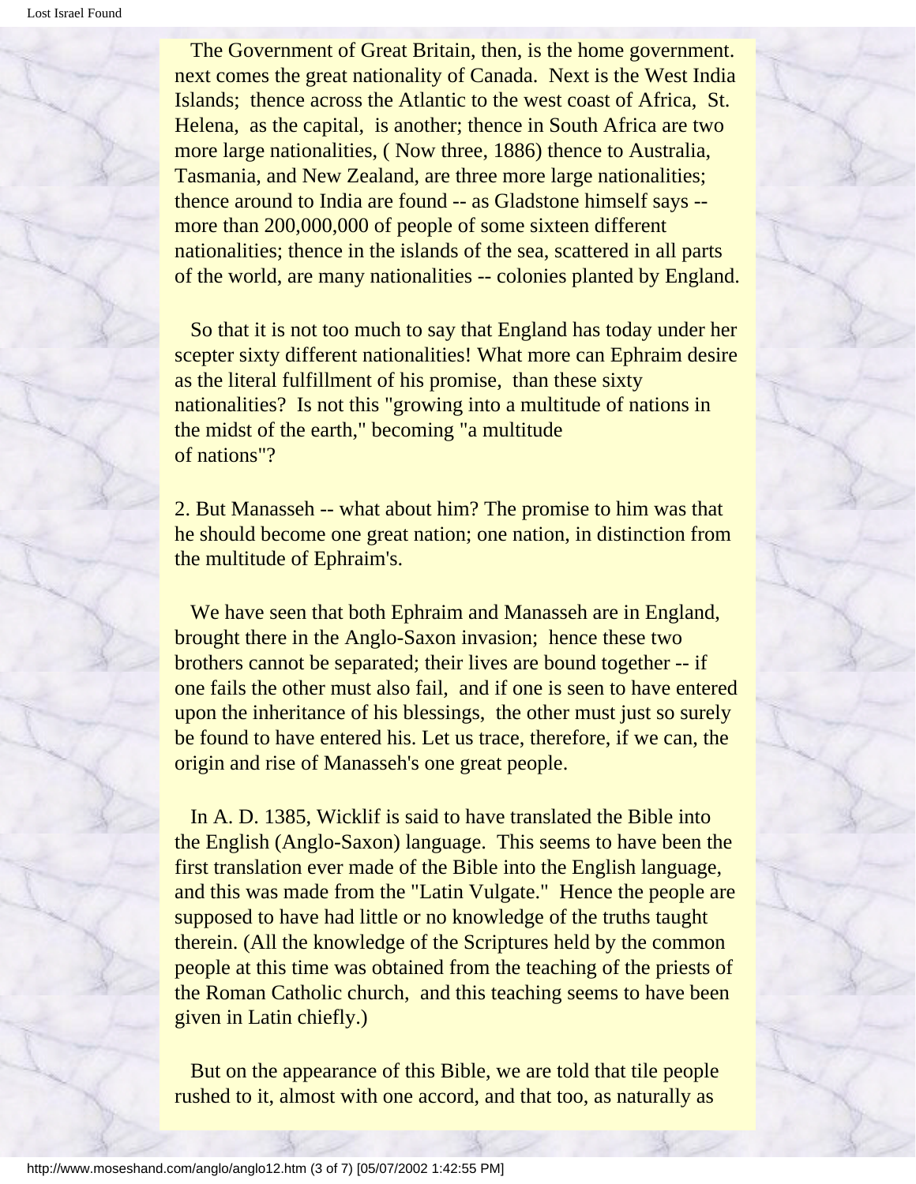The Government of Great Britain, then, is the home government. next comes the great nationality of Canada. Next is the West India Islands; thence across the Atlantic to the west coast of Africa, St. Helena, as the capital, is another; thence in South Africa are two more large nationalities, ( Now three, 1886) thence to Australia, Tasmania, and New Zealand, are three more large nationalities; thence around to India are found -- as Gladstone himself says -- more than 200,000,000 of people of some sixteen different nationalities; thence in the islands of the sea, scattered in all parts of the world, are many nationalities -- colonies planted by England.

So that it is not too much to say that England has today under her scepter sixty different nationalities! What more can Ephraim desire as the literal fulfillment of his promise, than these sixty nationalities? Is not this "growing into a multitude of nations in the midst of the earth," becoming "a multitude of nations"?

2. But Manasseh -- what about him? The promise to him was that he should become one great nation; one nation, in distinction from the multitude of Ephraim's.

We have seen that both Ephraim and Manasseh are in England, brought there in the Anglo-Saxon invasion; hence these two brothers cannot be separated; their lives are bound together -- if one fails the other must also fail, and if one is seen to have entered upon the inheritance of his blessings, the other must just so surely be found to have entered his. Let us trace, therefore, if we can, the origin and rise of Manasseh's one great people.

In A. D. 1385, Wicklif is said to have translated the Bible into the English (Anglo-Saxon) language. This seems to have been the first translation ever made of the Bible into the English language, and this was made from the "Latin Vulgate." Hence the people are supposed to have had little or no knowledge of the truths taught therein. (All the knowledge of the Scriptures held by the common people at this time was obtained from the teaching of the priests of the Roman Catholic church, and this teaching seems to have been given in Latin chiefly.)

But on the appearance of this Bible, we are told that tile people rushed to it, almost with one accord, and that too, as naturally as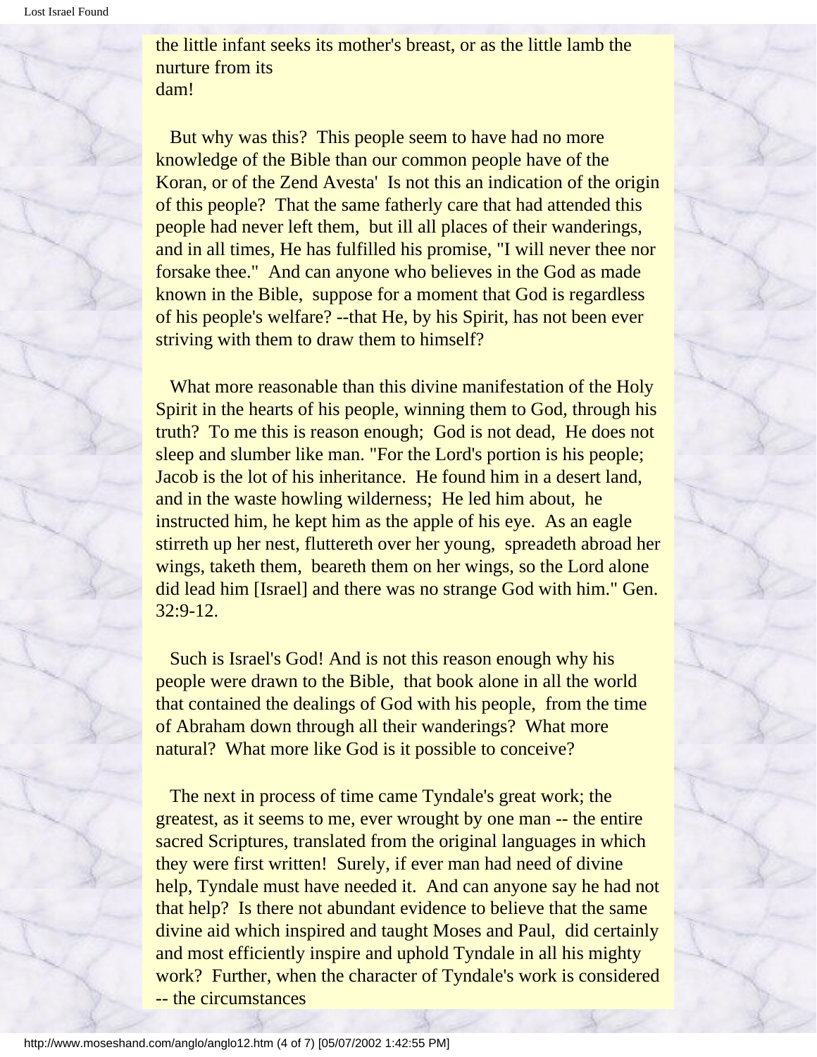the little infant seeks its mother's breast, or as the little lamb the nurture from its dam!

But why was this? This people seem to have had no more knowledge of the Bible than our common people have of the Koran, or of the Zend Avesta' Is not this an indication of the origin of this people? That the same fatherly care that had attended this people had never left them, but ill all places of their wanderings, and in all times, He has fulfilled his promise, "I will never thee nor forsake thee." And can anyone who believes in the God as made known in the Bible, suppose for a moment that God is regardless of his people's welfare? --that He, by his Spirit, has not been ever striving with them to draw them to himself?

What more reasonable than this divine manifestation of the Holy Spirit in the hearts of his people, winning them to God, through his truth? To me this is reason enough; God is not dead, He does not sleep and slumber like man. "For the Lord's portion is his people; Jacob is the lot of his inheritance. He found him in a desert land, and in the waste howling wilderness; He led him about, he instructed him, he kept him as the apple of his eye. As an eagle stirreth up her nest, fluttereth over her young, spreadeth abroad her wings, taketh them, beareth them on her wings, so the Lord alone did lead him [Israel] and there was no strange God with him." Gen. 32:9-12.

Such is Israel's God! And is not this reason enough why his people were drawn to the Bible, that book alone in all the world that contained the dealings of God with his people, from the time of Abraham down through all their wanderings? What more natural? What more like God is it possible to conceive?

The next in process of time came Tyndale's great work; the greatest, as it seems to me, ever wrought by one man -- the entire sacred Scriptures, translated from the original languages in which they were first written! Surely, if ever man had need of divine help, Tyndale must have needed it. And can anyone say he had not that help? Is there not abundant evidence to believe that the same divine aid which inspired and taught Moses and Paul, did certainly and most efficiently inspire and uphold Tyndale in all his mighty work? Further, when the character of Tyndale's work is considered -- the circumstances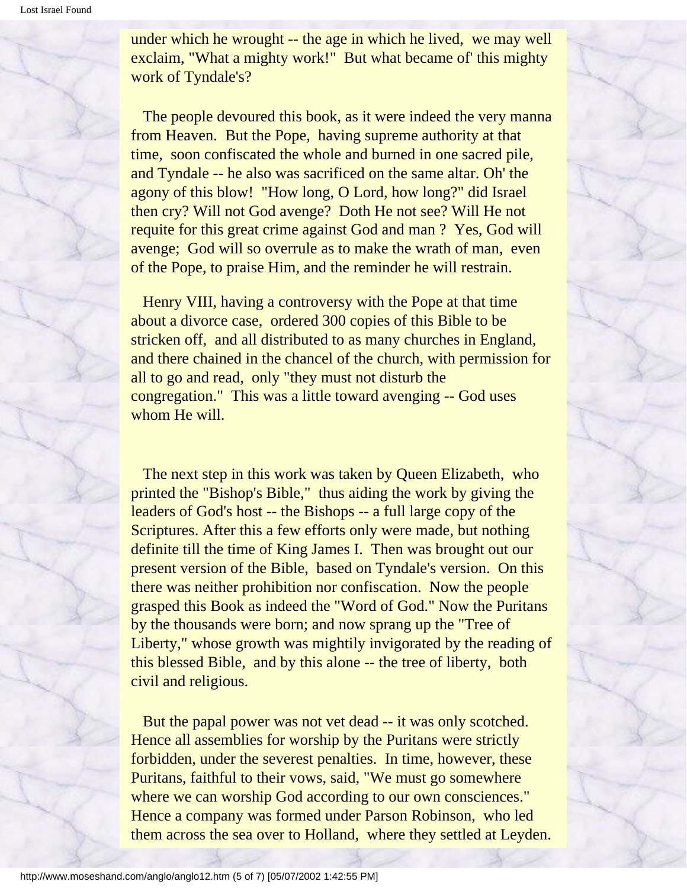under which he wrought -- the age in which he lived, we may well exclaim, "What a mighty work!" But what became of' this mighty work of Tyndale's?

The people devoured this book, as it were indeed the very manna from Heaven. But the Pope, having supreme authority at that time, soon confiscated the whole and burned in one sacred pile, and Tyndale -- he also was sacrificed on the same altar. Oh' the agony of this blow! "How long, O Lord, how long?" did Israel then cry? Will not God avenge? Doth He not see? Will He not requite for this great crime against God and man ? Yes, God will avenge; God will so overrule as to make the wrath of man, even of the Pope, to praise Him, and the reminder he will restrain.

Henry VIII, having a controversy with the Pope at that time about a divorce case, ordered 300 copies of this Bible to be stricken off, and all distributed to as many churches in England, and there chained in the chancel of the church, with permission for all to go and read, only "they must not disturb the congregation." This was a little toward avenging -- God uses whom He will.

The next step in this work was taken by Queen Elizabeth, who printed the "Bishop's Bible," thus aiding the work by giving the leaders of God's host -- the Bishops -- a full large copy of the Scriptures. After this a few efforts only were made, but nothing definite till the time of King James I. Then was brought out our present version of the Bible, based on Tyndale's version. On this there was neither prohibition nor confiscation. Now the people grasped this Book as indeed the "Word of God." Now the Puritans by the thousands were born; and now sprang up the "Tree of Liberty," whose growth was mightily invigorated by the reading of this blessed Bible, and by this alone -- the tree of liberty, both civil and religious.

But the papal power was not vet dead -- it was only scotched. Hence all assemblies for worship by the Puritans were strictly forbidden, under the severest penalties. In time, however, these Puritans, faithful to their vows, said, "We must go somewhere where we can worship God according to our own consciences." Hence a company was formed under Parson Robinson, who led them across the sea over to Holland, where they settled at Leyden.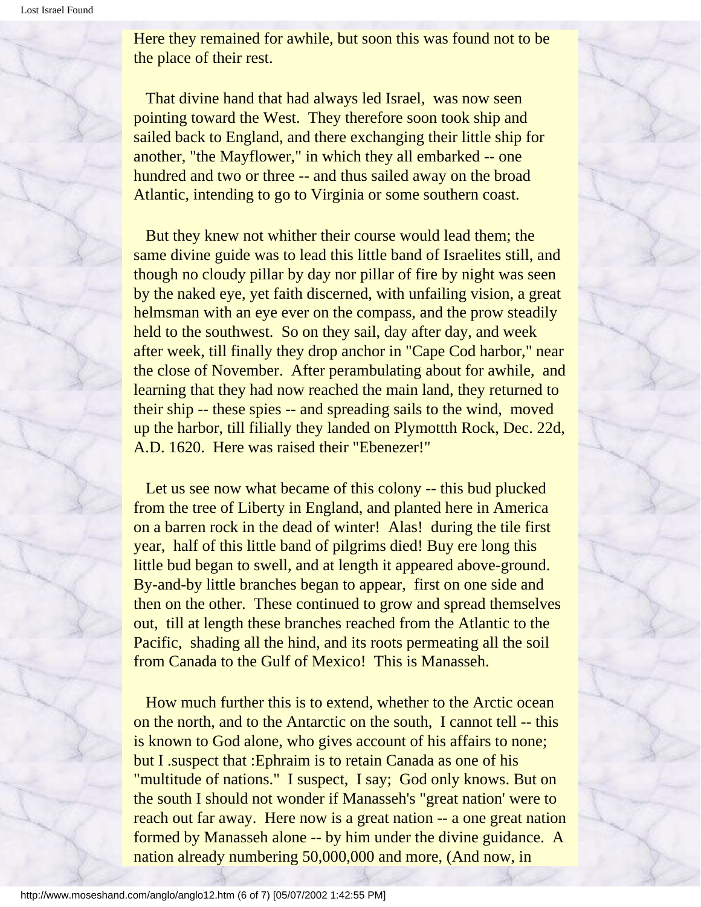Here they remained for awhile, but soon this was found not to be the place of their rest.

That divine hand that had always led Israel, was now seen pointing toward the West. They therefore soon took ship and sailed back to England, and there exchanging their little ship for another, "the Mayflower," in which they all embarked -- one hundred and two or three -- and thus sailed away on the broad Atlantic, intending to go to Virginia or some southern coast.

But they knew not whither their course would lead them; the same divine guide was to lead this little band of Israelites still, and though no cloudy pillar by day nor pillar of fire by night was seen by the naked eye, yet faith discerned, with unfailing vision, a great helmsman with an eye ever on the compass, and the prow steadily held to the southwest. So on they sail, day after day, and week after week, till finally they drop anchor in "Cape Cod harbor," near the close of November. After perambulating about for awhile, and learning that they had now reached the main land, they returned to their ship -- these spies -- and spreading sails to the wind, moved up the harbor, till filially they landed on Plymottth Rock, Dec. 22d, A.D. 1620. Here was raised their "Ebenezer!"

Let us see now what became of this colony -- this bud plucked from the tree of Liberty in England, and planted here in America on a barren rock in the dead of winter! Alas! during the tile first year, half of this little band of pilgrims died! Buy ere long this little bud began to swell, and at length it appeared above-ground. By-and-by little branches began to appear, first on one side and then on the other. These continued to grow and spread themselves out, till at length these branches reached from the Atlantic to the Pacific, shading all the hind, and its roots permeating all the soil from Canada to the Gulf of Mexico! This is Manasseh.

How much further this is to extend, whether to the Arctic ocean on the north, and to the Antarctic on the south, I cannot tell -- this is known to God alone, who gives account of his affairs to none; but I .suspect that :Ephraim is to retain Canada as one of his "multitude of nations." I suspect, I say; God only knows. But on the south I should not wonder if Manasseh's "great nation' were to reach out far away. Here now is a great nation -- a one great nation formed by Manasseh alone -- by him under the divine guidance. A nation already numbering 50,000,000 and more, (And now, in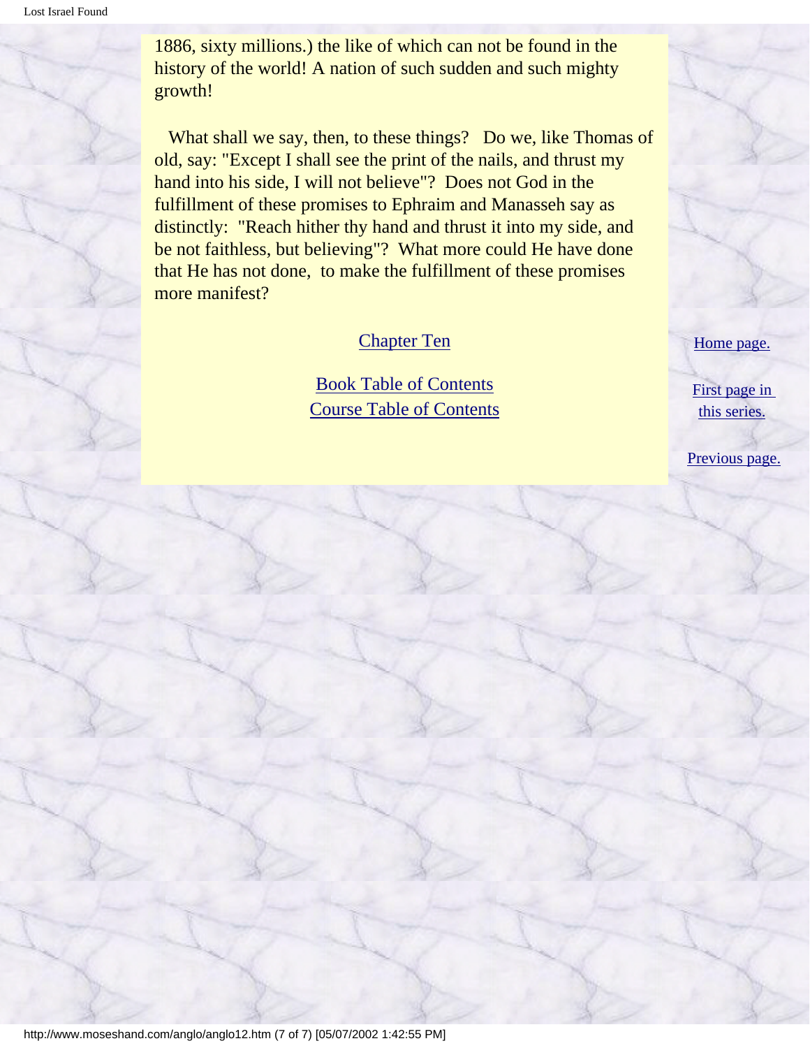1886, sixty millions.) the like of which can not be found in the history of the world! A nation of such sudden and such mighty growth!

What shall we say, then, to these things? Do we, like Thomas of old, say: "Except I shall see the print of the nails, and thrust my hand into his side, I will not believe"? Does not God in the fulfillment of these promises to Ephraim and Manasseh say as distinctly: "Reach hither thy hand and thrust it into my side, and be not faithless, but believing"? What more could He have done that He has not done, to make the fulfillment of these promises more manifest?

Chapter Ten

Book Table of Contents
Course Table of Contents

Home page.

First page in this series.

Previous page.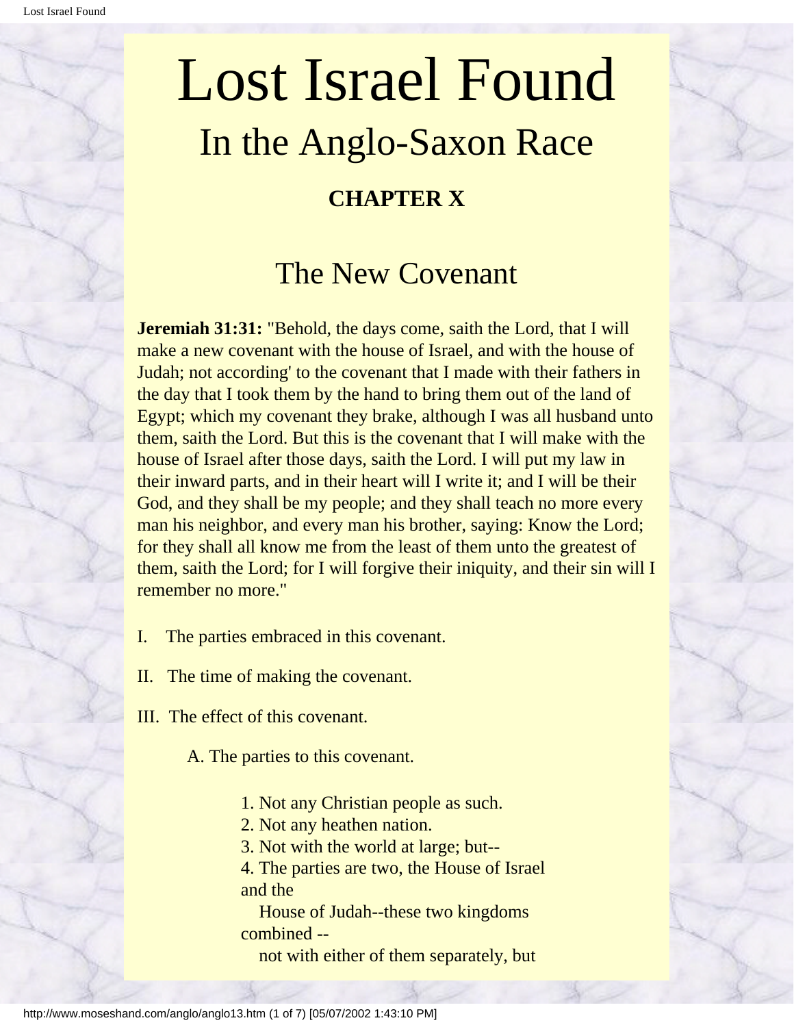# Lost Israel Found

## In the Anglo-Saxon Race

### CHAPTER X

## The New Covenant

**Jeremiah 31:31:** "Behold, the days come, saith the Lord, that I will make a new covenant with the house of Israel, and with the house of Judah; not according' to the covenant that I made with their fathers in the day that I took them by the hand to bring them out of the land of Egypt; which my covenant they brake, although I was all husband unto them, saith the Lord. But this is the covenant that I will make with the house of Israel after those days, saith the Lord. I will put my law in their inward parts, and in their heart will I write it; and I will be their God, and they shall be my people; and they shall teach no more every man his neighbor, and every man his brother, saying: Know the Lord; for they shall all know me from the least of them unto the greatest of them, saith the Lord; for I will forgive their iniquity, and their sin will I remember no more."

I. The parties embraced in this covenant.

II. The time of making the covenant.

III. The effect of this covenant.

A. The parties to this covenant.

1. Not any Christian people as such.
2. Not any heathen nation.
3. Not with the world at large; but--
4. The parties are two, the House of Israel and the House of Judah--these two kingdoms combined -- not with either of them separately, but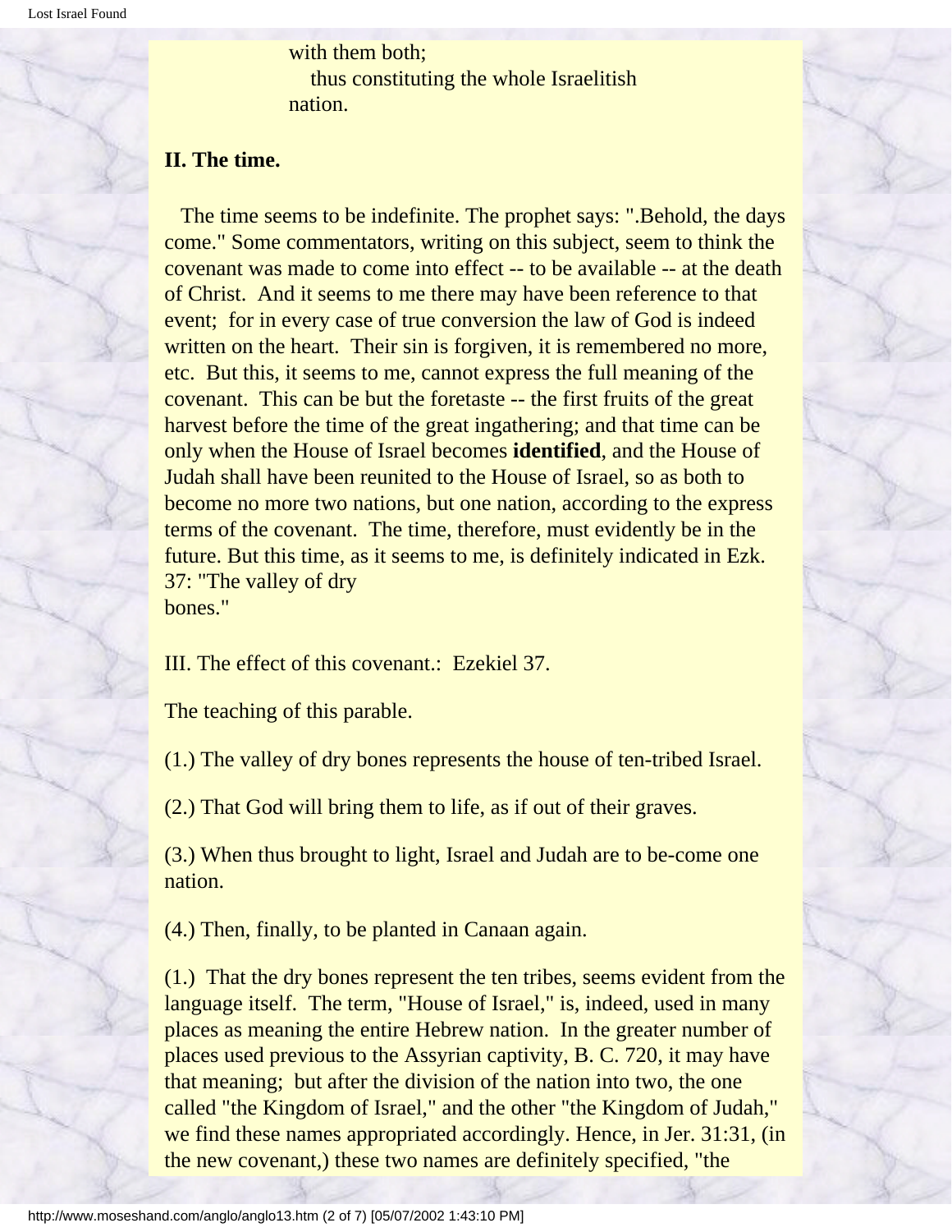with them both;
thus constituting the whole Israelitish nation.

**II. The time.**

The time seems to be indefinite. The prophet says: ".Behold, the days come." Some commentators, writing on this subject, seem to think the covenant was made to come into effect -- to be available -- at the death of Christ. And it seems to me there may have been reference to that event; for in every case of true conversion the law of God is indeed written on the heart. Their sin is forgiven, it is remembered no more, etc. But this, it seems to me, cannot express the full meaning of the covenant. This can be but the foretaste -- the first fruits of the great harvest before the time of the great ingathering; and that time can be only when the House of Israel becomes **identified**, and the House of Judah shall have been reunited to the House of Israel, so as both to become no more two nations, but one nation, according to the express terms of the covenant. The time, therefore, must evidently be in the future. But this time, as it seems to me, is definitely indicated in Ezk. 37: "The valley of dry bones."

III. The effect of this covenant.: Ezekiel 37.

The teaching of this parable.

(1.) The valley of dry bones represents the house of ten-tribed Israel.

(2.) That God will bring them to life, as if out of their graves.

(3.) When thus brought to light, Israel and Judah are to be-come one nation.

(4.) Then, finally, to be planted in Canaan again.

(1.) That the dry bones represent the ten tribes, seems evident from the language itself. The term, "House of Israel," is, indeed, used in many places as meaning the entire Hebrew nation. In the greater number of places used previous to the Assyrian captivity, B. C. 720, it may have that meaning; but after the division of the nation into two, the one called "the Kingdom of Israel," and the other "the Kingdom of Judah," we find these names appropriated accordingly. Hence, in Jer. 31:31, (in the new covenant,) these two names are definitely specified, "the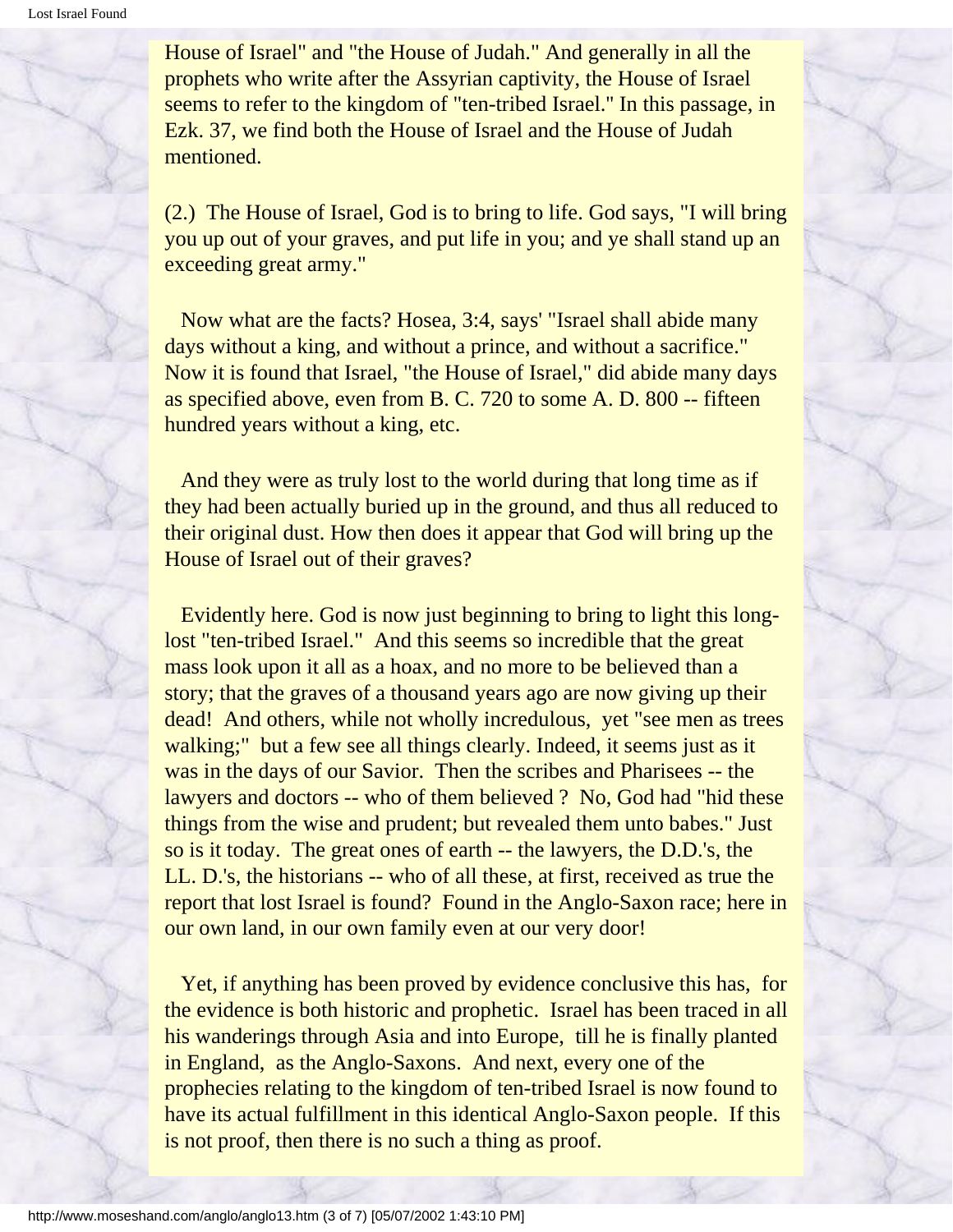House of Israel" and "the House of Judah." And generally in all the prophets who write after the Assyrian captivity, the House of Israel seems to refer to the kingdom of "ten-tribed Israel." In this passage, in Ezk. 37, we find both the House of Israel and the House of Judah mentioned.

(2.) The House of Israel, God is to bring to life. God says, "I will bring you up out of your graves, and put life in you; and ye shall stand up an exceeding great army."

Now what are the facts? Hosea, 3:4, says' "Israel shall abide many days without a king, and without a prince, and without a sacrifice." Now it is found that Israel, "the House of Israel," did abide many days as specified above, even from B. C. 720 to some A. D. 800 -- fifteen hundred years without a king, etc.

And they were as truly lost to the world during that long time as if they had been actually buried up in the ground, and thus all reduced to their original dust. How then does it appear that God will bring up the House of Israel out of their graves?

Evidently here. God is now just beginning to bring to light this long-lost "ten-tribed Israel." And this seems so incredible that the great mass look upon it all as a hoax, and no more to be believed than a story; that the graves of a thousand years ago are now giving up their dead! And others, while not wholly incredulous, yet "see men as trees walking;" but a few see all things clearly. Indeed, it seems just as it was in the days of our Savior. Then the scribes and Pharisees -- the lawyers and doctors -- who of them believed ? No, God had "hid these things from the wise and prudent; but revealed them unto babes." Just so is it today. The great ones of earth -- the lawyers, the D.D.'s, the LL. D.'s, the historians -- who of all these, at first, received as true the report that lost Israel is found? Found in the Anglo-Saxon race; here in our own land, in our own family even at our very door!

Yet, if anything has been proved by evidence conclusive this has, for the evidence is both historic and prophetic. Israel has been traced in all his wanderings through Asia and into Europe, till he is finally planted in England, as the Anglo-Saxons. And next, every one of the prophecies relating to the kingdom of ten-tribed Israel is now found to have its actual fulfillment in this identical Anglo-Saxon people. If this is not proof, then there is no such a thing as proof.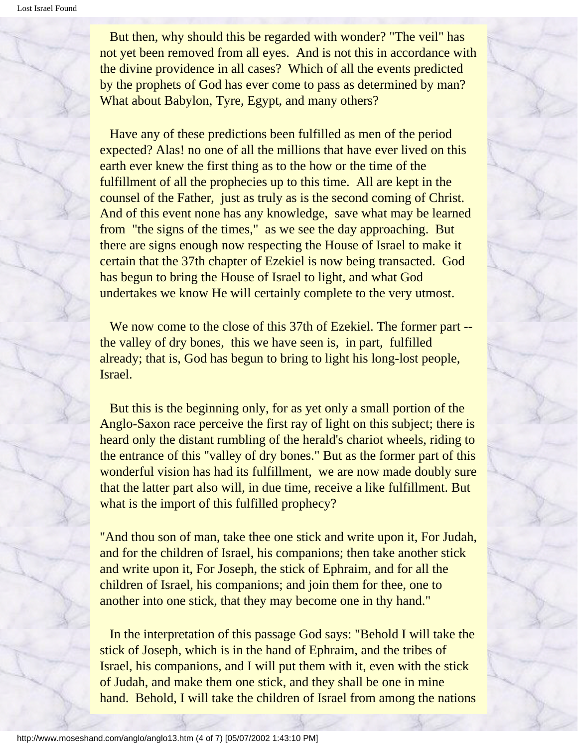But then, why should this be regarded with wonder? "The veil" has not yet been removed from all eyes. And is not this in accordance with the divine providence in all cases? Which of all the events predicted by the prophets of God has ever come to pass as determined by man? What about Babylon, Tyre, Egypt, and many others?

Have any of these predictions been fulfilled as men of the period expected? Alas! no one of all the millions that have ever lived on this earth ever knew the first thing as to the how or the time of the fulfillment of all the prophecies up to this time. All are kept in the counsel of the Father, just as truly as is the second coming of Christ. And of this event none has any knowledge, save what may be learned from "the signs of the times," as we see the day approaching. But there are signs enough now respecting the House of Israel to make it certain that the 37th chapter of Ezekiel is now being transacted. God has begun to bring the House of Israel to light, and what God undertakes we know He will certainly complete to the very utmost.

We now come to the close of this 37th of Ezekiel. The former part -- the valley of dry bones, this we have seen is, in part, fulfilled already; that is, God has begun to bring to light his long-lost people, Israel.

But this is the beginning only, for as yet only a small portion of the Anglo-Saxon race perceive the first ray of light on this subject; there is heard only the distant rumbling of the herald's chariot wheels, riding to the entrance of this "valley of dry bones." But as the former part of this wonderful vision has had its fulfillment, we are now made doubly sure that the latter part also will, in due time, receive a like fulfillment. But what is the import of this fulfilled prophecy?

"And thou son of man, take thee one stick and write upon it, For Judah, and for the children of Israel, his companions; then take another stick and write upon it, For Joseph, the stick of Ephraim, and for all the children of Israel, his companions; and join them for thee, one to another into one stick, that they may become one in thy hand."

In the interpretation of this passage God says: "Behold I will take the stick of Joseph, which is in the hand of Ephraim, and the tribes of Israel, his companions, and I will put them with it, even with the stick of Judah, and make them one stick, and they shall be one in mine hand. Behold, I will take the children of Israel from among the nations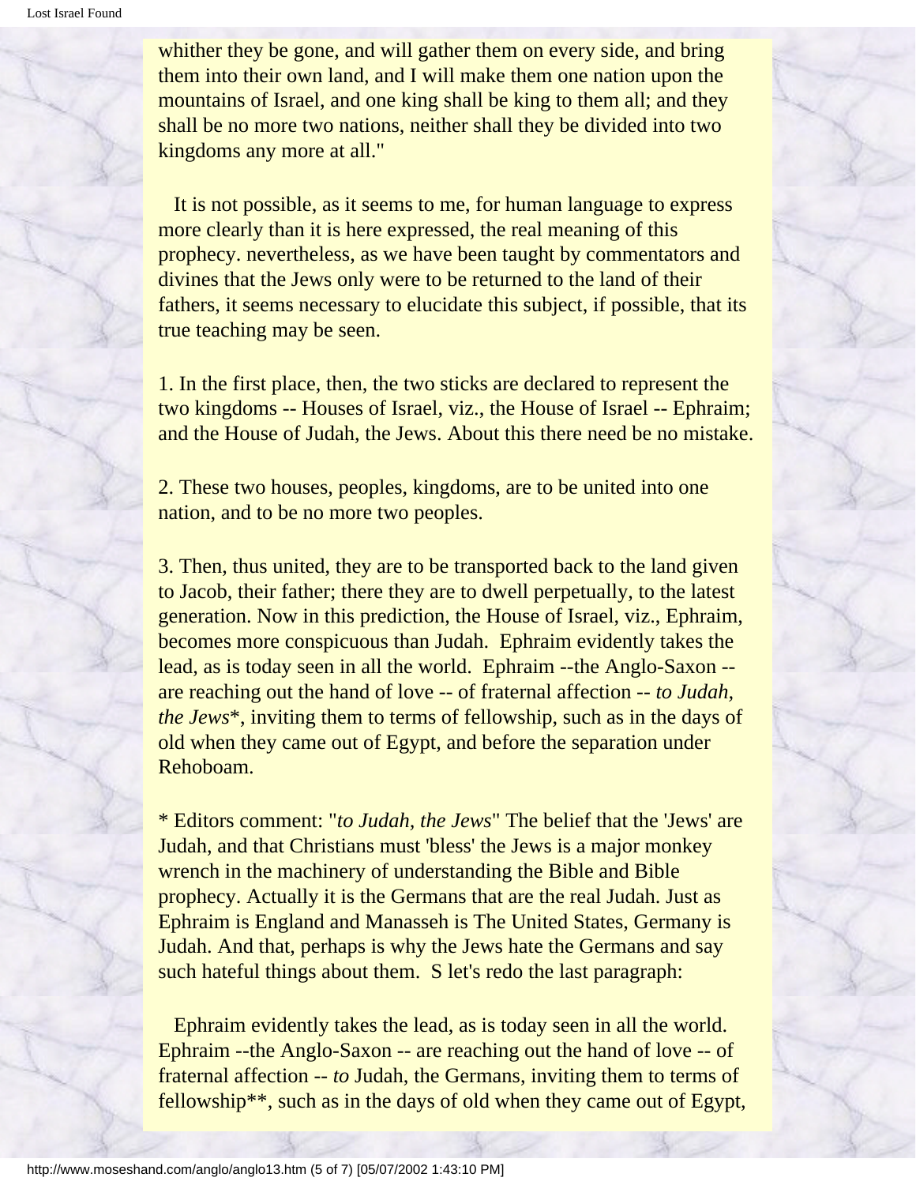whither they be gone, and will gather them on every side, and bring them into their own land, and I will make them one nation upon the mountains of Israel, and one king shall be king to them all; and they shall be no more two nations, neither shall they be divided into two kingdoms any more at all."

It is not possible, as it seems to me, for human language to express more clearly than it is here expressed, the real meaning of this prophecy. nevertheless, as we have been taught by commentators and divines that the Jews only were to be returned to the land of their fathers, it seems necessary to elucidate this subject, if possible, that its true teaching may be seen.

1. In the first place, then, the two sticks are declared to represent the two kingdoms -- Houses of Israel, viz., the House of Israel -- Ephraim; and the House of Judah, the Jews. About this there need be no mistake.

2. These two houses, peoples, kingdoms, are to be united into one nation, and to be no more two peoples.

3. Then, thus united, they are to be transported back to the land given to Jacob, their father; there they are to dwell perpetually, to the latest generation. Now in this prediction, the House of Israel, viz., Ephraim, becomes more conspicuous than Judah. Ephraim evidently takes the lead, as is today seen in all the world. Ephraim --the Anglo-Saxon -- are reaching out the hand of love -- of fraternal affection -- *to Judah, the Jews**, inviting them to terms of fellowship, such as in the days of old when they came out of Egypt, and before the separation under Rehoboam.

* Editors comment: "*to Judah, the Jews*" The belief that the 'Jews' are Judah, and that Christians must 'bless' the Jews is a major monkey wrench in the machinery of understanding the Bible and Bible prophecy. Actually it is the Germans that are the real Judah. Just as Ephraim is England and Manasseh is The United States, Germany is Judah. And that, perhaps is why the Jews hate the Germans and say such hateful things about them. S let's redo the last paragraph:

Ephraim evidently takes the lead, as is today seen in all the world. Ephraim --the Anglo-Saxon -- are reaching out the hand of love -- of fraternal affection -- *to* Judah, the Germans, inviting them to terms of fellowship**, such as in the days of old when they came out of Egypt,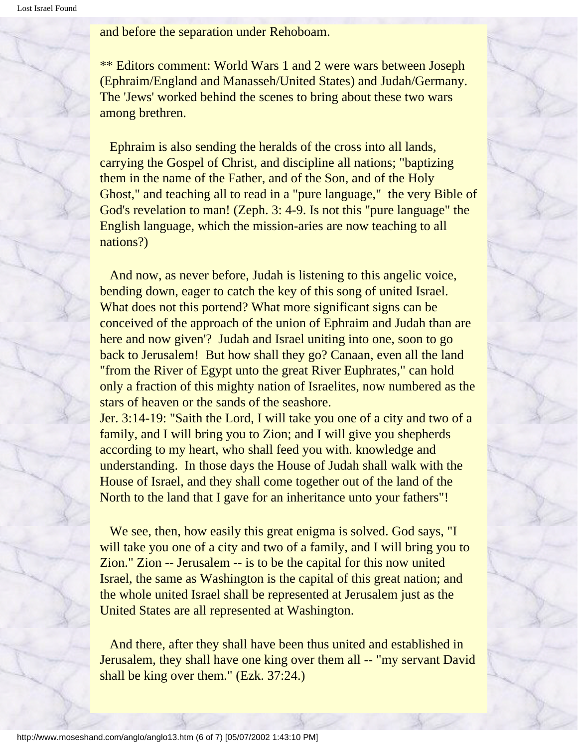and before the separation under Rehoboam.

** Editors comment: World Wars 1 and 2 were wars between Joseph (Ephraim/England and Manasseh/United States) and Judah/Germany. The 'Jews' worked behind the scenes to bring about these two wars among brethren.

Ephraim is also sending the heralds of the cross into all lands, carrying the Gospel of Christ, and discipline all nations; "baptizing them in the name of the Father, and of the Son, and of the Holy Ghost," and teaching all to read in a "pure language," the very Bible of God's revelation to man! (Zeph. 3: 4-9. Is not this "pure language" the English language, which the mission-aries are now teaching to all nations?)

And now, as never before, Judah is listening to this angelic voice, bending down, eager to catch the key of this song of united Israel. What does not this portend? What more significant signs can be conceived of the approach of the union of Ephraim and Judah than are here and now given'? Judah and Israel uniting into one, soon to go back to Jerusalem! But how shall they go? Canaan, even all the land "from the River of Egypt unto the great River Euphrates," can hold only a fraction of this mighty nation of Israelites, now numbered as the stars of heaven or the sands of the seashore.
Jer. 3:14-19: "Saith the Lord, I will take you one of a city and two of a family, and I will bring you to Zion; and I will give you shepherds according to my heart, who shall feed you with. knowledge and understanding. In those days the House of Judah shall walk with the House of Israel, and they shall come together out of the land of the North to the land that I gave for an inheritance unto your fathers"!

We see, then, how easily this great enigma is solved. God says, "I will take you one of a city and two of a family, and I will bring you to Zion." Zion -- Jerusalem -- is to be the capital for this now united Israel, the same as Washington is the capital of this great nation; and the whole united Israel shall be represented at Jerusalem just as the United States are all represented at Washington.

And there, after they shall have been thus united and established in Jerusalem, they shall have one king over them all -- "my servant David shall be king over them." (Ezk. 37:24.)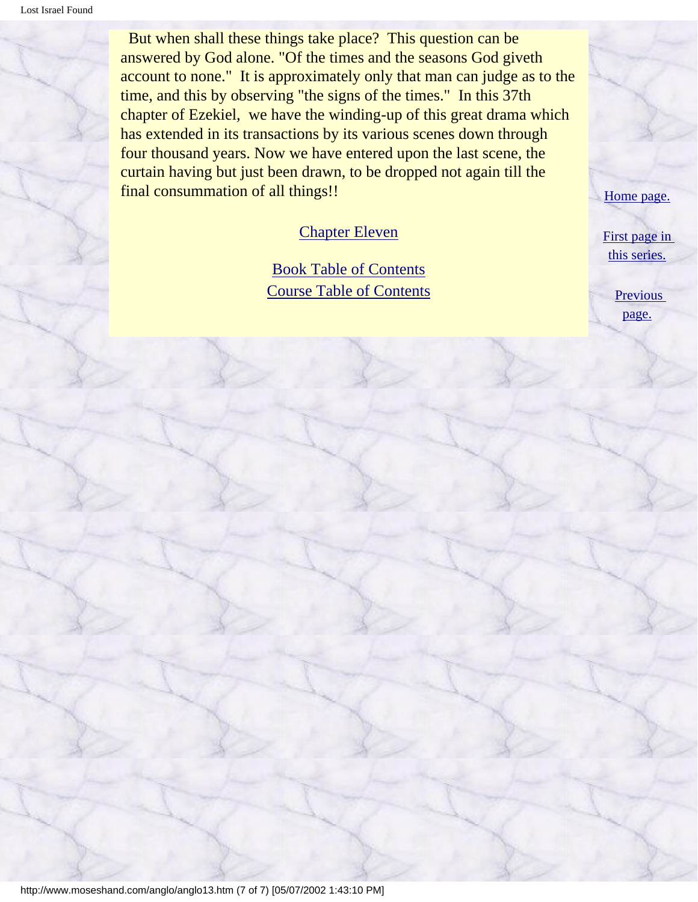But when shall these things take place? This question can be answered by God alone. "Of the times and the seasons God giveth account to none." It is approximately only that man can judge as to the time, and this by observing "the signs of the times." In this 37th chapter of Ezekiel, we have the winding-up of this great drama which has extended in its transactions by its various scenes down through four thousand years. Now we have entered upon the last scene, the curtain having but just been drawn, to be dropped not again till the final consummation of all things!!

Chapter Eleven

Book Table of Contents
Course Table of Contents

Home page.

First page in this series.

Previous page.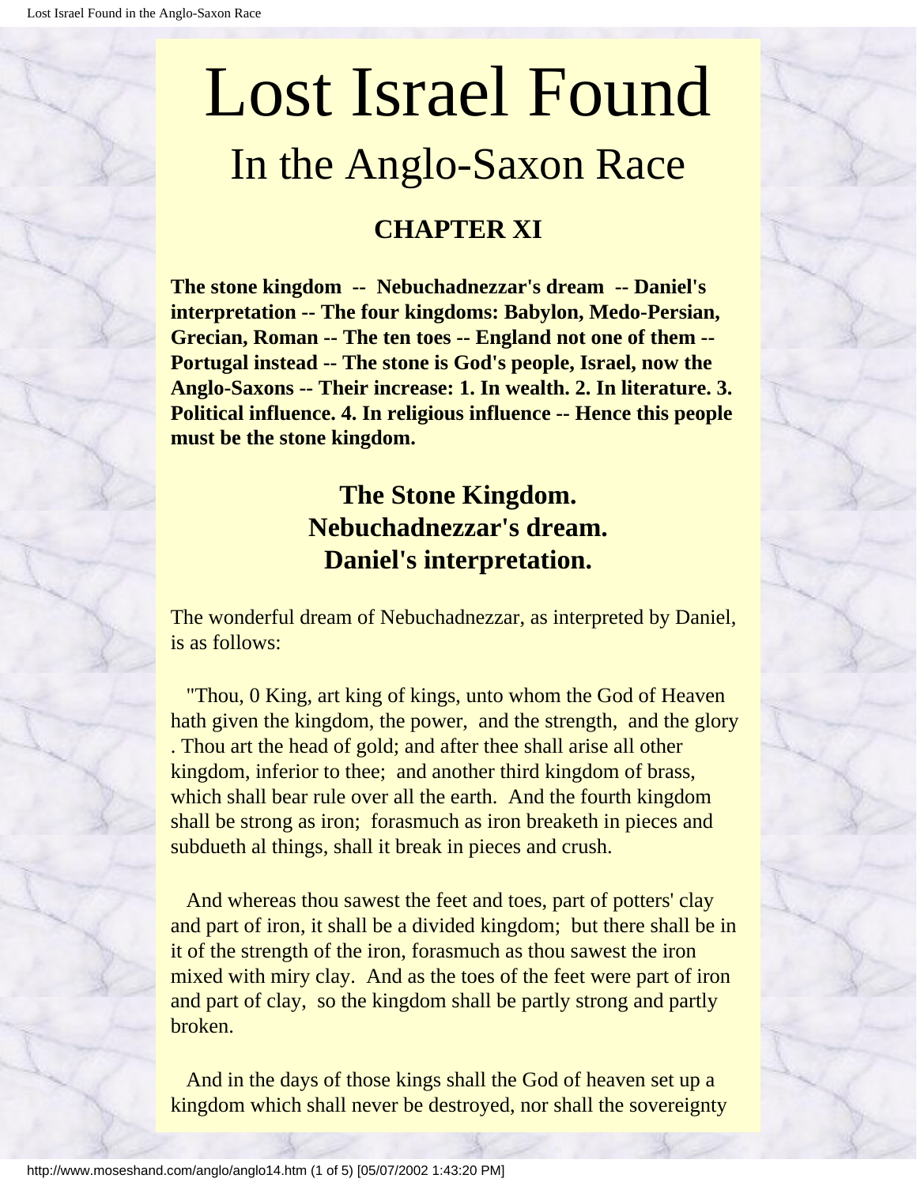# Lost Israel Found

## In the Anglo-Saxon Race

### CHAPTER XI

**The stone kingdom -- Nebuchadnezzar's dream -- Daniel's interpretation -- The four kingdoms: Babylon, Medo-Persian, Grecian, Roman -- The ten toes -- England not one of them -- Portugal instead -- The stone is God's people, Israel, now the Anglo-Saxons -- Their increase: 1. In wealth. 2. In literature. 3. Political influence. 4. In religious influence -- Hence this people must be the stone kingdom.**

### The Stone Kingdom. Nebuchadnezzar's dream. Daniel's interpretation.

The wonderful dream of Nebuchadnezzar, as interpreted by Daniel, is as follows:

"Thou, 0 King, art king of kings, unto whom the God of Heaven hath given the kingdom, the power, and the strength, and the glory . Thou art the head of gold; and after thee shall arise all other kingdom, inferior to thee; and another third kingdom of brass, which shall bear rule over all the earth. And the fourth kingdom shall be strong as iron; forasmuch as iron breaketh in pieces and subdueth al things, shall it break in pieces and crush.

And whereas thou sawest the feet and toes, part of potters' clay and part of iron, it shall be a divided kingdom; but there shall be in it of the strength of the iron, forasmuch as thou sawest the iron mixed with miry clay. And as the toes of the feet were part of iron and part of clay, so the kingdom shall be partly strong and partly broken.

And in the days of those kings shall the God of heaven set up a kingdom which shall never be destroyed, nor shall the sovereignty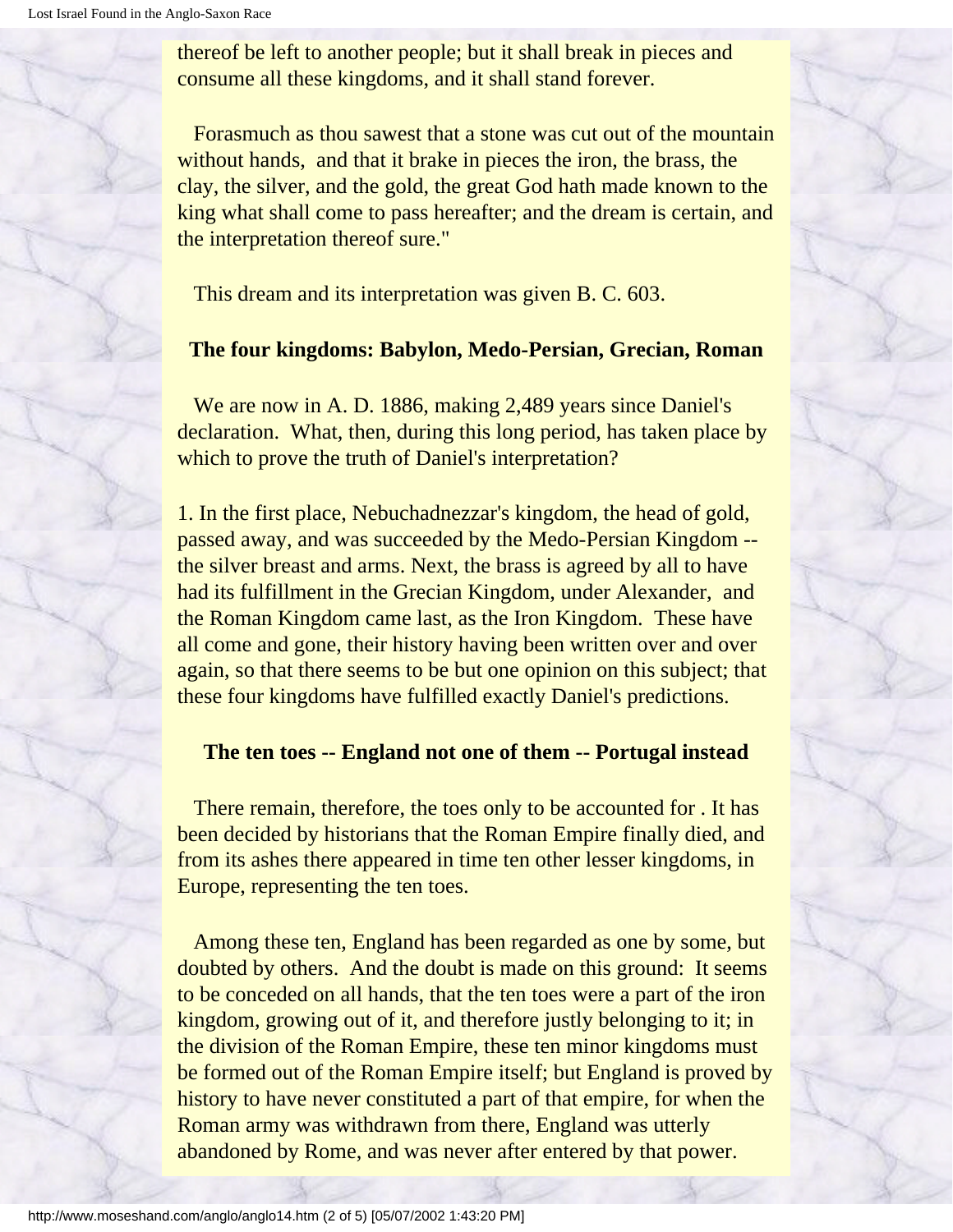thereof be left to another people; but it shall break in pieces and consume all these kingdoms, and it shall stand forever.

Forasmuch as thou sawest that a stone was cut out of the mountain without hands, and that it brake in pieces the iron, the brass, the clay, the silver, and the gold, the great God hath made known to the king what shall come to pass hereafter; and the dream is certain, and the interpretation thereof sure."

This dream and its interpretation was given B. C. 603.

**The four kingdoms: Babylon, Medo-Persian, Grecian, Roman**

We are now in A. D. 1886, making 2,489 years since Daniel's declaration. What, then, during this long period, has taken place by which to prove the truth of Daniel's interpretation?

1. In the first place, Nebuchadnezzar's kingdom, the head of gold, passed away, and was succeeded by the Medo-Persian Kingdom -- the silver breast and arms. Next, the brass is agreed by all to have had its fulfillment in the Grecian Kingdom, under Alexander, and the Roman Kingdom came last, as the Iron Kingdom. These have all come and gone, their history having been written over and over again, so that there seems to be but one opinion on this subject; that these four kingdoms have fulfilled exactly Daniel's predictions.

**The ten toes -- England not one of them -- Portugal instead**

There remain, therefore, the toes only to be accounted for . It has been decided by historians that the Roman Empire finally died, and from its ashes there appeared in time ten other lesser kingdoms, in Europe, representing the ten toes.

Among these ten, England has been regarded as one by some, but doubted by others. And the doubt is made on this ground: It seems to be conceded on all hands, that the ten toes were a part of the iron kingdom, growing out of it, and therefore justly belonging to it; in the division of the Roman Empire, these ten minor kingdoms must be formed out of the Roman Empire itself; but England is proved by history to have never constituted a part of that empire, for when the Roman army was withdrawn from there, England was utterly abandoned by Rome, and was never after entered by that power.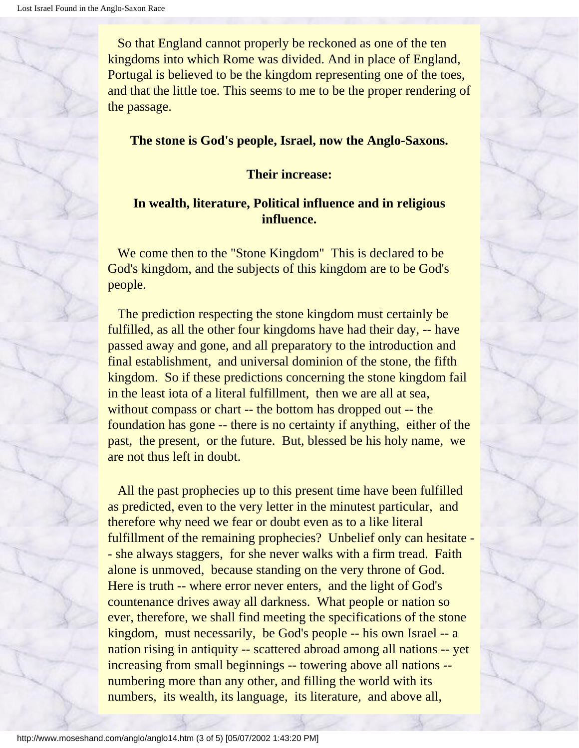So that England cannot properly be reckoned as one of the ten kingdoms into which Rome was divided. And in place of England, Portugal is believed to be the kingdom representing one of the toes, and that the little toe. This seems to me to be the proper rendering of the passage.

**The stone is God's people, Israel, now the Anglo-Saxons.**

**Their increase:**

**In wealth, literature, Political influence and in religious influence.**

We come then to the "Stone Kingdom" This is declared to be God's kingdom, and the subjects of this kingdom are to be God's people.

The prediction respecting the stone kingdom must certainly be fulfilled, as all the other four kingdoms have had their day, -- have passed away and gone, and all preparatory to the introduction and final establishment, and universal dominion of the stone, the fifth kingdom. So if these predictions concerning the stone kingdom fail in the least iota of a literal fulfillment, then we are all at sea, without compass or chart -- the bottom has dropped out -- the foundation has gone -- there is no certainty if anything, either of the past, the present, or the future. But, blessed be his holy name, we are not thus left in doubt.

All the past prophecies up to this present time have been fulfilled as predicted, even to the very letter in the minutest particular, and therefore why need we fear or doubt even as to a like literal fulfillment of the remaining prophecies? Unbelief only can hesitate -- she always staggers, for she never walks with a firm tread. Faith alone is unmoved, because standing on the very throne of God. Here is truth -- where error never enters, and the light of God's countenance drives away all darkness. What people or nation so ever, therefore, we shall find meeting the specifications of the stone kingdom, must necessarily, be God's people -- his own Israel -- a nation rising in antiquity -- scattered abroad among all nations -- yet increasing from small beginnings -- towering above all nations -- numbering more than any other, and filling the world with its numbers, its wealth, its language, its literature, and above all,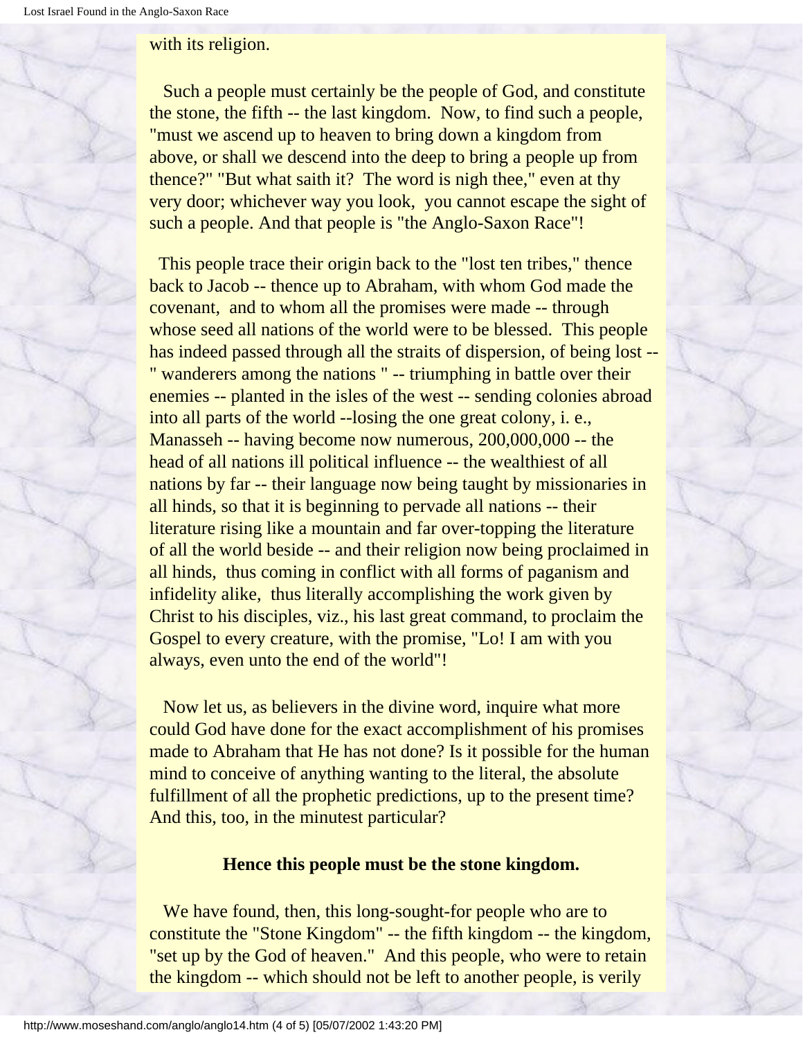with its religion.

Such a people must certainly be the people of God, and constitute the stone, the fifth -- the last kingdom. Now, to find such a people, "must we ascend up to heaven to bring down a kingdom from above, or shall we descend into the deep to bring a people up from thence?" "But what saith it? The word is nigh thee," even at thy very door; whichever way you look, you cannot escape the sight of such a people. And that people is "the Anglo-Saxon Race"!

This people trace their origin back to the "lost ten tribes," thence back to Jacob -- thence up to Abraham, with whom God made the covenant, and to whom all the promises were made -- through whose seed all nations of the world were to be blessed. This people has indeed passed through all the straits of dispersion, of being lost -- " wanderers among the nations " -- triumphing in battle over their enemies -- planted in the isles of the west -- sending colonies abroad into all parts of the world --losing the one great colony, i. e., Manasseh -- having become now numerous, 200,000,000 -- the head of all nations ill political influence -- the wealthiest of all nations by far -- their language now being taught by missionaries in all hinds, so that it is beginning to pervade all nations -- their literature rising like a mountain and far over-topping the literature of all the world beside -- and their religion now being proclaimed in all hinds, thus coming in conflict with all forms of paganism and infidelity alike, thus literally accomplishing the work given by Christ to his disciples, viz., his last great command, to proclaim the Gospel to every creature, with the promise, "Lo! I am with you always, even unto the end of the world"!

Now let us, as believers in the divine word, inquire what more could God have done for the exact accomplishment of his promises made to Abraham that He has not done? Is it possible for the human mind to conceive of anything wanting to the literal, the absolute fulfillment of all the prophetic predictions, up to the present time? And this, too, in the minutest particular?

**Hence this people must be the stone kingdom.**

We have found, then, this long-sought-for people who are to constitute the "Stone Kingdom" -- the fifth kingdom -- the kingdom, "set up by the God of heaven." And this people, who were to retain the kingdom -- which should not be left to another people, is verily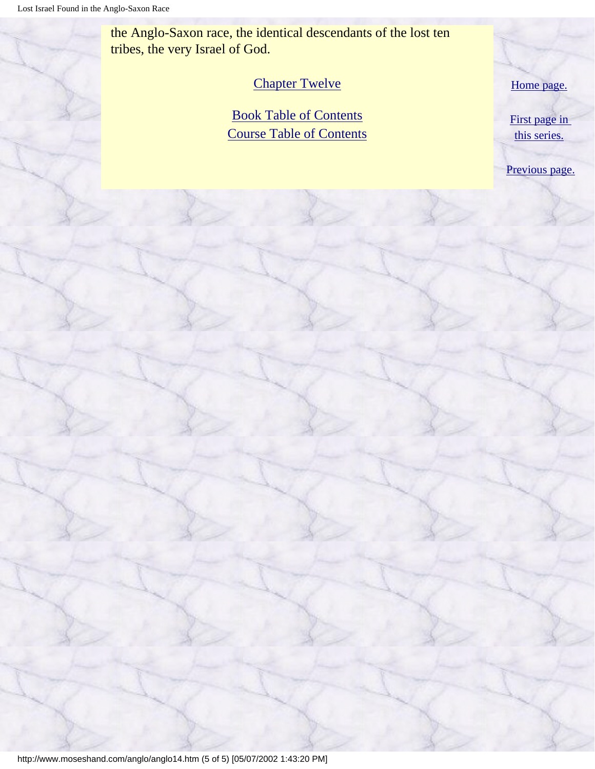the Anglo-Saxon race, the identical descendants of the lost ten tribes, the very Israel of God.

Chapter Twelve

Book Table of Contents
Course Table of Contents

Home page.

First page in this series.

Previous page.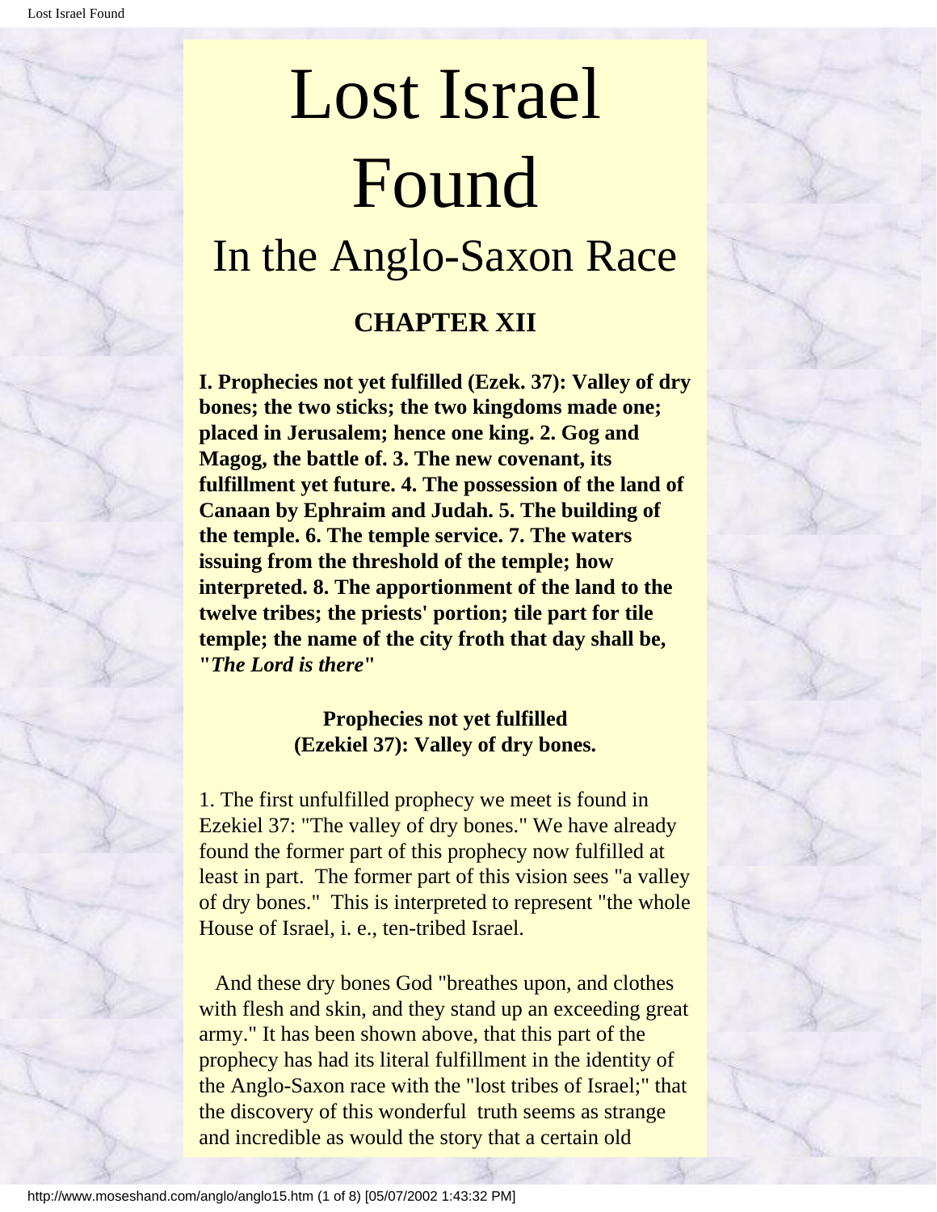# Lost Israel Found

## In the Anglo-Saxon Race

### CHAPTER XII

**I. Prophecies not yet fulfilled (Ezek. 37): Valley of dry bones; the two sticks; the two kingdoms made one; placed in Jerusalem; hence one king. 2. Gog and Magog, the battle of. 3. The new covenant, its fulfillment yet future. 4. The possession of the land of Canaan by Ephraim and Judah. 5. The building of the temple. 6. The temple service. 7. The waters issuing from the threshold of the temple; how interpreted. 8. The apportionment of the land to the twelve tribes; the priests' portion; tile part for tile temple; the name of the city froth that day shall be, "*The Lord is there*"**

**Prophecies not yet fulfilled (Ezekiel 37): Valley of dry bones.**

1. The first unfulfilled prophecy we meet is found in Ezekiel 37: "The valley of dry bones." We have already found the former part of this prophecy now fulfilled at least in part. The former part of this vision sees "a valley of dry bones." This is interpreted to represent "the whole House of Israel, i. e., ten-tribed Israel.

And these dry bones God "breathes upon, and clothes with flesh and skin, and they stand up an exceeding great army." It has been shown above, that this part of the prophecy has had its literal fulfillment in the identity of the Anglo-Saxon race with the "lost tribes of Israel;" that the discovery of this wonderful truth seems as strange and incredible as would the story that a certain old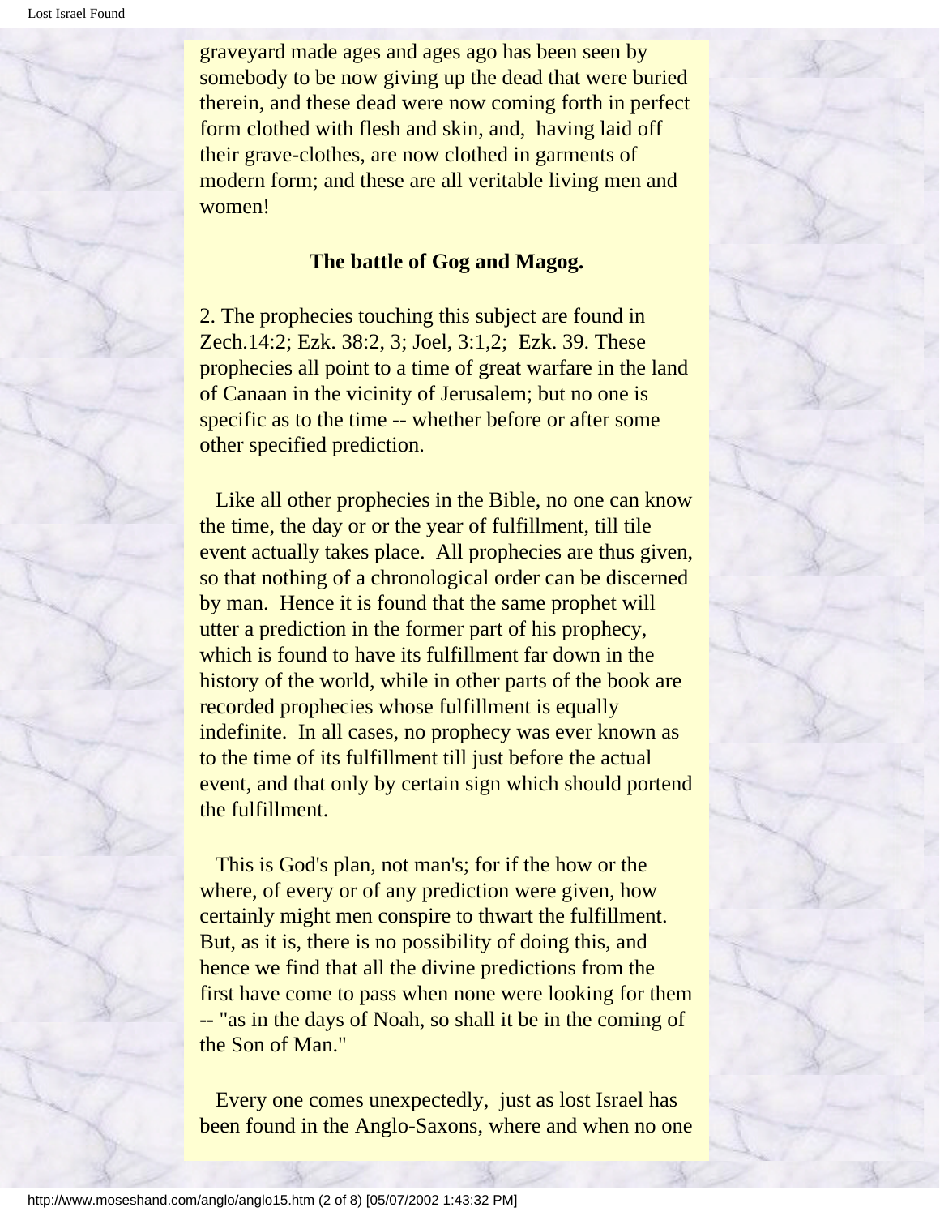graveyard made ages and ages ago has been seen by somebody to be now giving up the dead that were buried therein, and these dead were now coming forth in perfect form clothed with flesh and skin, and, having laid off their grave-clothes, are now clothed in garments of modern form; and these are all veritable living men and women!

**The battle of Gog and Magog.**

2. The prophecies touching this subject are found in Zech.14:2; Ezk. 38:2, 3; Joel, 3:1,2; Ezk. 39. These prophecies all point to a time of great warfare in the land of Canaan in the vicinity of Jerusalem; but no one is specific as to the time -- whether before or after some other specified prediction.

Like all other prophecies in the Bible, no one can know the time, the day or or the year of fulfillment, till tile event actually takes place. All prophecies are thus given, so that nothing of a chronological order can be discerned by man. Hence it is found that the same prophet will utter a prediction in the former part of his prophecy, which is found to have its fulfillment far down in the history of the world, while in other parts of the book are recorded prophecies whose fulfillment is equally indefinite. In all cases, no prophecy was ever known as to the time of its fulfillment till just before the actual event, and that only by certain sign which should portend the fulfillment.

This is God's plan, not man's; for if the how or the where, of every or of any prediction were given, how certainly might men conspire to thwart the fulfillment. But, as it is, there is no possibility of doing this, and hence we find that all the divine predictions from the first have come to pass when none were looking for them -- "as in the days of Noah, so shall it be in the coming of the Son of Man."

Every one comes unexpectedly, just as lost Israel has been found in the Anglo-Saxons, where and when no one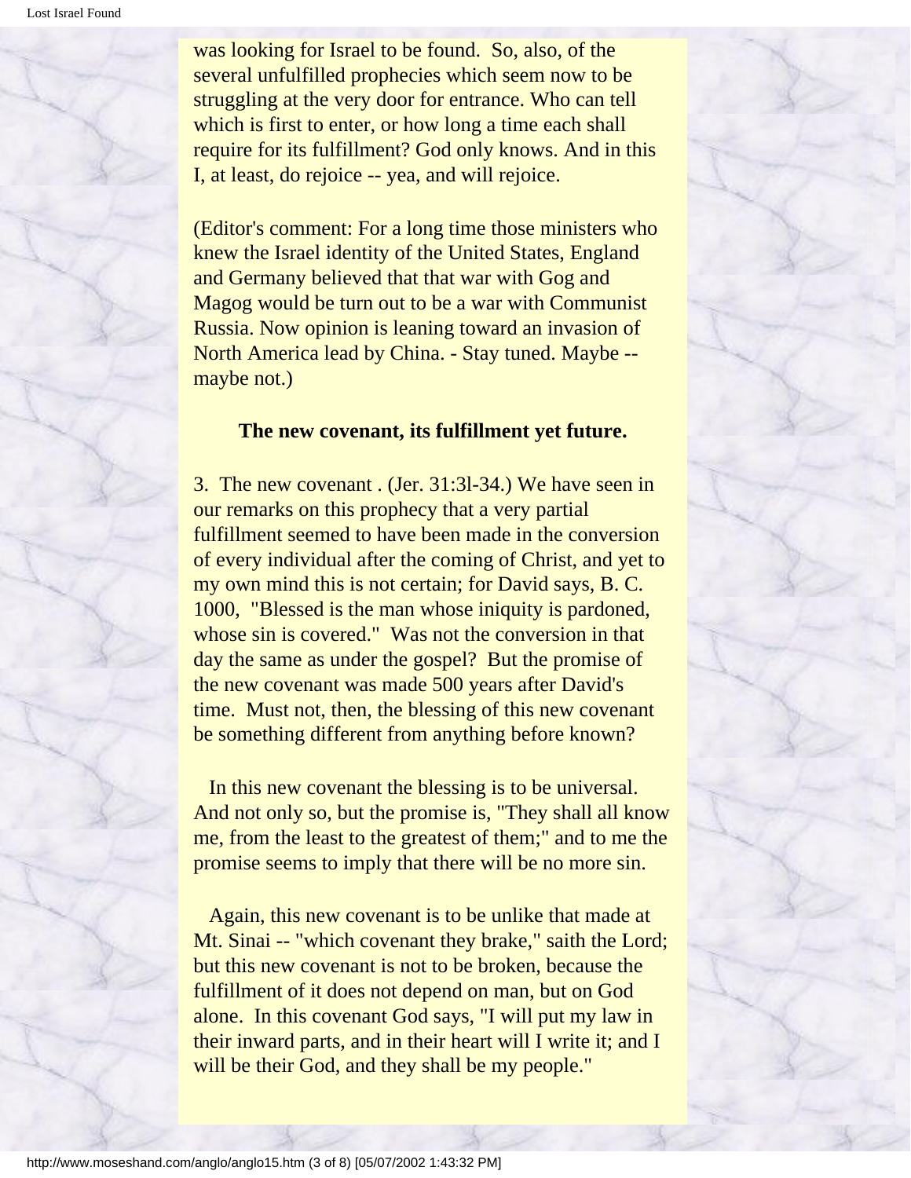was looking for Israel to be found. So, also, of the several unfulfilled prophecies which seem now to be struggling at the very door for entrance. Who can tell which is first to enter, or how long a time each shall require for its fulfillment? God only knows. And in this I, at least, do rejoice -- yea, and will rejoice.

(Editor's comment: For a long time those ministers who knew the Israel identity of the United States, England and Germany believed that that war with Gog and Magog would be turn out to be a war with Communist Russia. Now opinion is leaning toward an invasion of North America lead by China. - Stay tuned. Maybe -- maybe not.)

**The new covenant, its fulfillment yet future.**

3. The new covenant . (Jer. 31:3l-34.) We have seen in our remarks on this prophecy that a very partial fulfillment seemed to have been made in the conversion of every individual after the coming of Christ, and yet to my own mind this is not certain; for David says, B. C. 1000, "Blessed is the man whose iniquity is pardoned, whose sin is covered." Was not the conversion in that day the same as under the gospel? But the promise of the new covenant was made 500 years after David's time. Must not, then, the blessing of this new covenant be something different from anything before known?

In this new covenant the blessing is to be universal. And not only so, but the promise is, "They shall all know me, from the least to the greatest of them;" and to me the promise seems to imply that there will be no more sin.

Again, this new covenant is to be unlike that made at Mt. Sinai -- "which covenant they brake," saith the Lord; but this new covenant is not to be broken, because the fulfillment of it does not depend on man, but on God alone. In this covenant God says, "I will put my law in their inward parts, and in their heart will I write it; and I will be their God, and they shall be my people."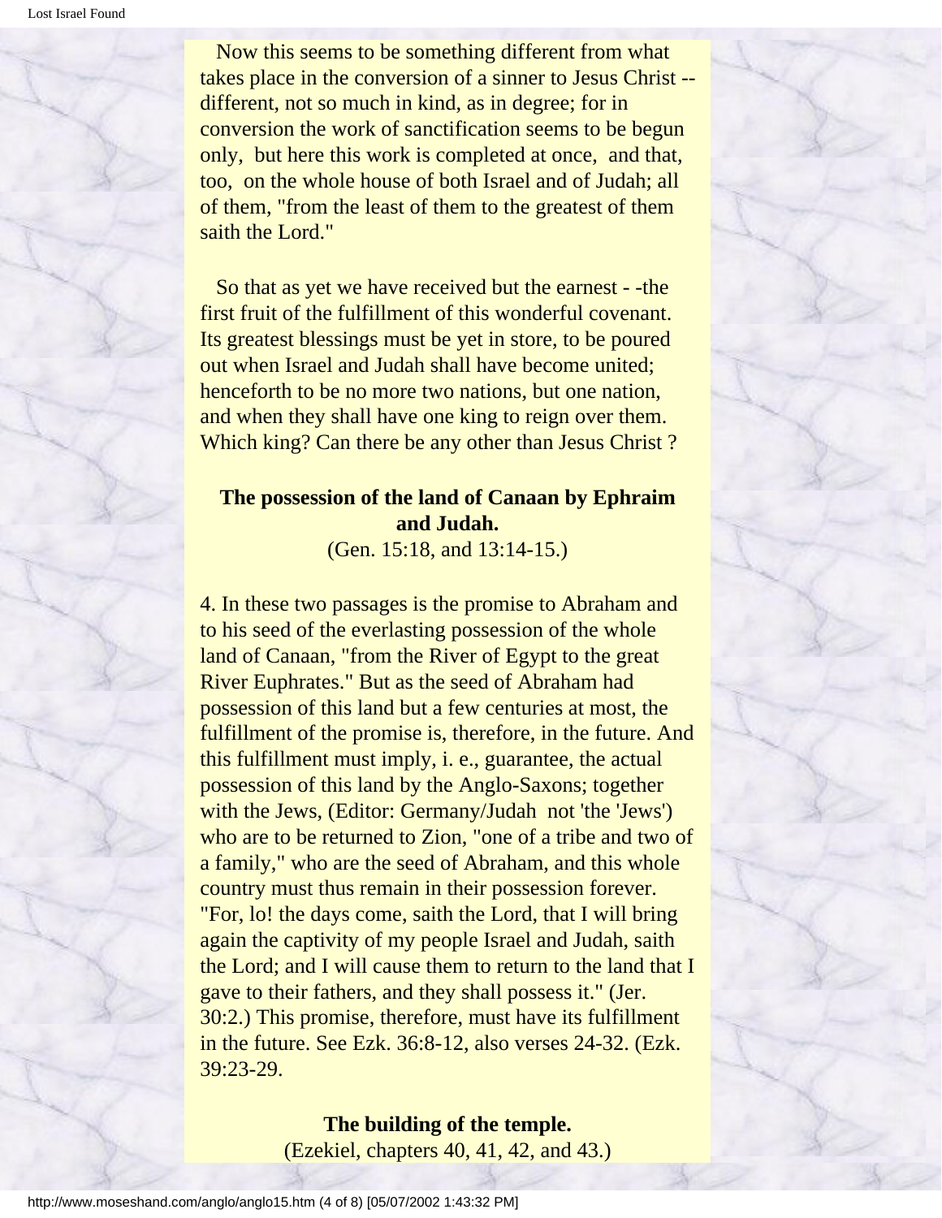Now this seems to be something different from what takes place in the conversion of a sinner to Jesus Christ -- different, not so much in kind, as in degree; for in conversion the work of sanctification seems to be begun only, but here this work is completed at once, and that, too, on the whole house of both Israel and of Judah; all of them, "from the least of them to the greatest of them saith the Lord."

So that as yet we have received but the earnest - -the first fruit of the fulfillment of this wonderful covenant. Its greatest blessings must be yet in store, to be poured out when Israel and Judah shall have become united; henceforth to be no more two nations, but one nation, and when they shall have one king to reign over them. Which king? Can there be any other than Jesus Christ ?

**The possession of the land of Canaan by Ephraim and Judah.**
(Gen. 15:18, and 13:14-15.)

4. In these two passages is the promise to Abraham and to his seed of the everlasting possession of the whole land of Canaan, "from the River of Egypt to the great River Euphrates." But as the seed of Abraham had possession of this land but a few centuries at most, the fulfillment of the promise is, therefore, in the future. And this fulfillment must imply, i. e., guarantee, the actual possession of this land by the Anglo-Saxons; together with the Jews, (Editor: Germany/Judah not 'the 'Jews') who are to be returned to Zion, "one of a tribe and two of a family," who are the seed of Abraham, and this whole country must thus remain in their possession forever. "For, lo! the days come, saith the Lord, that I will bring again the captivity of my people Israel and Judah, saith the Lord; and I will cause them to return to the land that I gave to their fathers, and they shall possess it." (Jer. 30:2.) This promise, therefore, must have its fulfillment in the future. See Ezk. 36:8-12, also verses 24-32. (Ezk. 39:23-29.

**The building of the temple.**
(Ezekiel, chapters 40, 41, 42, and 43.)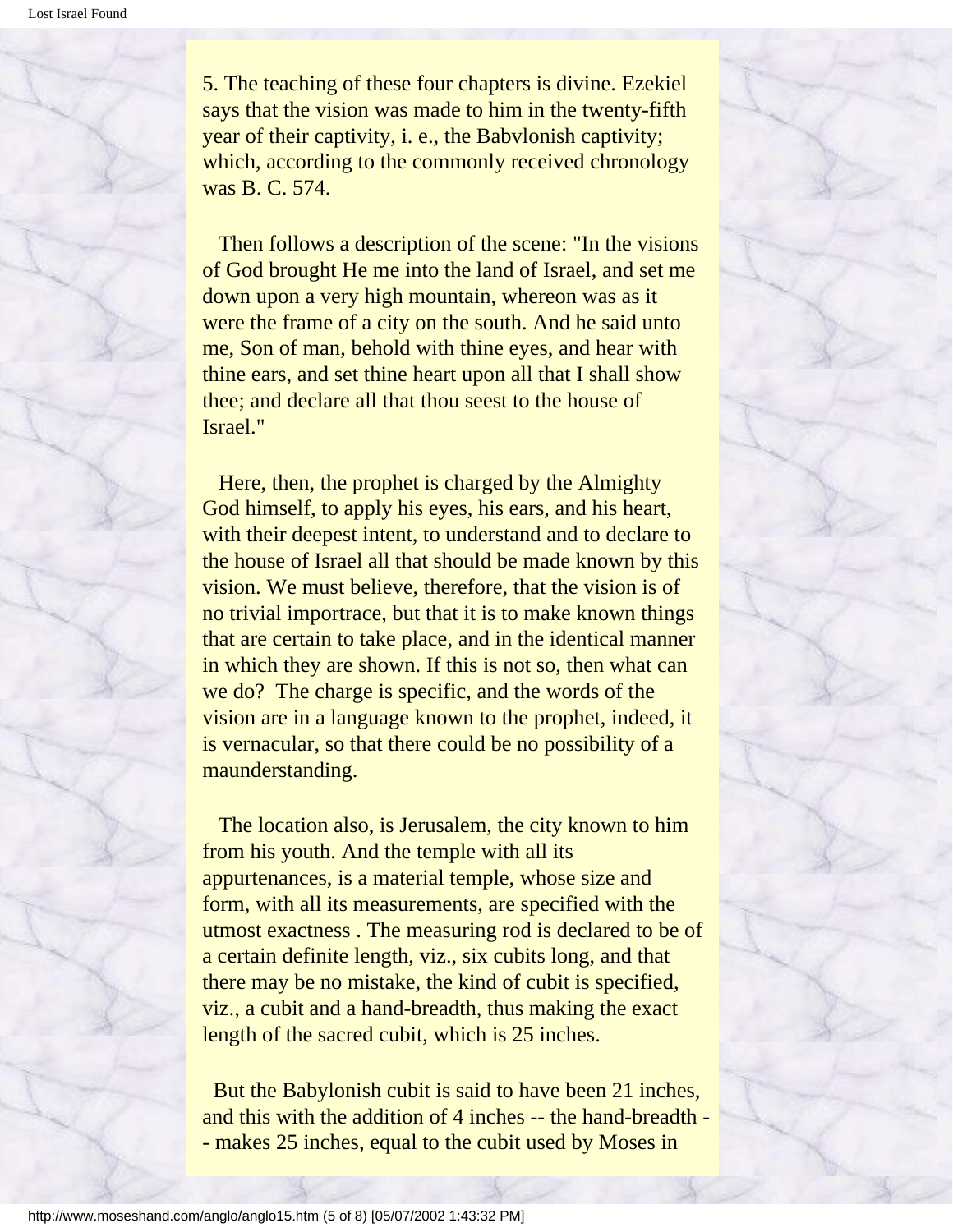5. The teaching of these four chapters is divine. Ezekiel says that the vision was made to him in the twenty-fifth year of their captivity, i. e., the Babvlonish captivity; which, according to the commonly received chronology was B. C. 574.

Then follows a description of the scene: "In the visions of God brought He me into the land of Israel, and set me down upon a very high mountain, whereon was as it were the frame of a city on the south. And he said unto me, Son of man, behold with thine eyes, and hear with thine ears, and set thine heart upon all that I shall show thee; and declare all that thou seest to the house of Israel."

Here, then, the prophet is charged by the Almighty God himself, to apply his eyes, his ears, and his heart, with their deepest intent, to understand and to declare to the house of Israel all that should be made known by this vision. We must believe, therefore, that the vision is of no trivial importrace, but that it is to make known things that are certain to take place, and in the identical manner in which they are shown. If this is not so, then what can we do? The charge is specific, and the words of the vision are in a language known to the prophet, indeed, it is vernacular, so that there could be no possibility of a maunderstanding.

The location also, is Jerusalem, the city known to him from his youth. And the temple with all its appurtenances, is a material temple, whose size and form, with all its measurements, are specified with the utmost exactness . The measuring rod is declared to be of a certain definite length, viz., six cubits long, and that there may be no mistake, the kind of cubit is specified, viz., a cubit and a hand-breadth, thus making the exact length of the sacred cubit, which is 25 inches.

But the Babylonish cubit is said to have been 21 inches, and this with the addition of 4 inches -- the hand-breadth -- makes 25 inches, equal to the cubit used by Moses in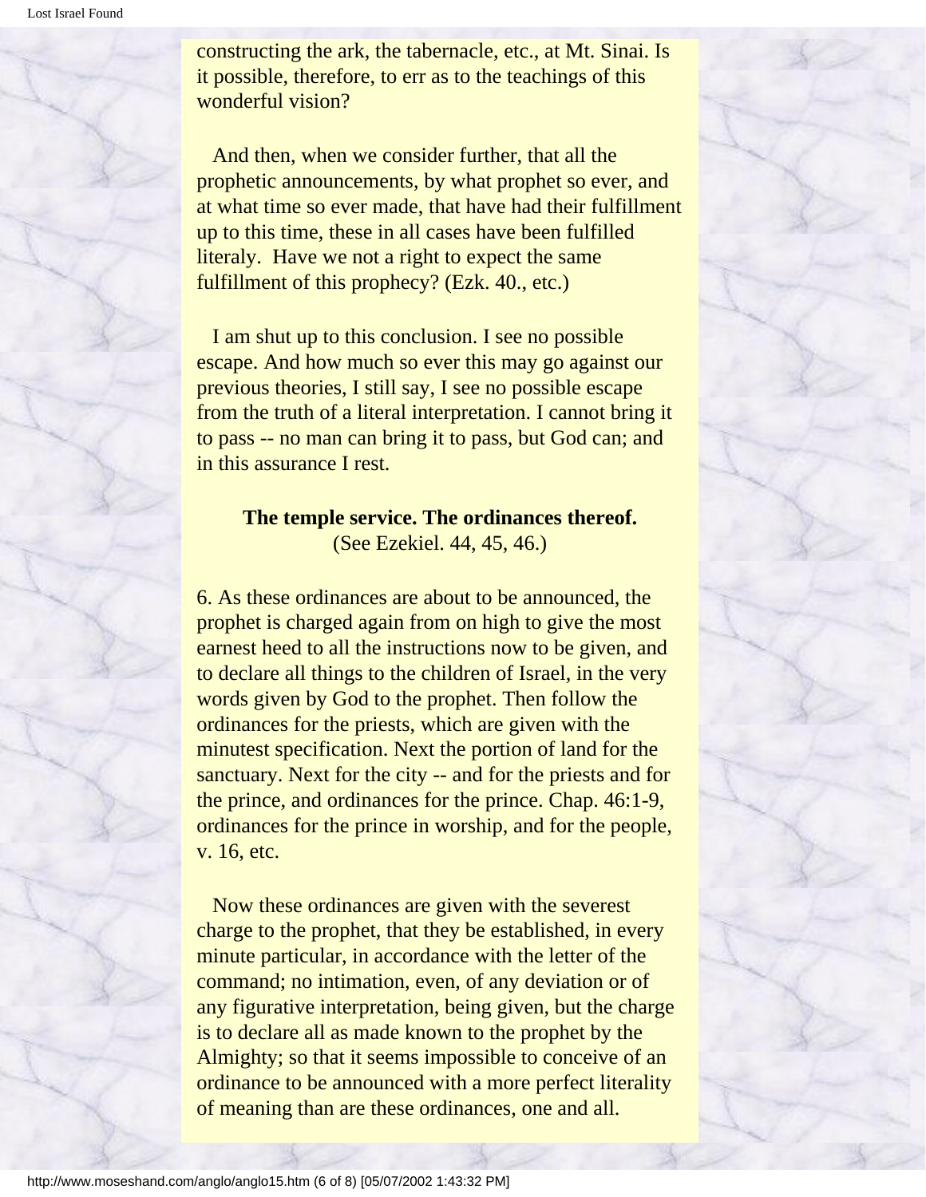constructing the ark, the tabernacle, etc., at Mt. Sinai. Is it possible, therefore, to err as to the teachings of this wonderful vision?

And then, when we consider further, that all the prophetic announcements, by what prophet so ever, and at what time so ever made, that have had their fulfillment up to this time, these in all cases have been fulfilled literaly. Have we not a right to expect the same fulfillment of this prophecy? (Ezk. 40., etc.)

I am shut up to this conclusion. I see no possible escape. And how much so ever this may go against our previous theories, I still say, I see no possible escape from the truth of a literal interpretation. I cannot bring it to pass -- no man can bring it to pass, but God can; and in this assurance I rest.

**The temple service. The ordinances thereof.**
(See Ezekiel. 44, 45, 46.)

6. As these ordinances are about to be announced, the prophet is charged again from on high to give the most earnest heed to all the instructions now to be given, and to declare all things to the children of Israel, in the very words given by God to the prophet. Then follow the ordinances for the priests, which are given with the minutest specification. Next the portion of land for the sanctuary. Next for the city -- and for the priests and for the prince, and ordinances for the prince. Chap. 46:1-9, ordinances for the prince in worship, and for the people, v. 16, etc.

Now these ordinances are given with the severest charge to the prophet, that they be established, in every minute particular, in accordance with the letter of the command; no intimation, even, of any deviation or of any figurative interpretation, being given, but the charge is to declare all as made known to the prophet by the Almighty; so that it seems impossible to conceive of an ordinance to be announced with a more perfect literality of meaning than are these ordinances, one and all.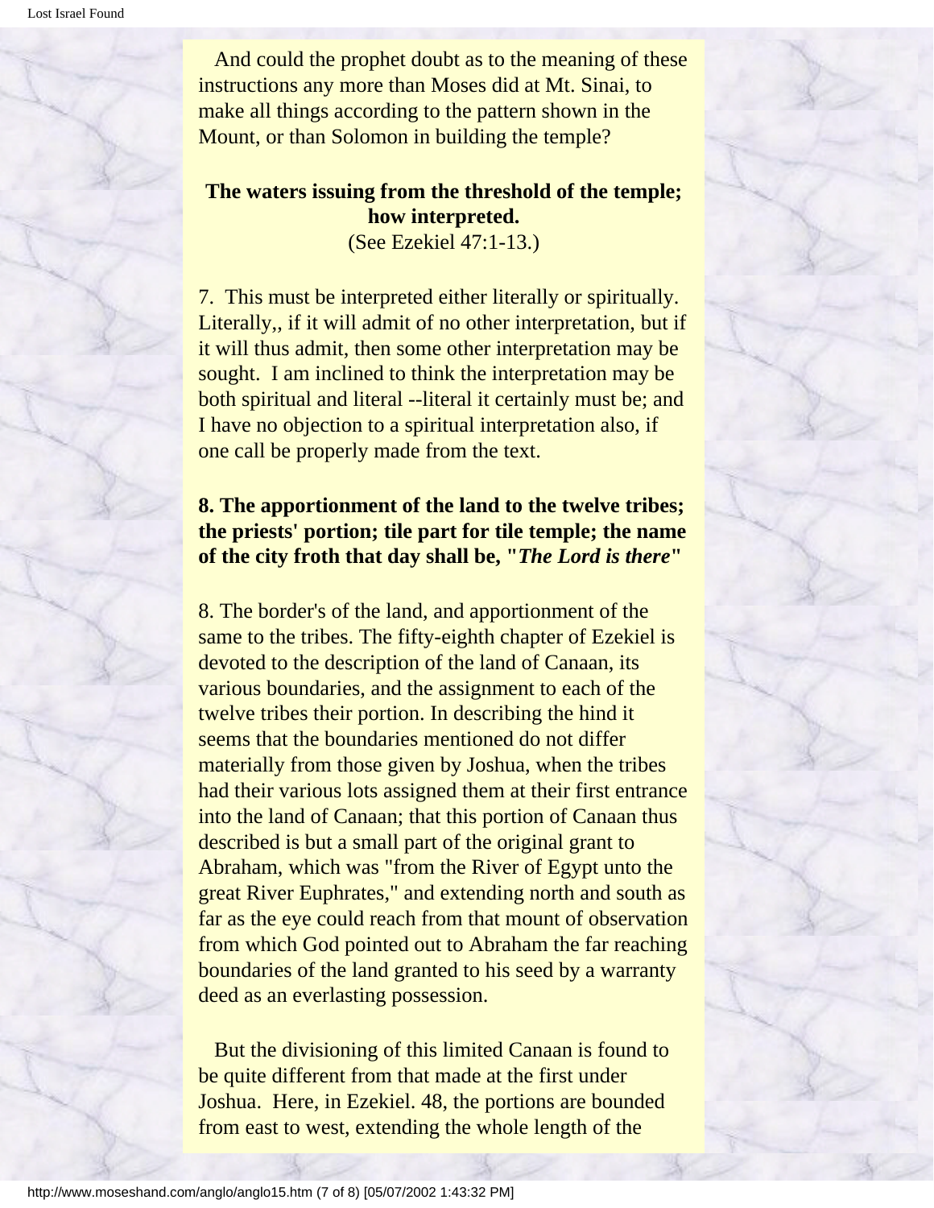And could the prophet doubt as to the meaning of these instructions any more than Moses did at Mt. Sinai, to make all things according to the pattern shown in the Mount, or than Solomon in building the temple?

**The waters issuing from the threshold of the temple; how interpreted.**
(See Ezekiel 47:1-13.)

7. This must be interpreted either literally or spiritually. Literally,, if it will admit of no other interpretation, but if it will thus admit, then some other interpretation may be sought. I am inclined to think the interpretation may be both spiritual and literal --literal it certainly must be; and I have no objection to a spiritual interpretation also, if one call be properly made from the text.

**8. The apportionment of the land to the twelve tribes; the priests' portion; tile part for tile temple; the name of the city froth that day shall be, "*The Lord is there*"**

8. The border's of the land, and apportionment of the same to the tribes. The fifty-eighth chapter of Ezekiel is devoted to the description of the land of Canaan, its various boundaries, and the assignment to each of the twelve tribes their portion. In describing the hind it seems that the boundaries mentioned do not differ materially from those given by Joshua, when the tribes had their various lots assigned them at their first entrance into the land of Canaan; that this portion of Canaan thus described is but a small part of the original grant to Abraham, which was "from the River of Egypt unto the great River Euphrates," and extending north and south as far as the eye could reach from that mount of observation from which God pointed out to Abraham the far reaching boundaries of the land granted to his seed by a warranty deed as an everlasting possession.

But the divisioning of this limited Canaan is found to be quite different from that made at the first under Joshua. Here, in Ezekiel. 48, the portions are bounded from east to west, extending the whole length of the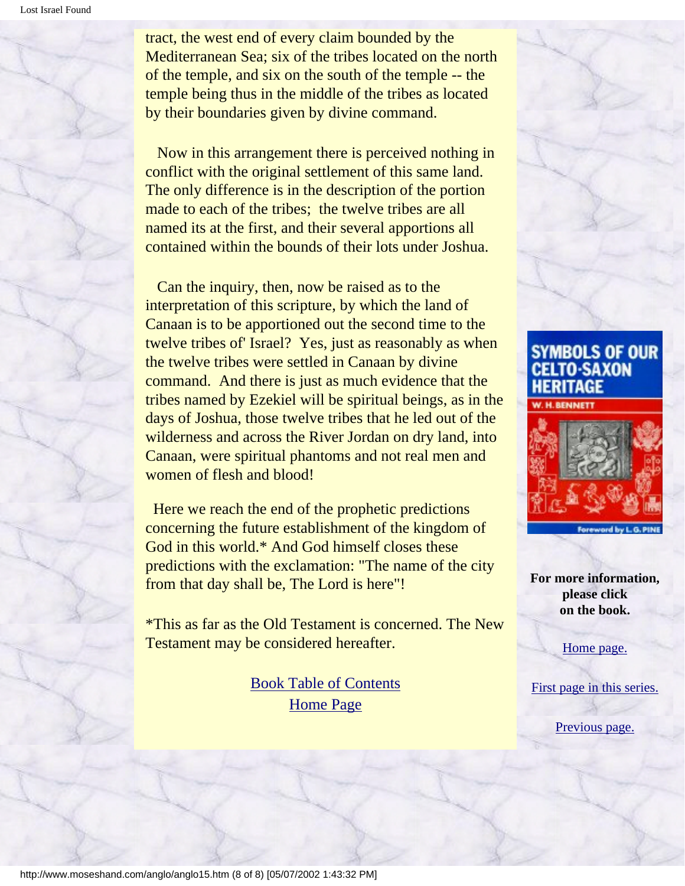tract, the west end of every claim bounded by the Mediterranean Sea; six of the tribes located on the north of the temple, and six on the south of the temple -- the temple being thus in the middle of the tribes as located by their boundaries given by divine command.

Now in this arrangement there is perceived nothing in conflict with the original settlement of this same land. The only difference is in the description of the portion made to each of the tribes; the twelve tribes are all named its at the first, and their several apportions all contained within the bounds of their lots under Joshua.

Can the inquiry, then, now be raised as to the interpretation of this scripture, by which the land of Canaan is to be apportioned out the second time to the twelve tribes of' Israel? Yes, just as reasonably as when the twelve tribes were settled in Canaan by divine command. And there is just as much evidence that the tribes named by Ezekiel will be spiritual beings, as in the days of Joshua, those twelve tribes that he led out of the wilderness and across the River Jordan on dry land, into Canaan, were spiritual phantoms and not real men and women of flesh and blood!

Here we reach the end of the prophetic predictions concerning the future establishment of the kingdom of God in this world.* And God himself closes these predictions with the exclamation: "The name of the city from that day shall be, The Lord is here"!

*This as far as the Old Testament is concerned. The New Testament may be considered hereafter.

Book Table of Contents
Home Page

SYMBOLS OF OUR CELTO-SAXON HERITAGE
W. H. BENNETT
Foreword by L. G. PINE

**For more information, please click on the book.**

Home page.

First page in this series.

Previous page.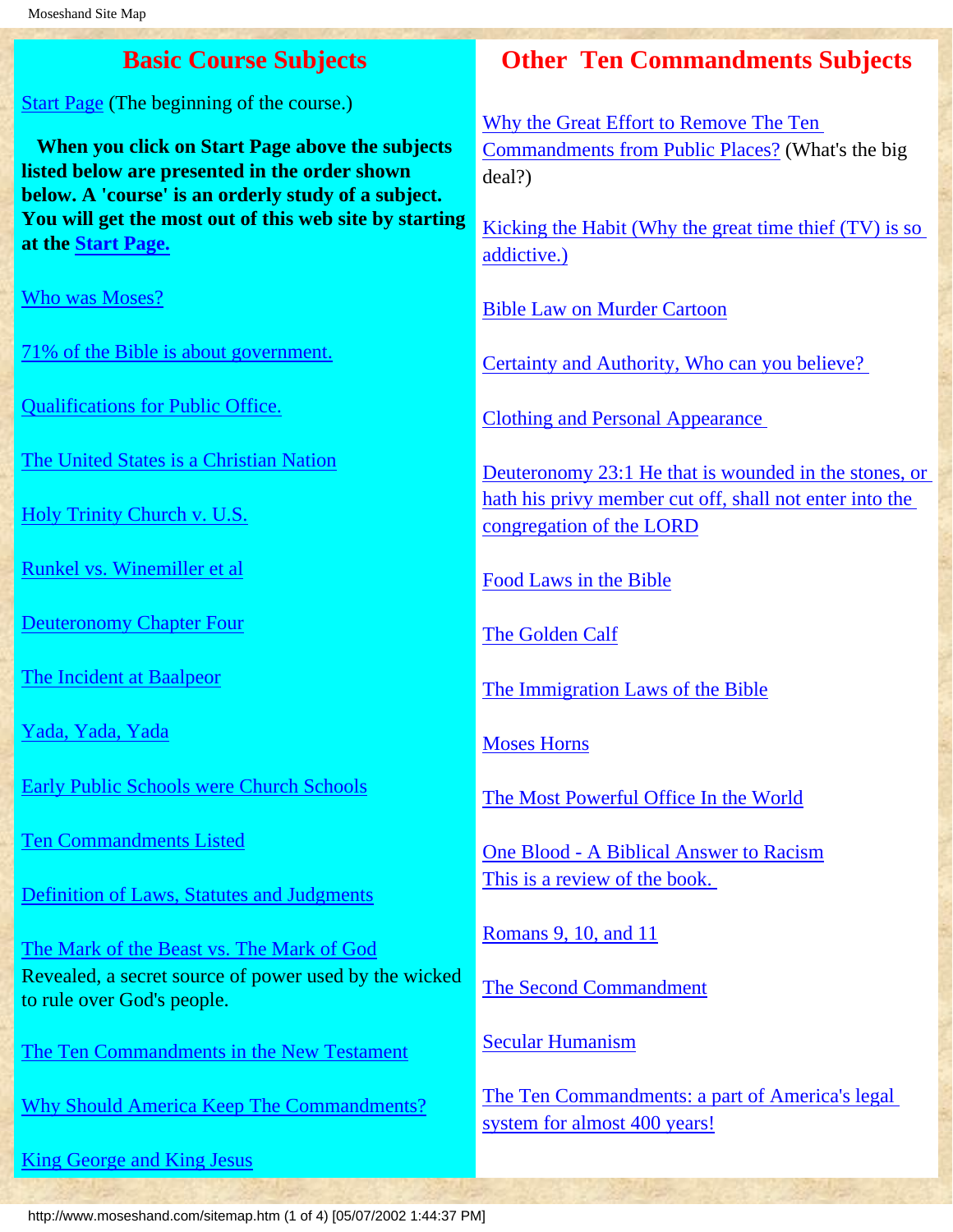## Basic Course Subjects

Start Page (The beginning of the course.)

**When you click on Start Page above the subjects listed below are presented in the order shown below. A 'course' is an orderly study of a subject. You will get the most out of this web site by starting at the Start Page.**

Who was Moses?

71% of the Bible is about government.

Qualifications for Public Office.

The United States is a Christian Nation

Holy Trinity Church v. U.S.

Runkel vs. Winemiller et al

Deuteronomy Chapter Four

The Incident at Baalpeor

Yada, Yada, Yada

Early Public Schools were Church Schools

Ten Commandments Listed

Definition of Laws, Statutes and Judgments

The Mark of the Beast vs. The Mark of God
Revealed, a secret source of power used by the wicked to rule over God's people.

The Ten Commandments in the New Testament

Why Should America Keep The Commandments?

King George and King Jesus

## Other Ten Commandments Subjects

Why the Great Effort to Remove The Ten Commandments from Public Places? (What's the big deal?)

Kicking the Habit (Why the great time thief (TV) is so addictive.)

Bible Law on Murder Cartoon

Certainty and Authority, Who can you believe?

Clothing and Personal Appearance

Deuteronomy 23:1 He that is wounded in the stones, or hath his privy member cut off, shall not enter into the congregation of the LORD

Food Laws in the Bible

The Golden Calf

The Immigration Laws of the Bible

Moses Horns

The Most Powerful Office In the World

One Blood - A Biblical Answer to Racism
This is a review of the book.

Romans 9, 10, and 11

The Second Commandment

Secular Humanism

The Ten Commandments: a part of America's legal system for almost 400 years!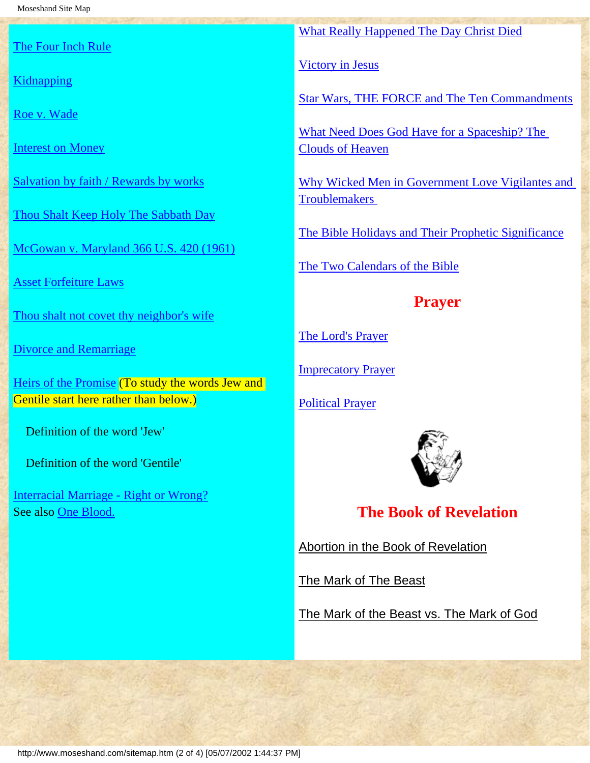The Four Inch Rule

Kidnapping

Roe v. Wade

Interest on Money

Salvation by faith / Rewards by works

Thou Shalt Keep Holy The Sabbath Day

McGowan v. Maryland 366 U.S. 420 (1961)

Asset Forfeiture Laws

Thou shalt not covet thy neighbor's wife

Divorce and Remarriage

Heirs of the Promise (To study the words Jew and Gentile start here rather than below.)

Definition of the word 'Jew'

Definition of the word 'Gentile'

Interracial Marriage - Right or Wrong?
See also One Blood.

What Really Happened The Day Christ Died

Victory in Jesus

Star Wars, THE FORCE and The Ten Commandments

What Need Does God Have for a Spaceship? The Clouds of Heaven

Why Wicked Men in Government Love Vigilantes and Troublemakers

The Bible Holidays and Their Prophetic Significance

The Two Calendars of the Bible

## Prayer

The Lord's Prayer

Imprecatory Prayer

Political Prayer

## The Book of Revelation

Abortion in the Book of Revelation

The Mark of The Beast

The Mark of the Beast vs. The Mark of God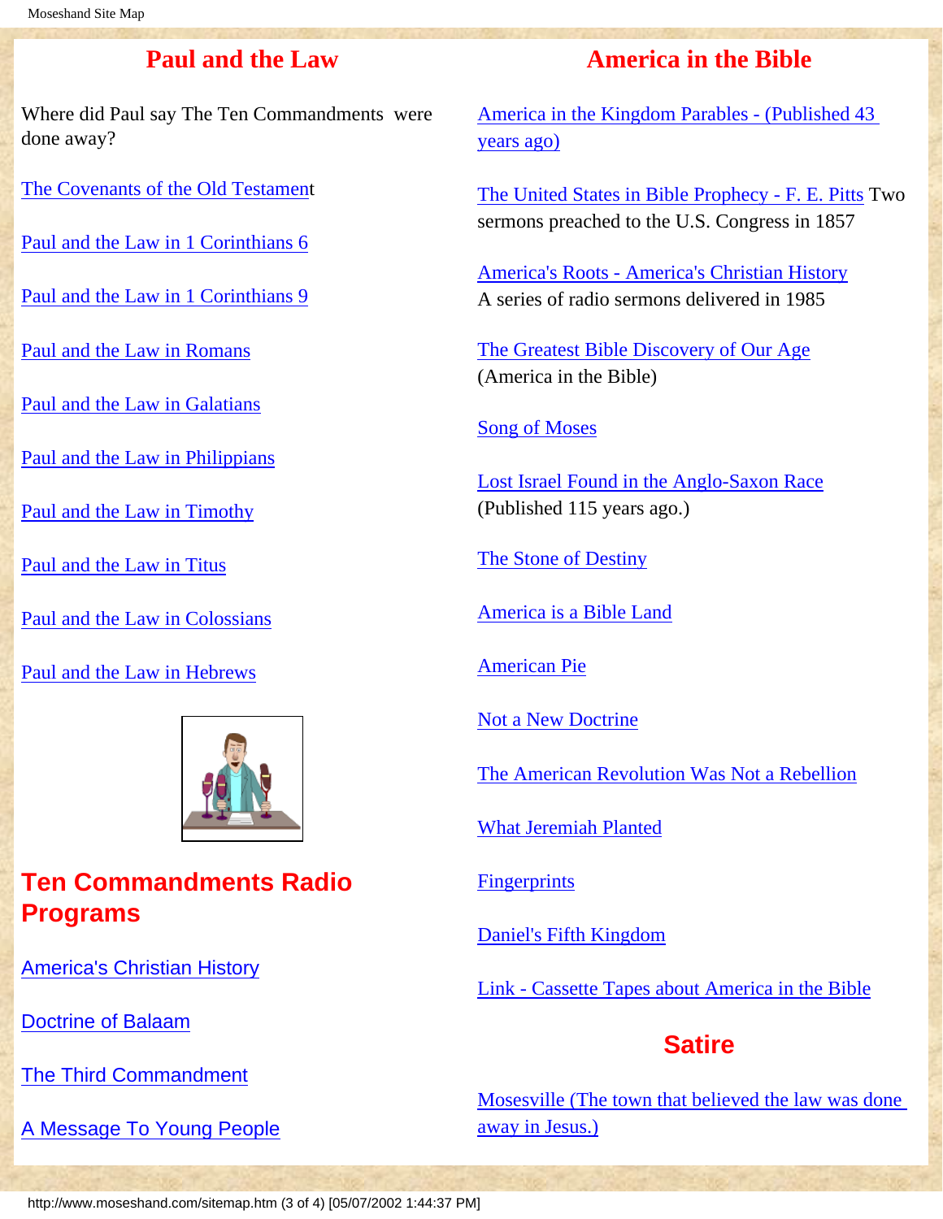## Paul and the Law

Where did Paul say The Ten Commandments were done away?

The Covenants of the Old Testament

Paul and the Law in 1 Corinthians 6

Paul and the Law in 1 Corinthians 9

Paul and the Law in Romans

Paul and the Law in Galatians

Paul and the Law in Philippians

Paul and the Law in Timothy

Paul and the Law in Titus

Paul and the Law in Colossians

Paul and the Law in Hebrews

## Ten Commandments Radio Programs

America's Christian History

Doctrine of Balaam

The Third Commandment

A Message To Young People

## America in the Bible

America in the Kingdom Parables - (Published 43 years ago)

The United States in Bible Prophecy - F. E. Pitts Two sermons preached to the U.S. Congress in 1857

America's Roots - America's Christian History A series of radio sermons delivered in 1985

The Greatest Bible Discovery of Our Age (America in the Bible)

Song of Moses

Lost Israel Found in the Anglo-Saxon Race (Published 115 years ago.)

The Stone of Destiny

America is a Bible Land

American Pie

Not a New Doctrine

The American Revolution Was Not a Rebellion

What Jeremiah Planted

Fingerprints

Daniel's Fifth Kingdom

Link - Cassette Tapes about America in the Bible

## Satire

Mosesville (The town that believed the law was done away in Jesus.)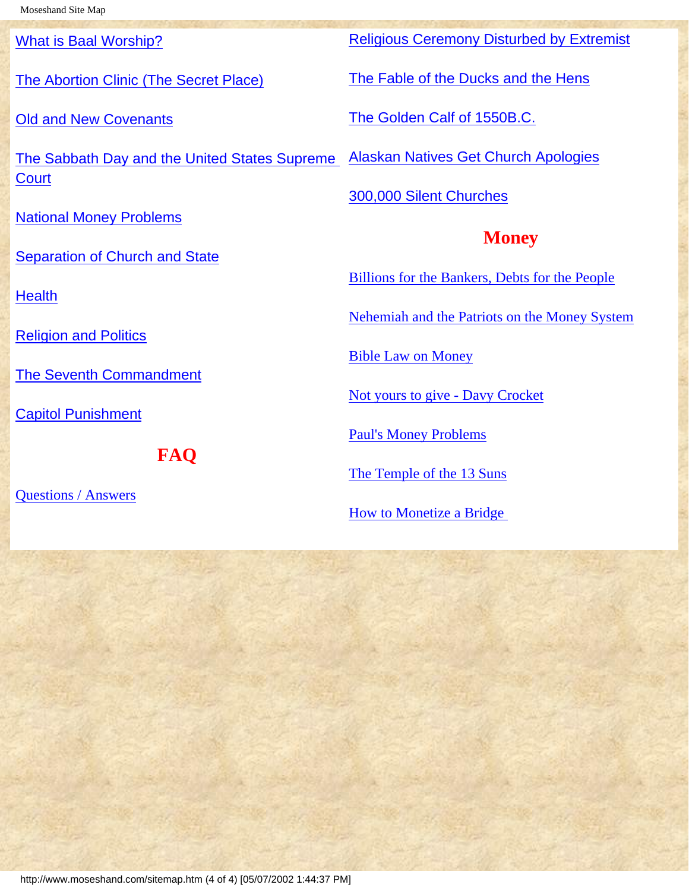What is Baal Worship?

The Abortion Clinic (The Secret Place)

Old and New Covenants

The Sabbath Day and the United States Supreme Court

National Money Problems

Separation of Church and State

Health

Religion and Politics

The Seventh Commandment

Capitol Punishment

## FAQ

Questions / Answers

Religious Ceremony Disturbed by Extremist

The Fable of the Ducks and the Hens

The Golden Calf of 1550B.C.

Alaskan Natives Get Church Apologies

300,000 Silent Churches

## Money

Billions for the Bankers, Debts for the People

Nehemiah and the Patriots on the Money System

Bible Law on Money

Not yours to give - Davy Crocket

Paul's Money Problems

The Temple of the 13 Suns

How to Monetize a Bridge